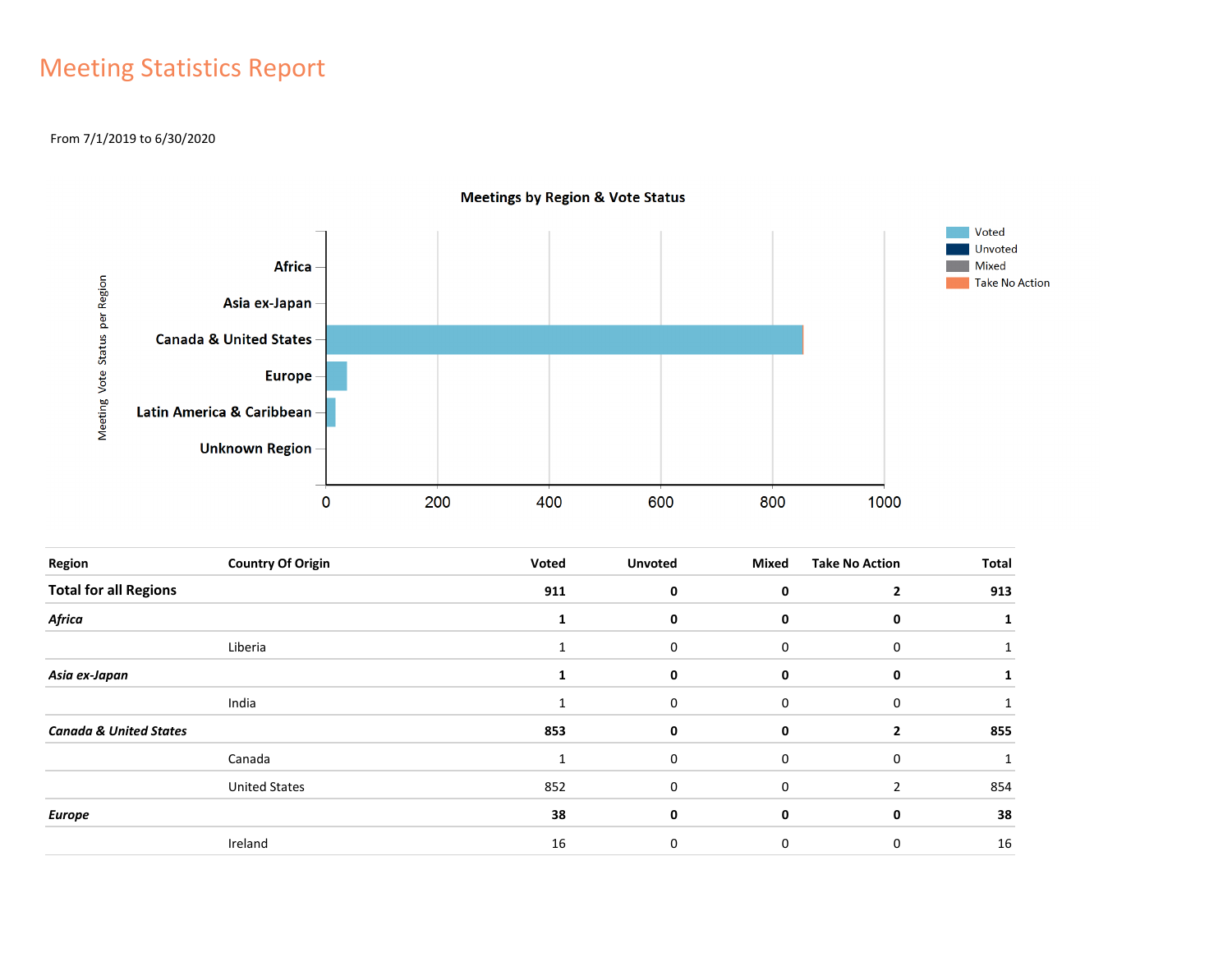# Meeting Statistics Report

From 7/1/2019 to 6/30/2020

**Meetings by Region & Vote Status**

| Region | Country Of Origin | Voted | Unvoted | Mixed | Take No Action | Total |
|---|---|---|---|---|---|---|
| **Total for all Regions** | | **911** | **0** | **0** | **2** | **913** |
| ***Africa*** | | **1** | **0** | **0** | **0** | **1** |
| | Liberia | 1 | 0 | 0 | 0 | 1 |
| ***Asia ex-Japan*** | | **1** | **0** | **0** | **0** | **1** |
| | India | 1 | 0 | 0 | 0 | 1 |
| ***Canada & United States*** | | **853** | **0** | **0** | **2** | **855** |
| | Canada | 1 | 0 | 0 | 0 | 1 |
| | United States | 852 | 0 | 0 | 2 | 854 |
| ***Europe*** | | **38** | **0** | **0** | **0** | **38** |
| | Ireland | 16 | 0 | 0 | 0 | 16 |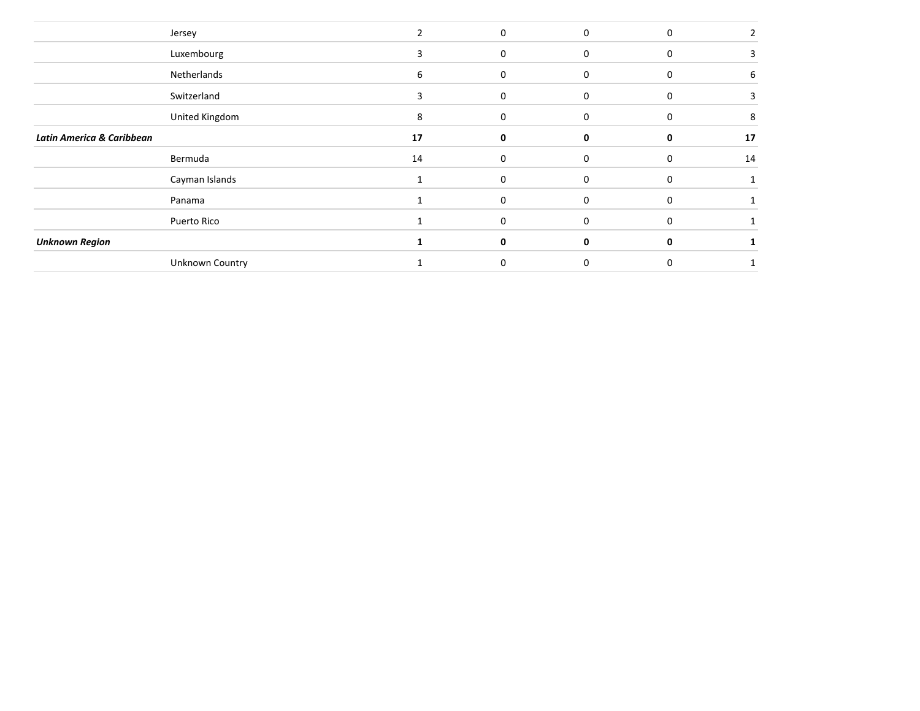| | | | | | | |
|---|---|---|---|---|---|---|
| | Jersey | 2 | 0 | 0 | 0 | 2 |
| | Luxembourg | 3 | 0 | 0 | 0 | 3 |
| | Netherlands | 6 | 0 | 0 | 0 | 6 |
| | Switzerland | 3 | 0 | 0 | 0 | 3 |
| | United Kingdom | 8 | 0 | 0 | 0 | 8 |
| ***Latin America & Caribbean*** | | **17** | **0** | **0** | **0** | **17** |
| | Bermuda | 14 | 0 | 0 | 0 | 14 |
| | Cayman Islands | 1 | 0 | 0 | 0 | 1 |
| | Panama | 1 | 0 | 0 | 0 | 1 |
| | Puerto Rico | 1 | 0 | 0 | 0 | 1 |
| ***Unknown Region*** | | **1** | **0** | **0** | **0** | **1** |
| | Unknown Country | 1 | 0 | 0 | 0 | 1 |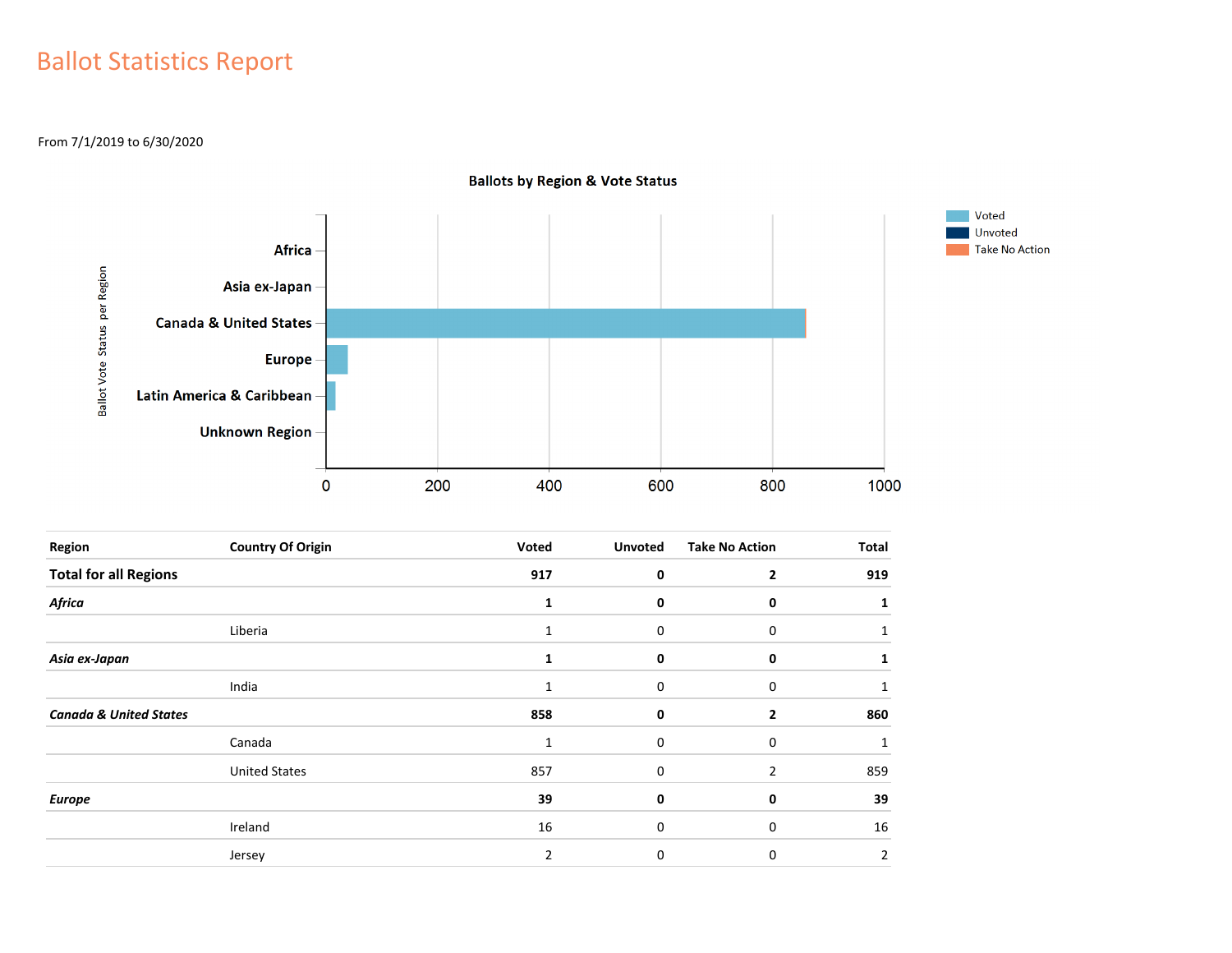# Ballot Statistics Report

From 7/1/2019 to 6/30/2020

**Ballots by Region & Vote Status**

| Region | Country Of Origin | Voted | Unvoted | Take No Action | Total |
|---|---|---|---|---|---|
| **Total for all Regions** | | **917** | **0** | **2** | **919** |
| ***Africa*** | | **1** | **0** | **0** | **1** |
| | Liberia | 1 | 0 | 0 | 1 |
| ***Asia ex-Japan*** | | **1** | **0** | **0** | **1** |
| | India | 1 | 0 | 0 | 1 |
| ***Canada & United States*** | | **858** | **0** | **2** | **860** |
| | Canada | 1 | 0 | 0 | 1 |
| | United States | 857 | 0 | 2 | 859 |
| ***Europe*** | | **39** | **0** | **0** | **39** |
| | Ireland | 16 | 0 | 0 | 16 |
| | Jersey | 2 | 0 | 0 | 2 |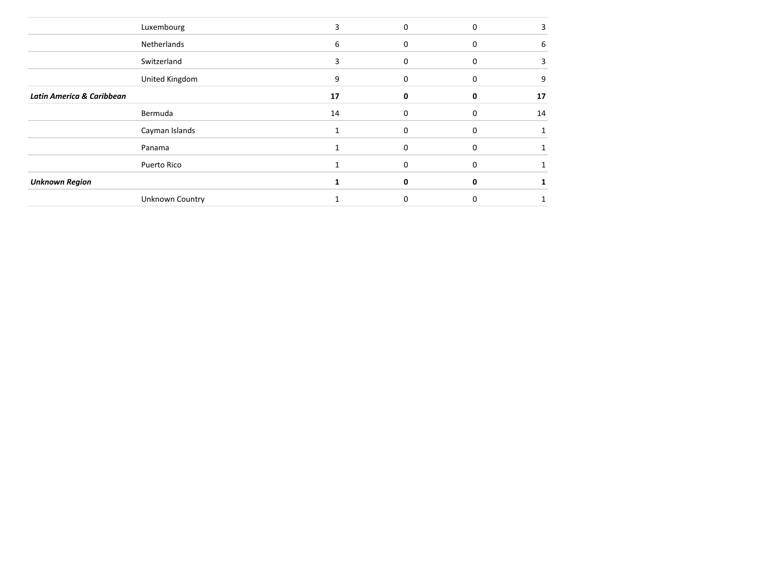| | | | | | |
|---|---|---|---|---|---|
| | Luxembourg | 3 | 0 | 0 | 3 |
| | Netherlands | 6 | 0 | 0 | 6 |
| | Switzerland | 3 | 0 | 0 | 3 |
| | United Kingdom | 9 | 0 | 0 | 9 |
| ***Latin America & Caribbean*** | | **17** | **0** | **0** | **17** |
| | Bermuda | 14 | 0 | 0 | 14 |
| | Cayman Islands | 1 | 0 | 0 | 1 |
| | Panama | 1 | 0 | 0 | 1 |
| | Puerto Rico | 1 | 0 | 0 | 1 |
| ***Unknown Region*** | | **1** | **0** | **0** | **1** |
| | Unknown Country | 1 | 0 | 0 | 1 |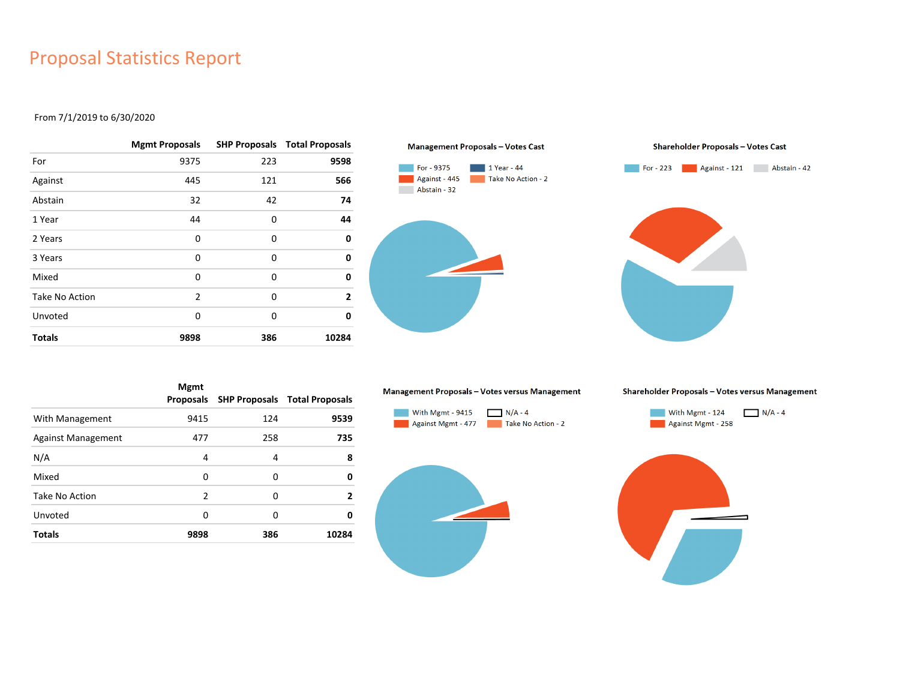# Proposal Statistics Report

From 7/1/2019 to 6/30/2020

| | Mgmt Proposals | SHP Proposals | Total Proposals |
|---|---|---|---|
| For | 9375 | 223 | **9598** |
| Against | 445 | 121 | **566** |
| Abstain | 32 | 42 | **74** |
| 1 Year | 44 | 0 | **44** |
| 2 Years | 0 | 0 | **0** |
| 3 Years | 0 | 0 | **0** |
| Mixed | 0 | 0 | **0** |
| Take No Action | 2 | 0 | **2** |
| Unvoted | 0 | 0 | **0** |
| **Totals** | **9898** | **386** | **10284** |

**Management Proposals – Votes Cast**

For - 9375, 1 Year - 44, Against - 445, Take No Action - 2, Abstain - 32

**Shareholder Proposals – Votes Cast**

For - 223, Against - 121, Abstain - 42

| | Mgmt Proposals | SHP Proposals | Total Proposals |
|---|---|---|---|
| With Management | 9415 | 124 | **9539** |
| Against Management | 477 | 258 | **735** |
| N/A | 4 | 4 | **8** |
| Mixed | 0 | 0 | **0** |
| Take No Action | 2 | 0 | **2** |
| Unvoted | 0 | 0 | **0** |
| **Totals** | **9898** | **386** | **10284** |

**Management Proposals – Votes versus Management**

With Mgmt - 9415, N/A - 4, Against Mgmt - 477, Take No Action - 2

**Shareholder Proposals – Votes versus Management**

With Mgmt - 124, N/A - 4, Against Mgmt - 258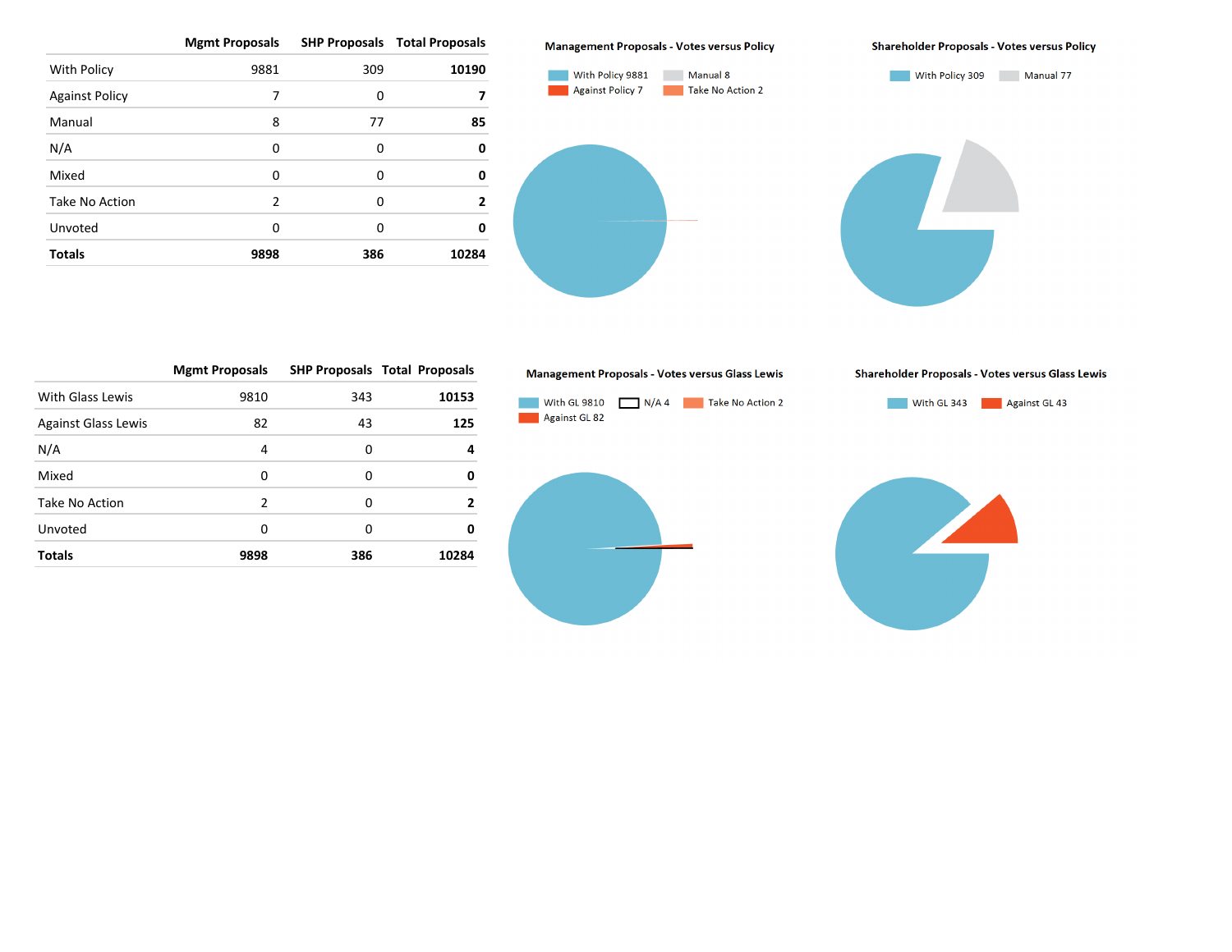| | Mgmt Proposals | SHP Proposals | Total Proposals |
|---|---|---|---|
| With Policy | 9881 | 309 | **10190** |
| Against Policy | 7 | 0 | **7** |
| Manual | 8 | 77 | **85** |
| N/A | 0 | 0 | **0** |
| Mixed | 0 | 0 | **0** |
| Take No Action | 2 | 0 | **2** |
| Unvoted | 0 | 0 | **0** |
| **Totals** | **9898** | **386** | **10284** |

**Management Proposals - Votes versus Policy**

With Policy 9881 | Manual 8 | Against Policy 7 | Take No Action 2

**Shareholder Proposals - Votes versus Policy**

With Policy 309 | Manual 77

| | Mgmt Proposals | SHP Proposals | Total Proposals |
|---|---|---|---|
| With Glass Lewis | 9810 | 343 | **10153** |
| Against Glass Lewis | 82 | 43 | **125** |
| N/A | 4 | 0 | **4** |
| Mixed | 0 | 0 | **0** |
| Take No Action | 2 | 0 | **2** |
| Unvoted | 0 | 0 | **0** |
| **Totals** | **9898** | **386** | **10284** |

**Management Proposals - Votes versus Glass Lewis**

With GL 9810 | N/A 4 | Take No Action 2 | Against GL 82

**Shareholder Proposals - Votes versus Glass Lewis**

With GL 343 | Against GL 43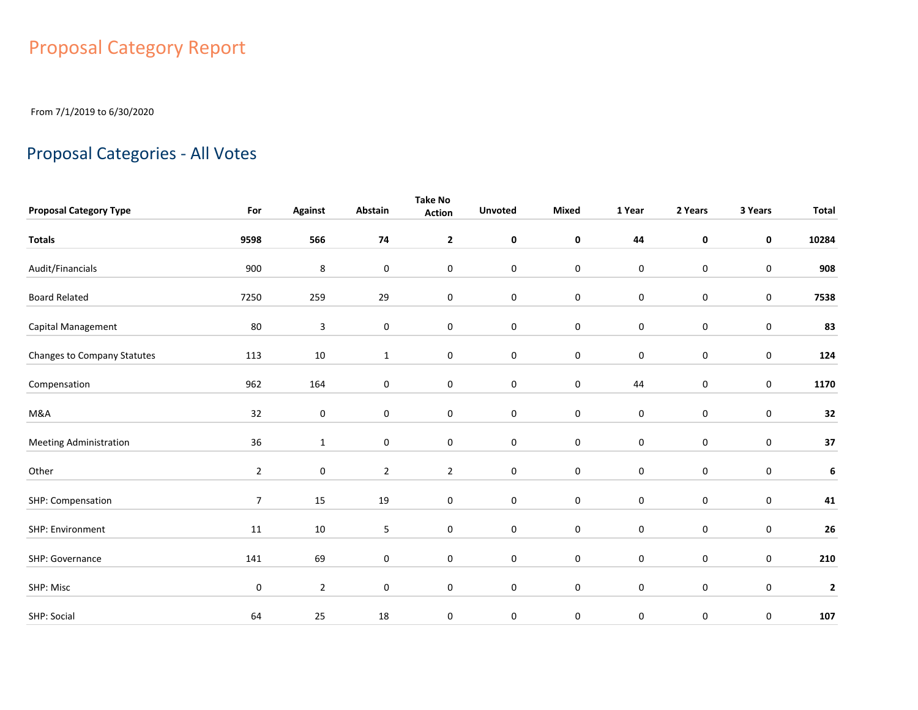# Proposal Category Report

From 7/1/2019 to 6/30/2020

## Proposal Categories - All Votes

| Proposal Category Type | For | Against | Abstain | Take No Action | Unvoted | Mixed | 1 Year | 2 Years | 3 Years | Total |
|---|---|---|---|---|---|---|---|---|---|---|
| **Totals** | **9598** | **566** | **74** | **2** | **0** | **0** | **44** | **0** | **0** | **10284** |
| Audit/Financials | 900 | 8 | 0 | 0 | 0 | 0 | 0 | 0 | 0 | **908** |
| Board Related | 7250 | 259 | 29 | 0 | 0 | 0 | 0 | 0 | 0 | **7538** |
| Capital Management | 80 | 3 | 0 | 0 | 0 | 0 | 0 | 0 | 0 | **83** |
| Changes to Company Statutes | 113 | 10 | 1 | 0 | 0 | 0 | 0 | 0 | 0 | **124** |
| Compensation | 962 | 164 | 0 | 0 | 0 | 0 | 44 | 0 | 0 | **1170** |
| M&A | 32 | 0 | 0 | 0 | 0 | 0 | 0 | 0 | 0 | **32** |
| Meeting Administration | 36 | 1 | 0 | 0 | 0 | 0 | 0 | 0 | 0 | **37** |
| Other | 2 | 0 | 2 | 2 | 0 | 0 | 0 | 0 | 0 | **6** |
| SHP: Compensation | 7 | 15 | 19 | 0 | 0 | 0 | 0 | 0 | 0 | **41** |
| SHP: Environment | 11 | 10 | 5 | 0 | 0 | 0 | 0 | 0 | 0 | **26** |
| SHP: Governance | 141 | 69 | 0 | 0 | 0 | 0 | 0 | 0 | 0 | **210** |
| SHP: Misc | 0 | 2 | 0 | 0 | 0 | 0 | 0 | 0 | 0 | **2** |
| SHP: Social | 64 | 25 | 18 | 0 | 0 | 0 | 0 | 0 | 0 | **107** |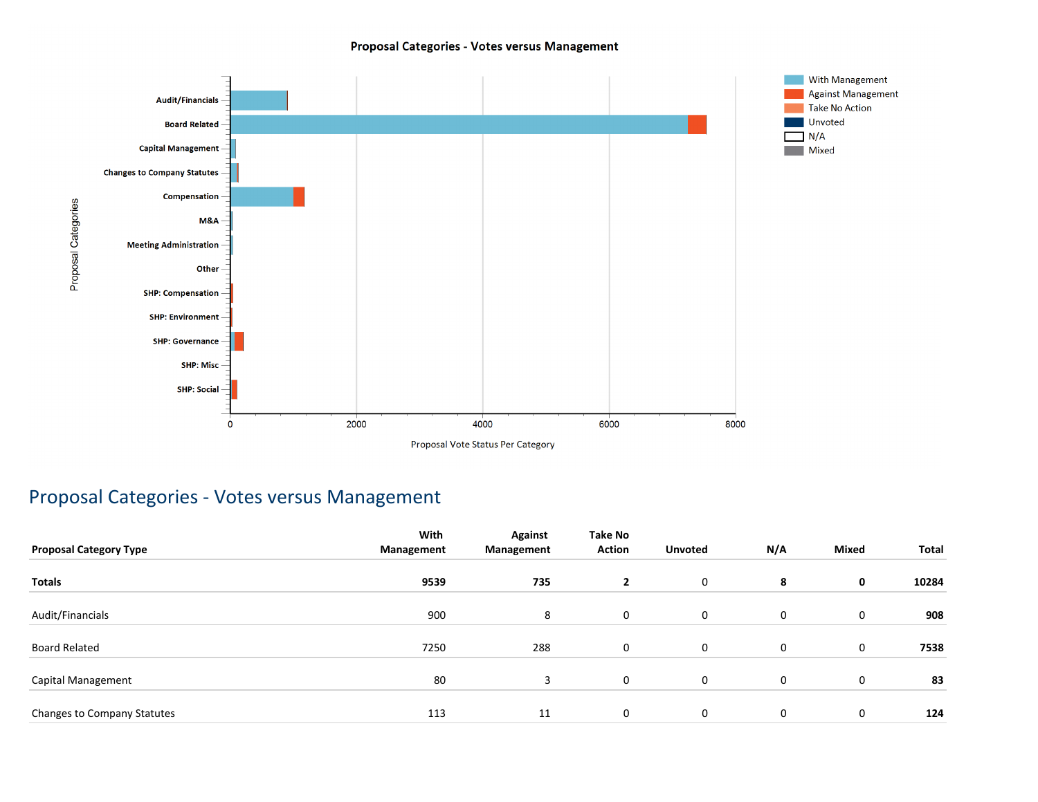## Proposal Categories - Votes versus Management

| Proposal Category Type | With Management | Against Management | Take No Action | Unvoted | N/A | Mixed | Total |
|---|---|---|---|---|---|---|---|
| **Totals** | **9539** | **735** | **2** | 0 | **8** | **0** | **10284** |
| Audit/Financials | 900 | 8 | 0 | 0 | 0 | 0 | **908** |
| Board Related | 7250 | 288 | 0 | 0 | 0 | 0 | **7538** |
| Capital Management | 80 | 3 | 0 | 0 | 0 | 0 | **83** |
| Changes to Company Statutes | 113 | 11 | 0 | 0 | 0 | 0 | **124** |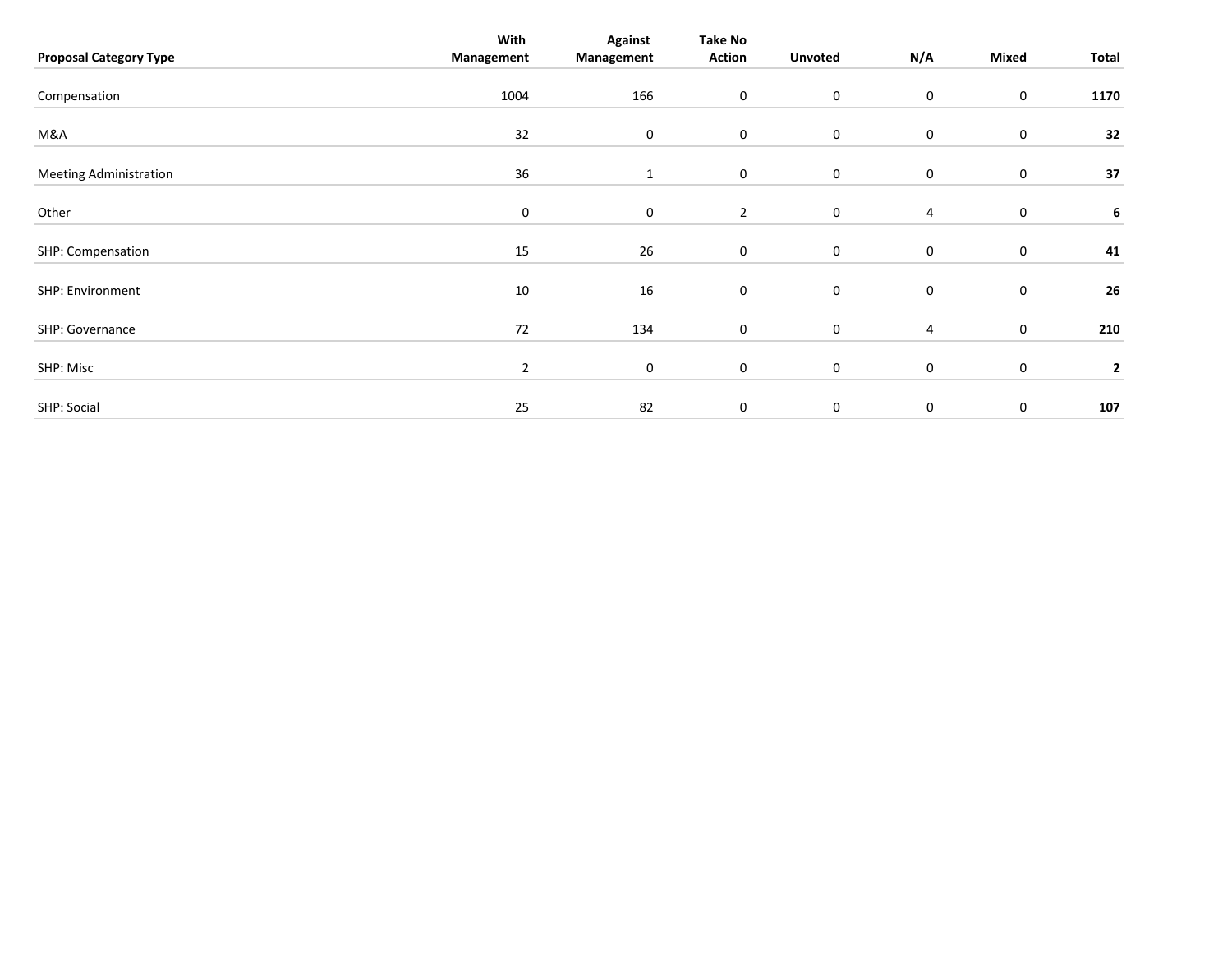| Proposal Category Type | With Management | Against Management | Take No Action | Unvoted | N/A | Mixed | Total |
|---|---|---|---|---|---|---|---|
| Compensation | 1004 | 166 | 0 | 0 | 0 | 0 | **1170** |
| M&A | 32 | 0 | 0 | 0 | 0 | 0 | **32** |
| Meeting Administration | 36 | 1 | 0 | 0 | 0 | 0 | **37** |
| Other | 0 | 0 | 2 | 0 | 4 | 0 | **6** |
| SHP: Compensation | 15 | 26 | 0 | 0 | 0 | 0 | **41** |
| SHP: Environment | 10 | 16 | 0 | 0 | 0 | 0 | **26** |
| SHP: Governance | 72 | 134 | 0 | 0 | 4 | 0 | **210** |
| SHP: Misc | 2 | 0 | 0 | 0 | 0 | 0 | **2** |
| SHP: Social | 25 | 82 | 0 | 0 | 0 | 0 | **107** |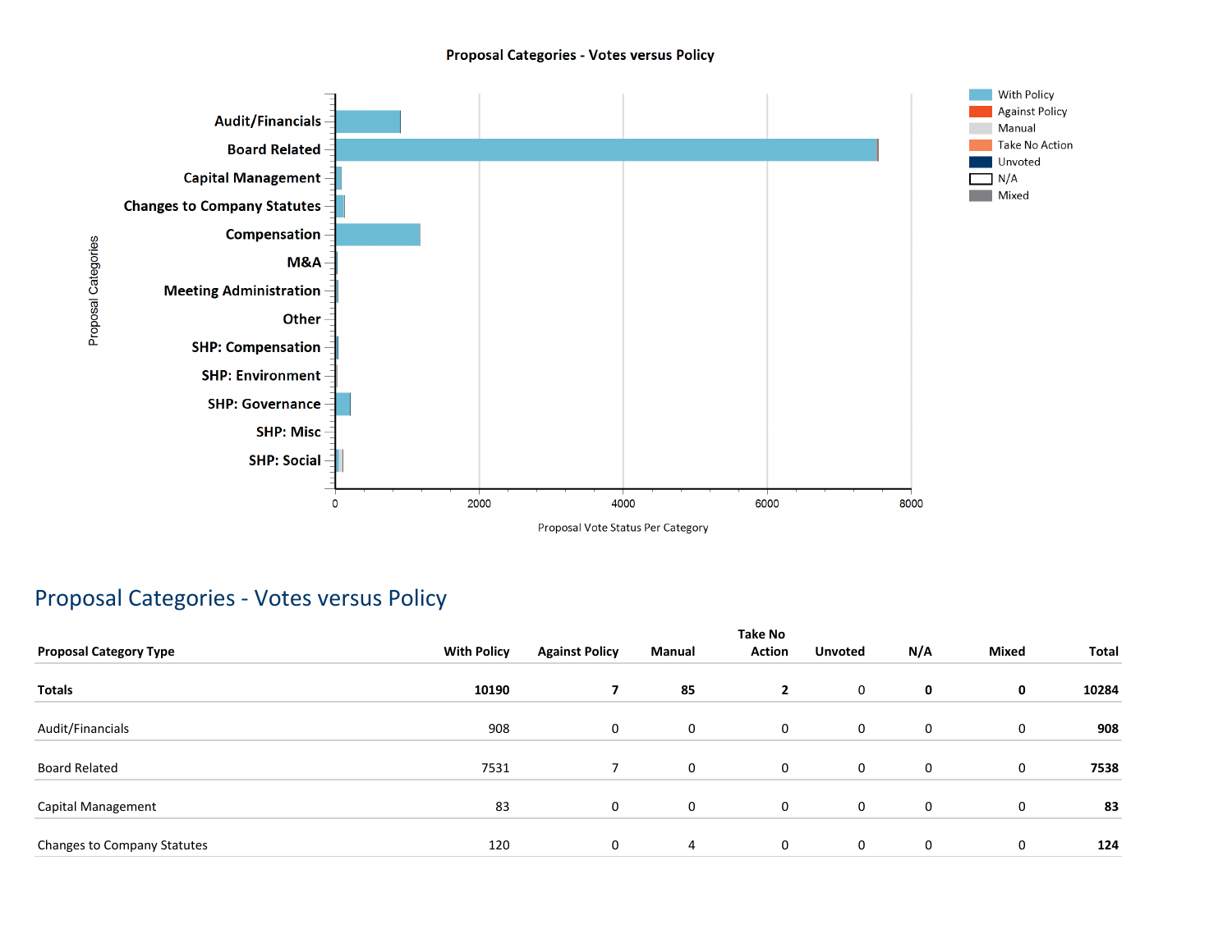## Proposal Categories - Votes versus Policy

# Proposal Categories - Votes versus Policy

| Proposal Category Type | With Policy | Against Policy | Manual | Take No Action | Unvoted | N/A | Mixed | Total |
|---|---|---|---|---|---|---|---|---|
| **Totals** | **10190** | **7** | **85** | **2** | 0 | **0** | **0** | **10284** |
| Audit/Financials | 908 | 0 | 0 | 0 | 0 | 0 | 0 | **908** |
| Board Related | 7531 | 7 | 0 | 0 | 0 | 0 | 0 | **7538** |
| Capital Management | 83 | 0 | 0 | 0 | 0 | 0 | 0 | **83** |
| Changes to Company Statutes | 120 | 0 | 4 | 0 | 0 | 0 | 0 | **124** |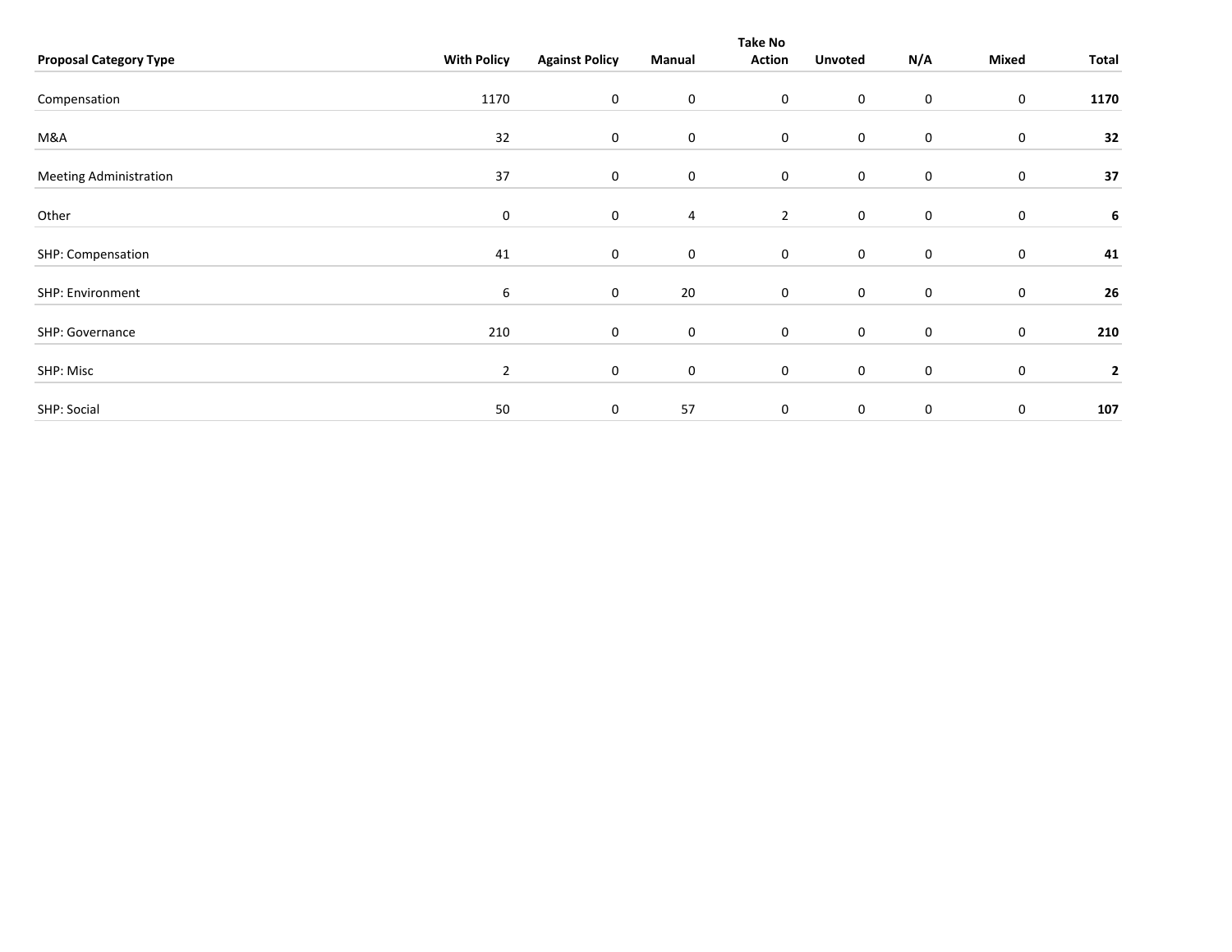| Proposal Category Type | With Policy | Against Policy | Manual | Take No Action | Unvoted | N/A | Mixed | Total |
|---|---|---|---|---|---|---|---|---|
| Compensation | 1170 | 0 | 0 | 0 | 0 | 0 | 0 | **1170** |
| M&A | 32 | 0 | 0 | 0 | 0 | 0 | 0 | **32** |
| Meeting Administration | 37 | 0 | 0 | 0 | 0 | 0 | 0 | **37** |
| Other | 0 | 0 | 4 | 2 | 0 | 0 | 0 | **6** |
| SHP: Compensation | 41 | 0 | 0 | 0 | 0 | 0 | 0 | **41** |
| SHP: Environment | 6 | 0 | 20 | 0 | 0 | 0 | 0 | **26** |
| SHP: Governance | 210 | 0 | 0 | 0 | 0 | 0 | 0 | **210** |
| SHP: Misc | 2 | 0 | 0 | 0 | 0 | 0 | 0 | **2** |
| SHP: Social | 50 | 0 | 57 | 0 | 0 | 0 | 0 | **107** |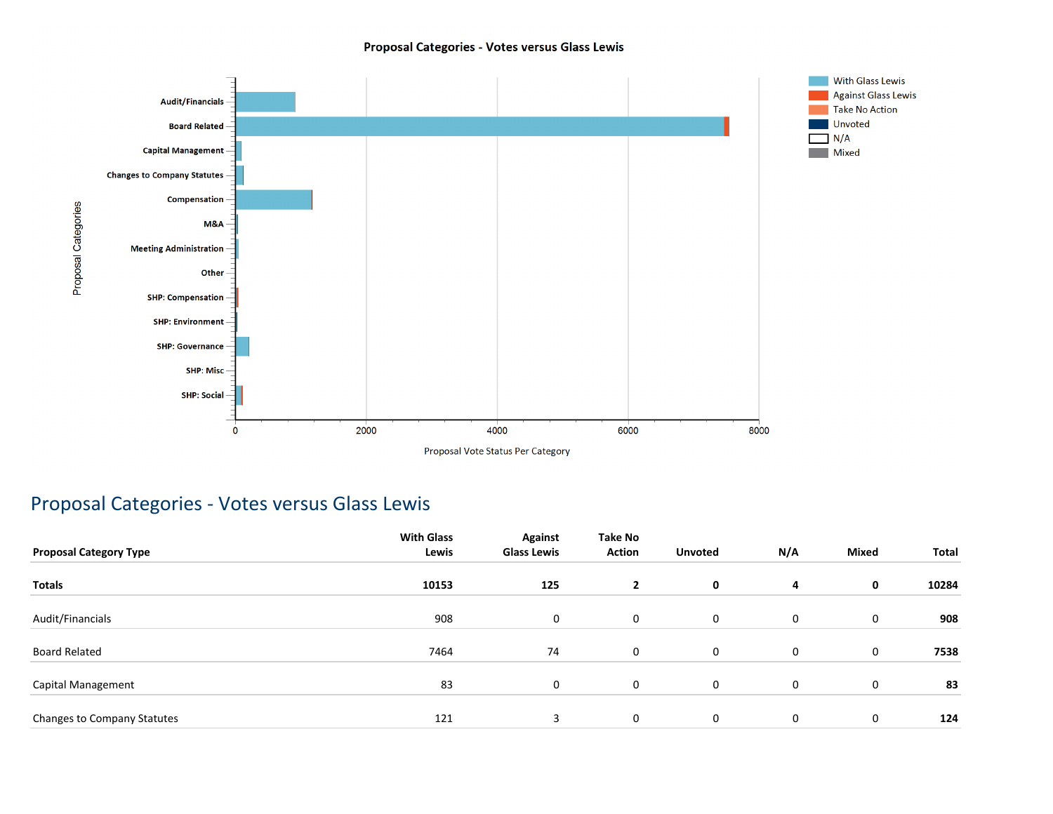Proposal Categories - Votes versus Glass Lewis

## Proposal Categories - Votes versus Glass Lewis

| Proposal Category Type | With Glass Lewis | Against Glass Lewis | Take No Action | Unvoted | N/A | Mixed | Total |
|---|---|---|---|---|---|---|---|
| **Totals** | **10153** | **125** | **2** | **0** | **4** | **0** | **10284** |
| Audit/Financials | 908 | 0 | 0 | 0 | 0 | 0 | **908** |
| Board Related | 7464 | 74 | 0 | 0 | 0 | 0 | **7538** |
| Capital Management | 83 | 0 | 0 | 0 | 0 | 0 | **83** |
| Changes to Company Statutes | 121 | 3 | 0 | 0 | 0 | 0 | **124** |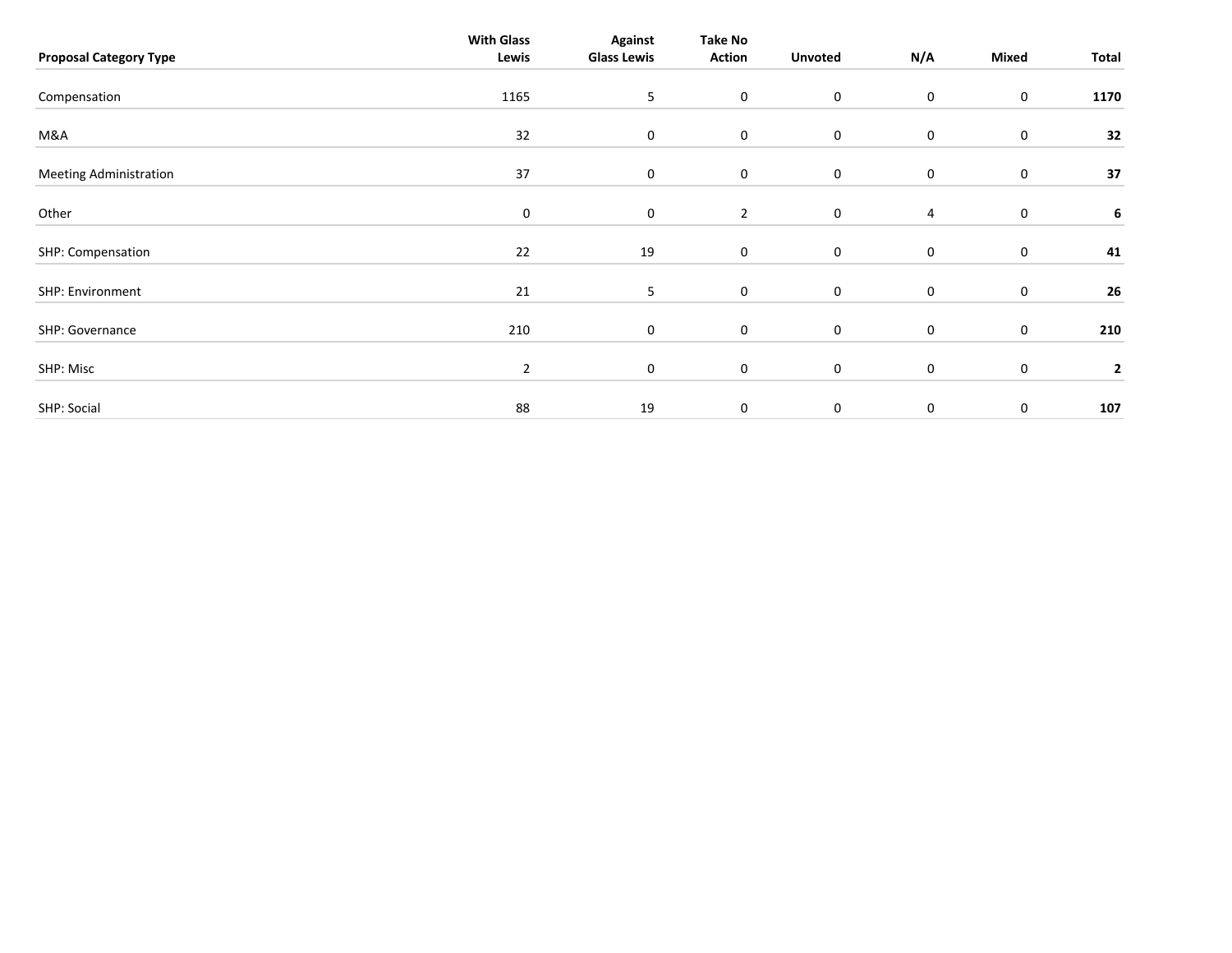| Proposal Category Type | With Glass Lewis | Against Glass Lewis | Take No Action | Unvoted | N/A | Mixed | Total |
|---|---|---|---|---|---|---|---|
| Compensation | 1165 | 5 | 0 | 0 | 0 | 0 | **1170** |
| M&A | 32 | 0 | 0 | 0 | 0 | 0 | **32** |
| Meeting Administration | 37 | 0 | 0 | 0 | 0 | 0 | **37** |
| Other | 0 | 0 | 2 | 0 | 4 | 0 | **6** |
| SHP: Compensation | 22 | 19 | 0 | 0 | 0 | 0 | **41** |
| SHP: Environment | 21 | 5 | 0 | 0 | 0 | 0 | **26** |
| SHP: Governance | 210 | 0 | 0 | 0 | 0 | 0 | **210** |
| SHP: Misc | 2 | 0 | 0 | 0 | 0 | 0 | **2** |
| SHP: Social | 88 | 19 | 0 | 0 | 0 | 0 | **107** |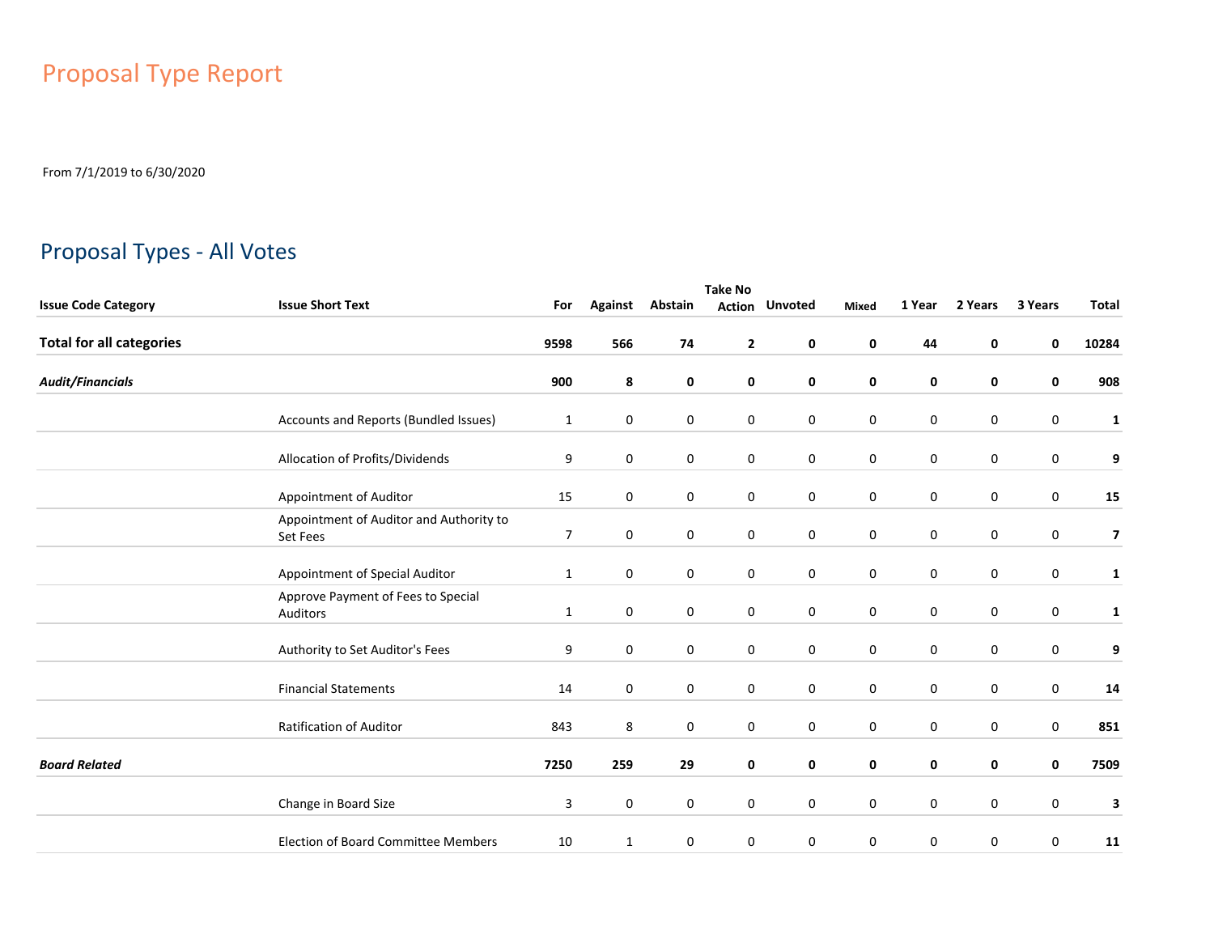# Proposal Type Report

From 7/1/2019 to 6/30/2020

## Proposal Types - All Votes

| Issue Code Category | Issue Short Text | For | Against | Abstain | Take No Action | Unvoted | Mixed | 1 Year | 2 Years | 3 Years | Total |
|---|---|---|---|---|---|---|---|---|---|---|---|
| **Total for all categories** | | **9598** | **566** | **74** | **2** | **0** | **0** | **44** | **0** | **0** | **10284** |
| ***Audit/Financials*** | | **900** | **8** | **0** | **0** | **0** | **0** | **0** | **0** | **0** | **908** |
| | Accounts and Reports (Bundled Issues) | 1 | 0 | 0 | 0 | 0 | 0 | 0 | 0 | 0 | **1** |
| | Allocation of Profits/Dividends | 9 | 0 | 0 | 0 | 0 | 0 | 0 | 0 | 0 | **9** |
| | Appointment of Auditor | 15 | 0 | 0 | 0 | 0 | 0 | 0 | 0 | 0 | **15** |
| | Appointment of Auditor and Authority to Set Fees | 7 | 0 | 0 | 0 | 0 | 0 | 0 | 0 | 0 | **7** |
| | Appointment of Special Auditor | 1 | 0 | 0 | 0 | 0 | 0 | 0 | 0 | 0 | **1** |
| | Approve Payment of Fees to Special Auditors | 1 | 0 | 0 | 0 | 0 | 0 | 0 | 0 | 0 | **1** |
| | Authority to Set Auditor's Fees | 9 | 0 | 0 | 0 | 0 | 0 | 0 | 0 | 0 | **9** |
| | Financial Statements | 14 | 0 | 0 | 0 | 0 | 0 | 0 | 0 | 0 | **14** |
| | Ratification of Auditor | 843 | 8 | 0 | 0 | 0 | 0 | 0 | 0 | 0 | **851** |
| ***Board Related*** | | **7250** | **259** | **29** | **0** | **0** | **0** | **0** | **0** | **0** | **7509** |
| | Change in Board Size | 3 | 0 | 0 | 0 | 0 | 0 | 0 | 0 | 0 | **3** |
| | Election of Board Committee Members | 10 | 1 | 0 | 0 | 0 | 0 | 0 | 0 | 0 | **11** |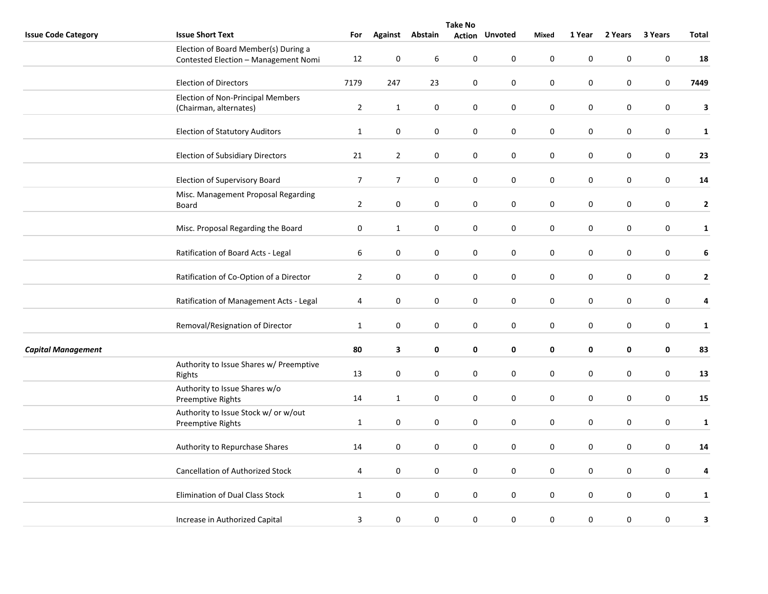| Issue Code Category | Issue Short Text | For | Against | Abstain | Take No Action | Unvoted | Mixed | 1 Year | 2 Years | 3 Years | Total |
|---|---|---|---|---|---|---|---|---|---|---|---|
| | Election of Board Member(s) During a Contested Election – Management Nomi | 12 | 0 | 6 | 0 | 0 | 0 | 0 | 0 | 0 | **18** |
| | Election of Directors | 7179 | 247 | 23 | 0 | 0 | 0 | 0 | 0 | 0 | **7449** |
| | Election of Non-Principal Members (Chairman, alternates) | 2 | 1 | 0 | 0 | 0 | 0 | 0 | 0 | 0 | **3** |
| | Election of Statutory Auditors | 1 | 0 | 0 | 0 | 0 | 0 | 0 | 0 | 0 | **1** |
| | Election of Subsidiary Directors | 21 | 2 | 0 | 0 | 0 | 0 | 0 | 0 | 0 | **23** |
| | Election of Supervisory Board | 7 | 7 | 0 | 0 | 0 | 0 | 0 | 0 | 0 | **14** |
| | Misc. Management Proposal Regarding Board | 2 | 0 | 0 | 0 | 0 | 0 | 0 | 0 | 0 | **2** |
| | Misc. Proposal Regarding the Board | 0 | 1 | 0 | 0 | 0 | 0 | 0 | 0 | 0 | **1** |
| | Ratification of Board Acts - Legal | 6 | 0 | 0 | 0 | 0 | 0 | 0 | 0 | 0 | **6** |
| | Ratification of Co-Option of a Director | 2 | 0 | 0 | 0 | 0 | 0 | 0 | 0 | 0 | **2** |
| | Ratification of Management Acts - Legal | 4 | 0 | 0 | 0 | 0 | 0 | 0 | 0 | 0 | **4** |
| | Removal/Resignation of Director | 1 | 0 | 0 | 0 | 0 | 0 | 0 | 0 | 0 | **1** |
| ***Capital Management*** | | **80** | **3** | **0** | **0** | **0** | **0** | **0** | **0** | **0** | **83** |
| | Authority to Issue Shares w/ Preemptive Rights | 13 | 0 | 0 | 0 | 0 | 0 | 0 | 0 | 0 | **13** |
| | Authority to Issue Shares w/o Preemptive Rights | 14 | 1 | 0 | 0 | 0 | 0 | 0 | 0 | 0 | **15** |
| | Authority to Issue Stock w/ or w/out Preemptive Rights | 1 | 0 | 0 | 0 | 0 | 0 | 0 | 0 | 0 | **1** |
| | Authority to Repurchase Shares | 14 | 0 | 0 | 0 | 0 | 0 | 0 | 0 | 0 | **14** |
| | Cancellation of Authorized Stock | 4 | 0 | 0 | 0 | 0 | 0 | 0 | 0 | 0 | **4** |
| | Elimination of Dual Class Stock | 1 | 0 | 0 | 0 | 0 | 0 | 0 | 0 | 0 | **1** |
| | Increase in Authorized Capital | 3 | 0 | 0 | 0 | 0 | 0 | 0 | 0 | 0 | **3** |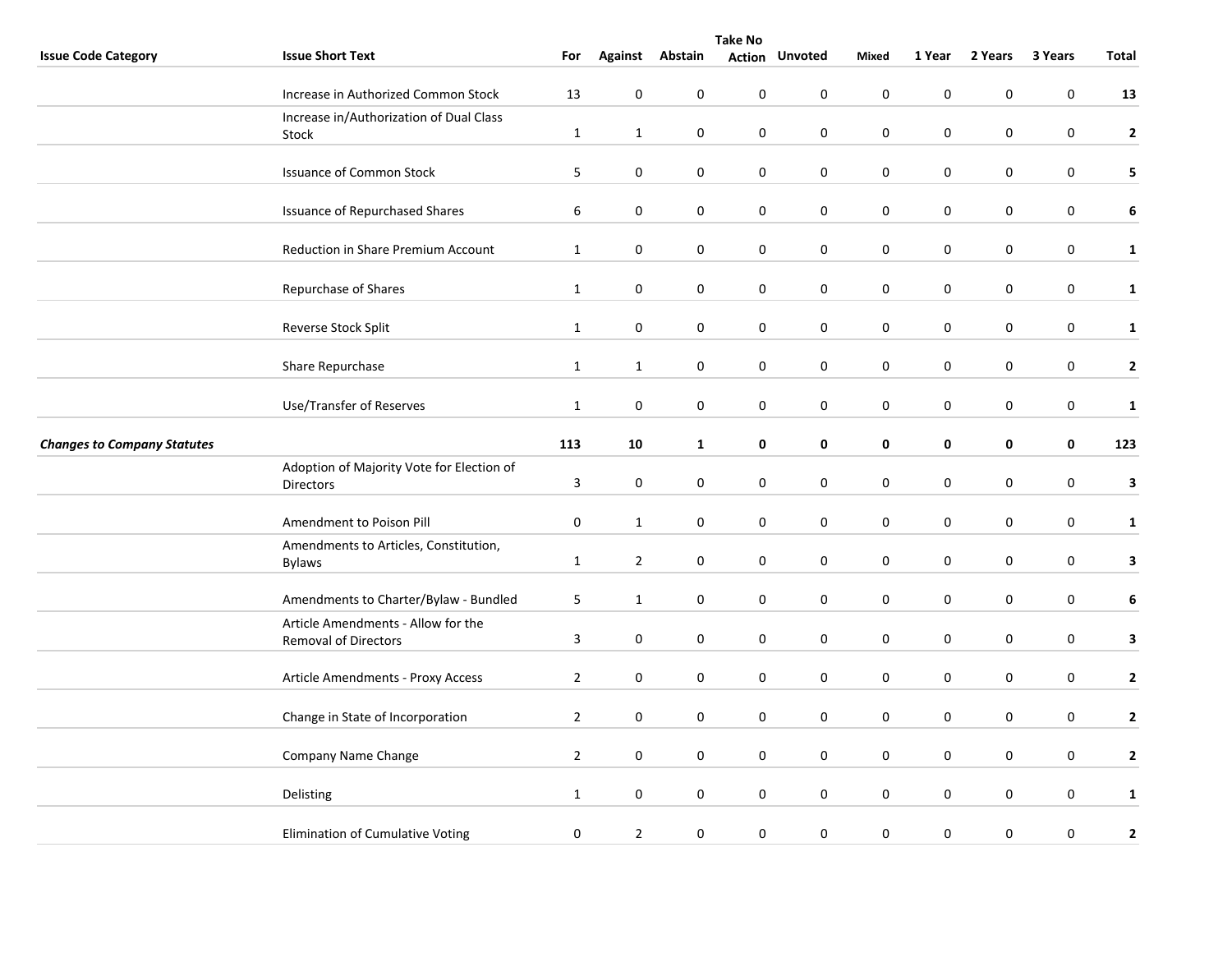| Issue Code Category | Issue Short Text | For | Against | Abstain | Take No Action | Unvoted | Mixed | 1 Year | 2 Years | 3 Years | Total |
|---|---|---|---|---|---|---|---|---|---|---|---|
| | Increase in Authorized Common Stock | 13 | 0 | 0 | 0 | 0 | 0 | 0 | 0 | 0 | **13** |
| | Increase in/Authorization of Dual Class Stock | 1 | 1 | 0 | 0 | 0 | 0 | 0 | 0 | 0 | **2** |
| | Issuance of Common Stock | 5 | 0 | 0 | 0 | 0 | 0 | 0 | 0 | 0 | **5** |
| | Issuance of Repurchased Shares | 6 | 0 | 0 | 0 | 0 | 0 | 0 | 0 | 0 | **6** |
| | Reduction in Share Premium Account | 1 | 0 | 0 | 0 | 0 | 0 | 0 | 0 | 0 | **1** |
| | Repurchase of Shares | 1 | 0 | 0 | 0 | 0 | 0 | 0 | 0 | 0 | **1** |
| | Reverse Stock Split | 1 | 0 | 0 | 0 | 0 | 0 | 0 | 0 | 0 | **1** |
| | Share Repurchase | 1 | 1 | 0 | 0 | 0 | 0 | 0 | 0 | 0 | **2** |
| | Use/Transfer of Reserves | 1 | 0 | 0 | 0 | 0 | 0 | 0 | 0 | 0 | **1** |
| ***Changes to Company Statutes*** | | **113** | **10** | **1** | **0** | **0** | **0** | **0** | **0** | **0** | **123** |
| | Adoption of Majority Vote for Election of Directors | 3 | 0 | 0 | 0 | 0 | 0 | 0 | 0 | 0 | **3** |
| | Amendment to Poison Pill | 0 | 1 | 0 | 0 | 0 | 0 | 0 | 0 | 0 | **1** |
| | Amendments to Articles, Constitution, Bylaws | 1 | 2 | 0 | 0 | 0 | 0 | 0 | 0 | 0 | **3** |
| | Amendments to Charter/Bylaw - Bundled | 5 | 1 | 0 | 0 | 0 | 0 | 0 | 0 | 0 | **6** |
| | Article Amendments - Allow for the Removal of Directors | 3 | 0 | 0 | 0 | 0 | 0 | 0 | 0 | 0 | **3** |
| | Article Amendments - Proxy Access | 2 | 0 | 0 | 0 | 0 | 0 | 0 | 0 | 0 | **2** |
| | Change in State of Incorporation | 2 | 0 | 0 | 0 | 0 | 0 | 0 | 0 | 0 | **2** |
| | Company Name Change | 2 | 0 | 0 | 0 | 0 | 0 | 0 | 0 | 0 | **2** |
| | Delisting | 1 | 0 | 0 | 0 | 0 | 0 | 0 | 0 | 0 | **1** |
| | Elimination of Cumulative Voting | 0 | 2 | 0 | 0 | 0 | 0 | 0 | 0 | 0 | **2** |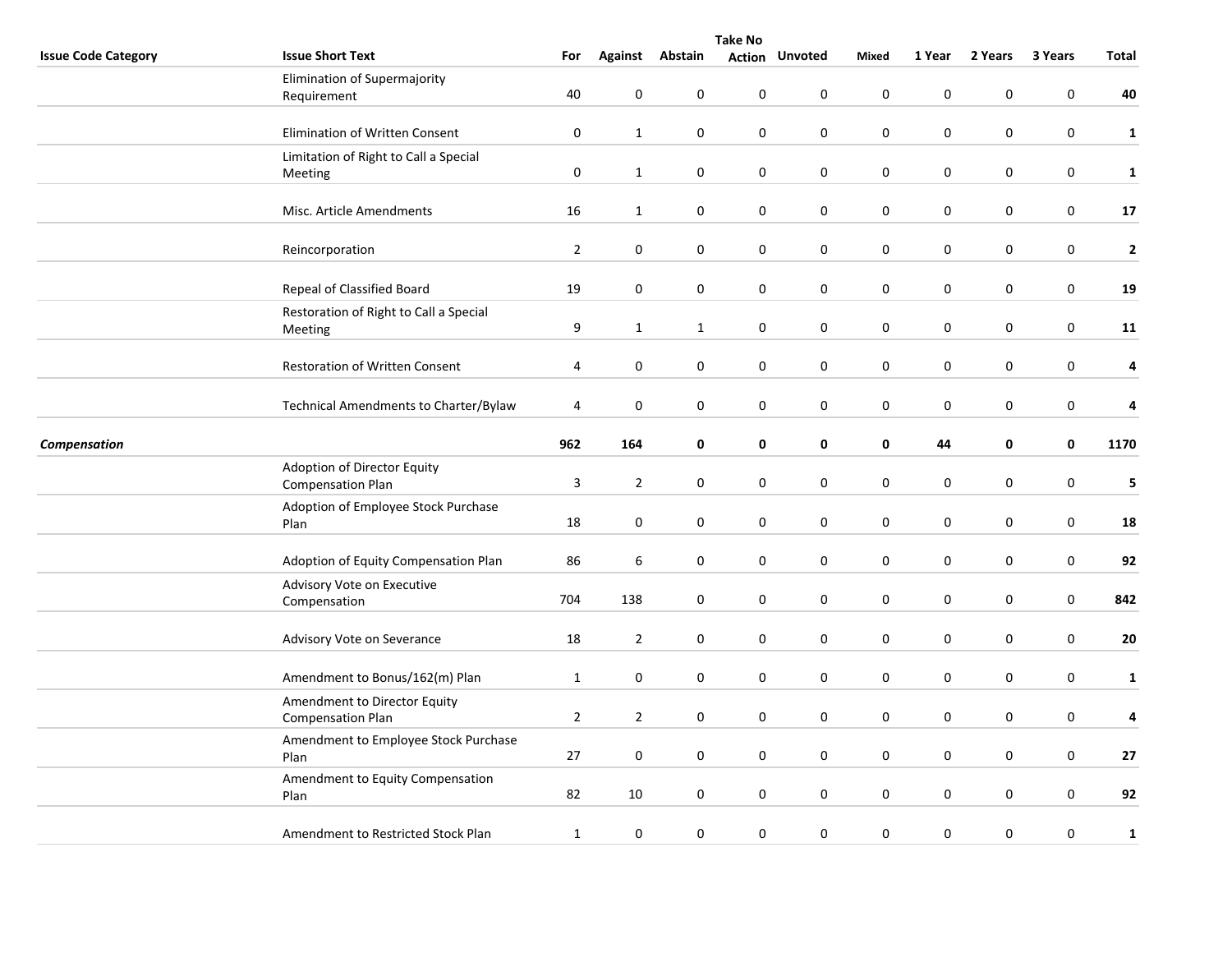| Issue Code Category | Issue Short Text | For | Against | Abstain | Take No Action | Unvoted | Mixed | 1 Year | 2 Years | 3 Years | Total |
|---|---|---|---|---|---|---|---|---|---|---|---|
| | Elimination of Supermajority Requirement | 40 | 0 | 0 | 0 | 0 | 0 | 0 | 0 | 0 | **40** |
| | Elimination of Written Consent | 0 | 1 | 0 | 0 | 0 | 0 | 0 | 0 | 0 | **1** |
| | Limitation of Right to Call a Special Meeting | 0 | 1 | 0 | 0 | 0 | 0 | 0 | 0 | 0 | **1** |
| | Misc. Article Amendments | 16 | 1 | 0 | 0 | 0 | 0 | 0 | 0 | 0 | **17** |
| | Reincorporation | 2 | 0 | 0 | 0 | 0 | 0 | 0 | 0 | 0 | **2** |
| | Repeal of Classified Board | 19 | 0 | 0 | 0 | 0 | 0 | 0 | 0 | 0 | **19** |
| | Restoration of Right to Call a Special Meeting | 9 | 1 | 1 | 0 | 0 | 0 | 0 | 0 | 0 | **11** |
| | Restoration of Written Consent | 4 | 0 | 0 | 0 | 0 | 0 | 0 | 0 | 0 | **4** |
| | Technical Amendments to Charter/Bylaw | 4 | 0 | 0 | 0 | 0 | 0 | 0 | 0 | 0 | **4** |
| ***Compensation*** | | **962** | **164** | **0** | **0** | **0** | **0** | **44** | **0** | **0** | **1170** |
| | Adoption of Director Equity Compensation Plan | 3 | 2 | 0 | 0 | 0 | 0 | 0 | 0 | 0 | **5** |
| | Adoption of Employee Stock Purchase Plan | 18 | 0 | 0 | 0 | 0 | 0 | 0 | 0 | 0 | **18** |
| | Adoption of Equity Compensation Plan | 86 | 6 | 0 | 0 | 0 | 0 | 0 | 0 | 0 | **92** |
| | Advisory Vote on Executive Compensation | 704 | 138 | 0 | 0 | 0 | 0 | 0 | 0 | 0 | **842** |
| | Advisory Vote on Severance | 18 | 2 | 0 | 0 | 0 | 0 | 0 | 0 | 0 | **20** |
| | Amendment to Bonus/162(m) Plan | 1 | 0 | 0 | 0 | 0 | 0 | 0 | 0 | 0 | **1** |
| | Amendment to Director Equity Compensation Plan | 2 | 2 | 0 | 0 | 0 | 0 | 0 | 0 | 0 | **4** |
| | Amendment to Employee Stock Purchase Plan | 27 | 0 | 0 | 0 | 0 | 0 | 0 | 0 | 0 | **27** |
| | Amendment to Equity Compensation Plan | 82 | 10 | 0 | 0 | 0 | 0 | 0 | 0 | 0 | **92** |
| | Amendment to Restricted Stock Plan | 1 | 0 | 0 | 0 | 0 | 0 | 0 | 0 | 0 | **1** |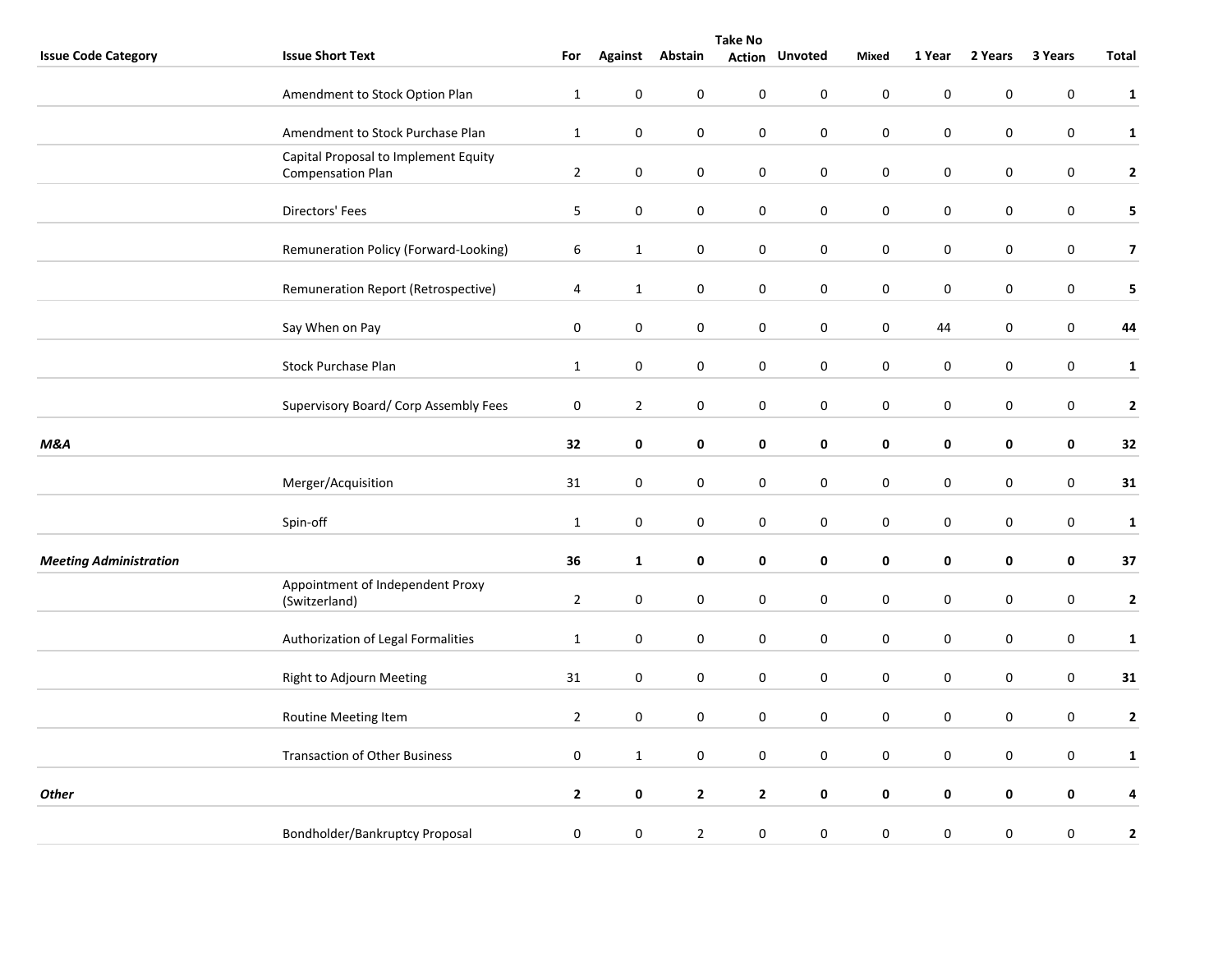| Issue Code Category | Issue Short Text | For | Against | Abstain | Take No Action | Unvoted | Mixed | 1 Year | 2 Years | 3 Years | Total |
|---|---|---|---|---|---|---|---|---|---|---|---|
| | Amendment to Stock Option Plan | 1 | 0 | 0 | 0 | 0 | 0 | 0 | 0 | 0 | **1** |
| | Amendment to Stock Purchase Plan | 1 | 0 | 0 | 0 | 0 | 0 | 0 | 0 | 0 | **1** |
| | Capital Proposal to Implement Equity Compensation Plan | 2 | 0 | 0 | 0 | 0 | 0 | 0 | 0 | 0 | **2** |
| | Directors' Fees | 5 | 0 | 0 | 0 | 0 | 0 | 0 | 0 | 0 | **5** |
| | Remuneration Policy (Forward-Looking) | 6 | 1 | 0 | 0 | 0 | 0 | 0 | 0 | 0 | **7** |
| | Remuneration Report (Retrospective) | 4 | 1 | 0 | 0 | 0 | 0 | 0 | 0 | 0 | **5** |
| | Say When on Pay | 0 | 0 | 0 | 0 | 0 | 0 | 44 | 0 | 0 | **44** |
| | Stock Purchase Plan | 1 | 0 | 0 | 0 | 0 | 0 | 0 | 0 | 0 | **1** |
| | Supervisory Board/ Corp Assembly Fees | 0 | 2 | 0 | 0 | 0 | 0 | 0 | 0 | 0 | **2** |
| ***M&A*** | | **32** | **0** | **0** | **0** | **0** | **0** | **0** | **0** | **0** | **32** |
| | Merger/Acquisition | 31 | 0 | 0 | 0 | 0 | 0 | 0 | 0 | 0 | **31** |
| | Spin-off | 1 | 0 | 0 | 0 | 0 | 0 | 0 | 0 | 0 | **1** |
| ***Meeting Administration*** | | **36** | **1** | **0** | **0** | **0** | **0** | **0** | **0** | **0** | **37** |
| | Appointment of Independent Proxy (Switzerland) | 2 | 0 | 0 | 0 | 0 | 0 | 0 | 0 | 0 | **2** |
| | Authorization of Legal Formalities | 1 | 0 | 0 | 0 | 0 | 0 | 0 | 0 | 0 | **1** |
| | Right to Adjourn Meeting | 31 | 0 | 0 | 0 | 0 | 0 | 0 | 0 | 0 | **31** |
| | Routine Meeting Item | 2 | 0 | 0 | 0 | 0 | 0 | 0 | 0 | 0 | **2** |
| | Transaction of Other Business | 0 | 1 | 0 | 0 | 0 | 0 | 0 | 0 | 0 | **1** |
| ***Other*** | | **2** | **0** | **2** | **2** | **0** | **0** | **0** | **0** | **0** | **4** |
| | Bondholder/Bankruptcy Proposal | 0 | 0 | 2 | 0 | 0 | 0 | 0 | 0 | 0 | **2** |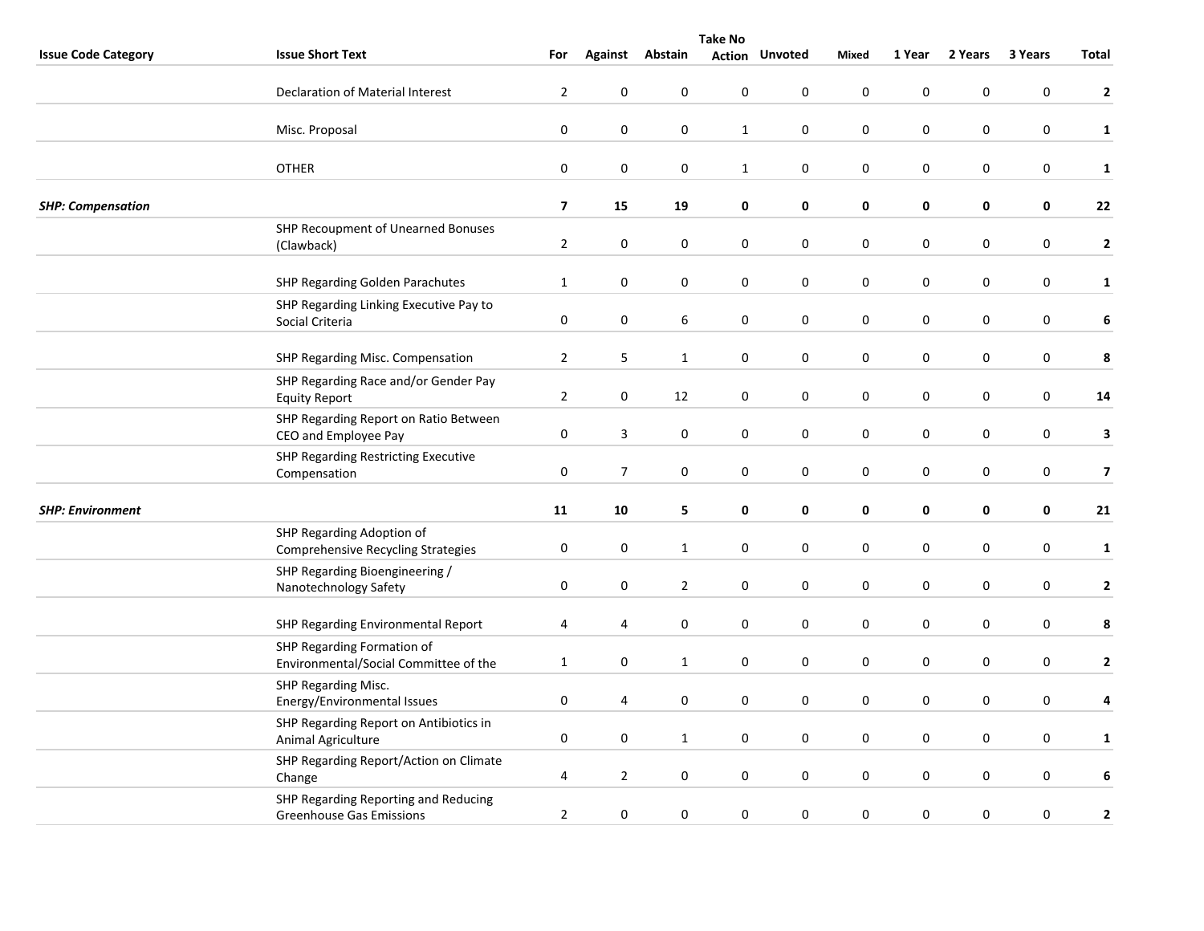| Issue Code Category | Issue Short Text | For | Against | Abstain | Take No Action | Unvoted | Mixed | 1 Year | 2 Years | 3 Years | Total |
|---|---|---|---|---|---|---|---|---|---|---|---|
| | Declaration of Material Interest | 2 | 0 | 0 | 0 | 0 | 0 | 0 | 0 | 0 | **2** |
| | Misc. Proposal | 0 | 0 | 0 | 1 | 0 | 0 | 0 | 0 | 0 | **1** |
| | OTHER | 0 | 0 | 0 | 1 | 0 | 0 | 0 | 0 | 0 | **1** |
| ***SHP: Compensation*** | | **7** | **15** | **19** | **0** | **0** | **0** | **0** | **0** | **0** | **22** |
| | SHP Recoupment of Unearned Bonuses (Clawback) | 2 | 0 | 0 | 0 | 0 | 0 | 0 | 0 | 0 | **2** |
| | SHP Regarding Golden Parachutes | 1 | 0 | 0 | 0 | 0 | 0 | 0 | 0 | 0 | **1** |
| | SHP Regarding Linking Executive Pay to Social Criteria | 0 | 0 | 6 | 0 | 0 | 0 | 0 | 0 | 0 | **6** |
| | SHP Regarding Misc. Compensation | 2 | 5 | 1 | 0 | 0 | 0 | 0 | 0 | 0 | **8** |
| | SHP Regarding Race and/or Gender Pay Equity Report | 2 | 0 | 12 | 0 | 0 | 0 | 0 | 0 | 0 | **14** |
| | SHP Regarding Report on Ratio Between CEO and Employee Pay | 0 | 3 | 0 | 0 | 0 | 0 | 0 | 0 | 0 | **3** |
| | SHP Regarding Restricting Executive Compensation | 0 | 7 | 0 | 0 | 0 | 0 | 0 | 0 | 0 | **7** |
| ***SHP: Environment*** | | **11** | **10** | **5** | **0** | **0** | **0** | **0** | **0** | **0** | **21** |
| | SHP Regarding Adoption of Comprehensive Recycling Strategies | 0 | 0 | 1 | 0 | 0 | 0 | 0 | 0 | 0 | **1** |
| | SHP Regarding Bioengineering / Nanotechnology Safety | 0 | 0 | 2 | 0 | 0 | 0 | 0 | 0 | 0 | **2** |
| | SHP Regarding Environmental Report | 4 | 4 | 0 | 0 | 0 | 0 | 0 | 0 | 0 | **8** |
| | SHP Regarding Formation of Environmental/Social Committee of the | 1 | 0 | 1 | 0 | 0 | 0 | 0 | 0 | 0 | **2** |
| | SHP Regarding Misc. Energy/Environmental Issues | 0 | 4 | 0 | 0 | 0 | 0 | 0 | 0 | 0 | **4** |
| | SHP Regarding Report on Antibiotics in Animal Agriculture | 0 | 0 | 1 | 0 | 0 | 0 | 0 | 0 | 0 | **1** |
| | SHP Regarding Report/Action on Climate Change | 4 | 2 | 0 | 0 | 0 | 0 | 0 | 0 | 0 | **6** |
| | SHP Regarding Reporting and Reducing Greenhouse Gas Emissions | 2 | 0 | 0 | 0 | 0 | 0 | 0 | 0 | 0 | **2** |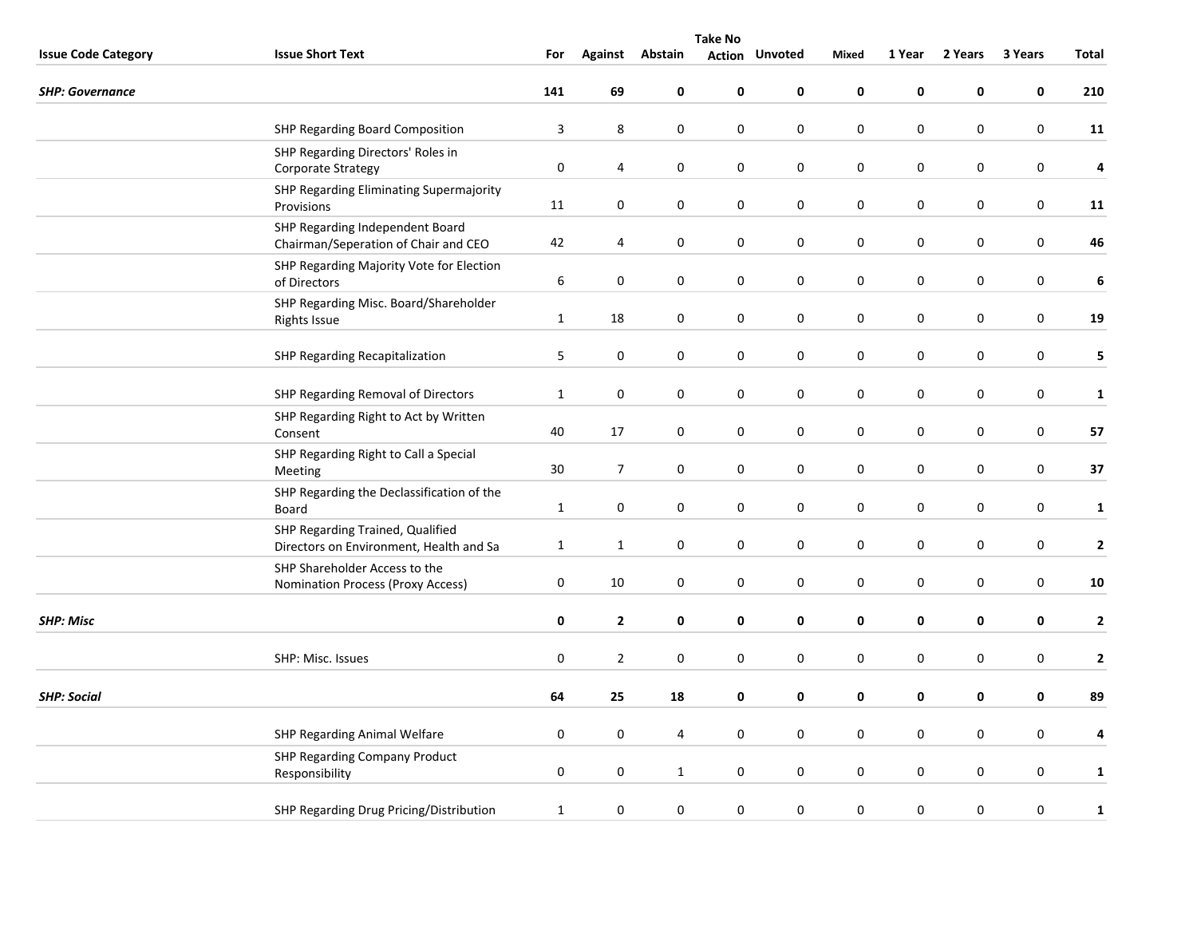| Issue Code Category | Issue Short Text | For | Against | Abstain | Take No Action | Unvoted | Mixed | 1 Year | 2 Years | 3 Years | Total |
|---|---|---|---|---|---|---|---|---|---|---|---|
| ***SHP: Governance*** | | **141** | **69** | **0** | **0** | **0** | **0** | **0** | **0** | **0** | **210** |
| | SHP Regarding Board Composition | 3 | 8 | 0 | 0 | 0 | 0 | 0 | 0 | 0 | **11** |
| | SHP Regarding Directors' Roles in Corporate Strategy | 0 | 4 | 0 | 0 | 0 | 0 | 0 | 0 | 0 | **4** |
| | SHP Regarding Eliminating Supermajority Provisions | 11 | 0 | 0 | 0 | 0 | 0 | 0 | 0 | 0 | **11** |
| | SHP Regarding Independent Board Chairman/Seperation of Chair and CEO | 42 | 4 | 0 | 0 | 0 | 0 | 0 | 0 | 0 | **46** |
| | SHP Regarding Majority Vote for Election of Directors | 6 | 0 | 0 | 0 | 0 | 0 | 0 | 0 | 0 | **6** |
| | SHP Regarding Misc. Board/Shareholder Rights Issue | 1 | 18 | 0 | 0 | 0 | 0 | 0 | 0 | 0 | **19** |
| | SHP Regarding Recapitalization | 5 | 0 | 0 | 0 | 0 | 0 | 0 | 0 | 0 | **5** |
| | SHP Regarding Removal of Directors | 1 | 0 | 0 | 0 | 0 | 0 | 0 | 0 | 0 | **1** |
| | SHP Regarding Right to Act by Written Consent | 40 | 17 | 0 | 0 | 0 | 0 | 0 | 0 | 0 | **57** |
| | SHP Regarding Right to Call a Special Meeting | 30 | 7 | 0 | 0 | 0 | 0 | 0 | 0 | 0 | **37** |
| | SHP Regarding the Declassification of the Board | 1 | 0 | 0 | 0 | 0 | 0 | 0 | 0 | 0 | **1** |
| | SHP Regarding Trained, Qualified Directors on Environment, Health and Sa | 1 | 1 | 0 | 0 | 0 | 0 | 0 | 0 | 0 | **2** |
| | SHP Shareholder Access to the Nomination Process (Proxy Access) | 0 | 10 | 0 | 0 | 0 | 0 | 0 | 0 | 0 | **10** |
| ***SHP: Misc*** | | **0** | **2** | **0** | **0** | **0** | **0** | **0** | **0** | **0** | **2** |
| | SHP: Misc. Issues | 0 | 2 | 0 | 0 | 0 | 0 | 0 | 0 | 0 | **2** |
| ***SHP: Social*** | | **64** | **25** | **18** | **0** | **0** | **0** | **0** | **0** | **0** | **89** |
| | SHP Regarding Animal Welfare | 0 | 0 | 4 | 0 | 0 | 0 | 0 | 0 | 0 | **4** |
| | SHP Regarding Company Product Responsibility | 0 | 0 | 1 | 0 | 0 | 0 | 0 | 0 | 0 | **1** |
| | SHP Regarding Drug Pricing/Distribution | 1 | 0 | 0 | 0 | 0 | 0 | 0 | 0 | 0 | **1** |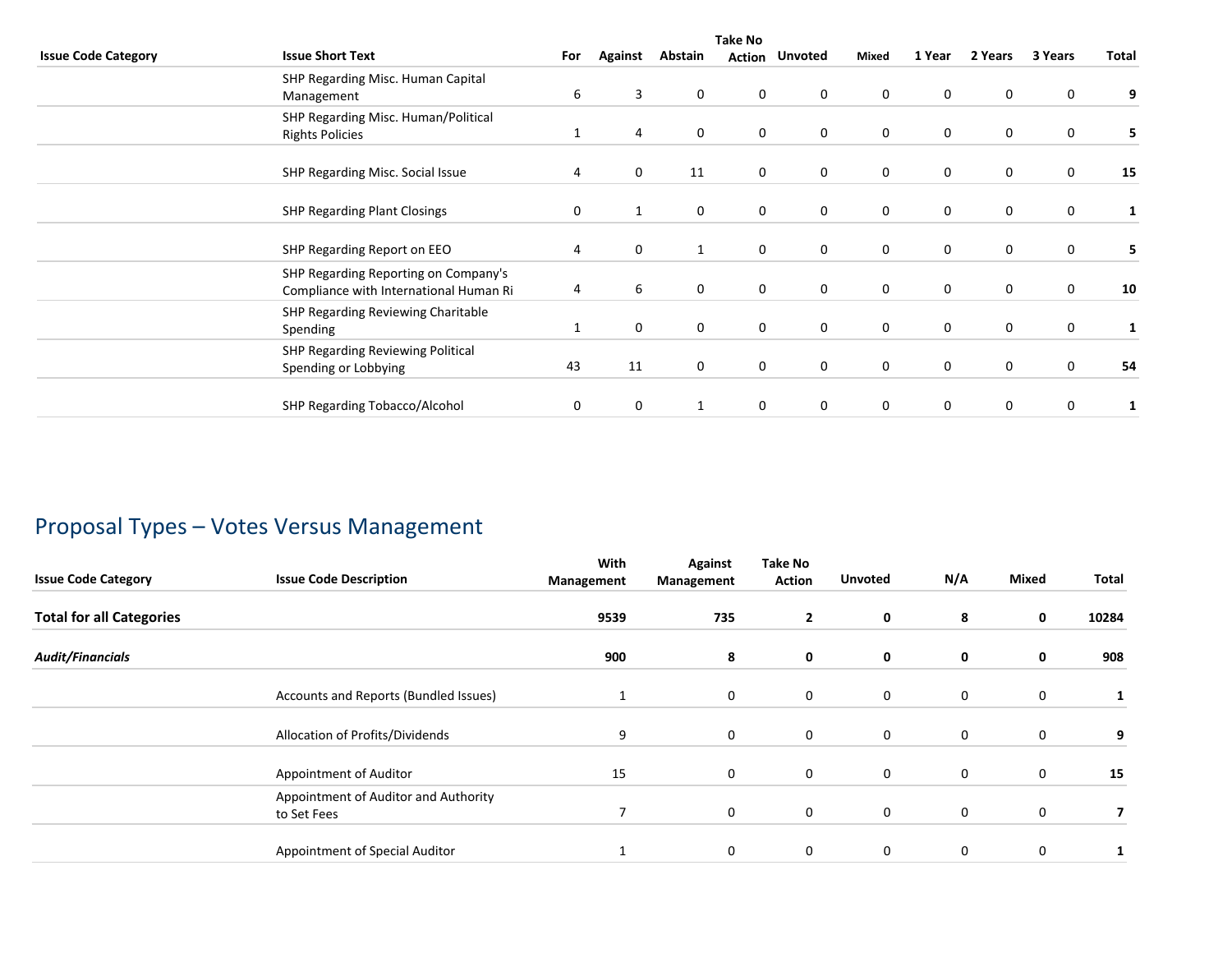| Issue Code Category | Issue Short Text | For | Against | Abstain | Take No Action | Unvoted | Mixed | 1 Year | 2 Years | 3 Years | Total |
|---|---|---|---|---|---|---|---|---|---|---|---|
| | SHP Regarding Misc. Human Capital Management | 6 | 3 | 0 | 0 | 0 | 0 | 0 | 0 | 0 | **9** |
| | SHP Regarding Misc. Human/Political Rights Policies | 1 | 4 | 0 | 0 | 0 | 0 | 0 | 0 | 0 | **5** |
| | SHP Regarding Misc. Social Issue | 4 | 0 | 11 | 0 | 0 | 0 | 0 | 0 | 0 | **15** |
| | SHP Regarding Plant Closings | 0 | 1 | 0 | 0 | 0 | 0 | 0 | 0 | 0 | **1** |
| | SHP Regarding Report on EEO | 4 | 0 | 1 | 0 | 0 | 0 | 0 | 0 | 0 | **5** |
| | SHP Regarding Reporting on Company's Compliance with International Human Ri | 4 | 6 | 0 | 0 | 0 | 0 | 0 | 0 | 0 | **10** |
| | SHP Regarding Reviewing Charitable Spending | 1 | 0 | 0 | 0 | 0 | 0 | 0 | 0 | 0 | **1** |
| | SHP Regarding Reviewing Political Spending or Lobbying | 43 | 11 | 0 | 0 | 0 | 0 | 0 | 0 | 0 | **54** |
| | SHP Regarding Tobacco/Alcohol | 0 | 0 | 1 | 0 | 0 | 0 | 0 | 0 | 0 | **1** |

## Proposal Types – Votes Versus Management

| Issue Code Category | Issue Code Description | With Management | Against Management | Take No Action | Unvoted | N/A | Mixed | Total |
|---|---|---|---|---|---|---|---|---|
| **Total for all Categories** | | **9539** | **735** | **2** | **0** | **8** | **0** | **10284** |
| ***Audit/Financials*** | | **900** | **8** | **0** | **0** | **0** | **0** | **908** |
| | Accounts and Reports (Bundled Issues) | 1 | 0 | 0 | 0 | 0 | 0 | **1** |
| | Allocation of Profits/Dividends | 9 | 0 | 0 | 0 | 0 | 0 | **9** |
| | Appointment of Auditor | 15 | 0 | 0 | 0 | 0 | 0 | **15** |
| | Appointment of Auditor and Authority to Set Fees | 7 | 0 | 0 | 0 | 0 | 0 | **7** |
| | Appointment of Special Auditor | 1 | 0 | 0 | 0 | 0 | 0 | **1** |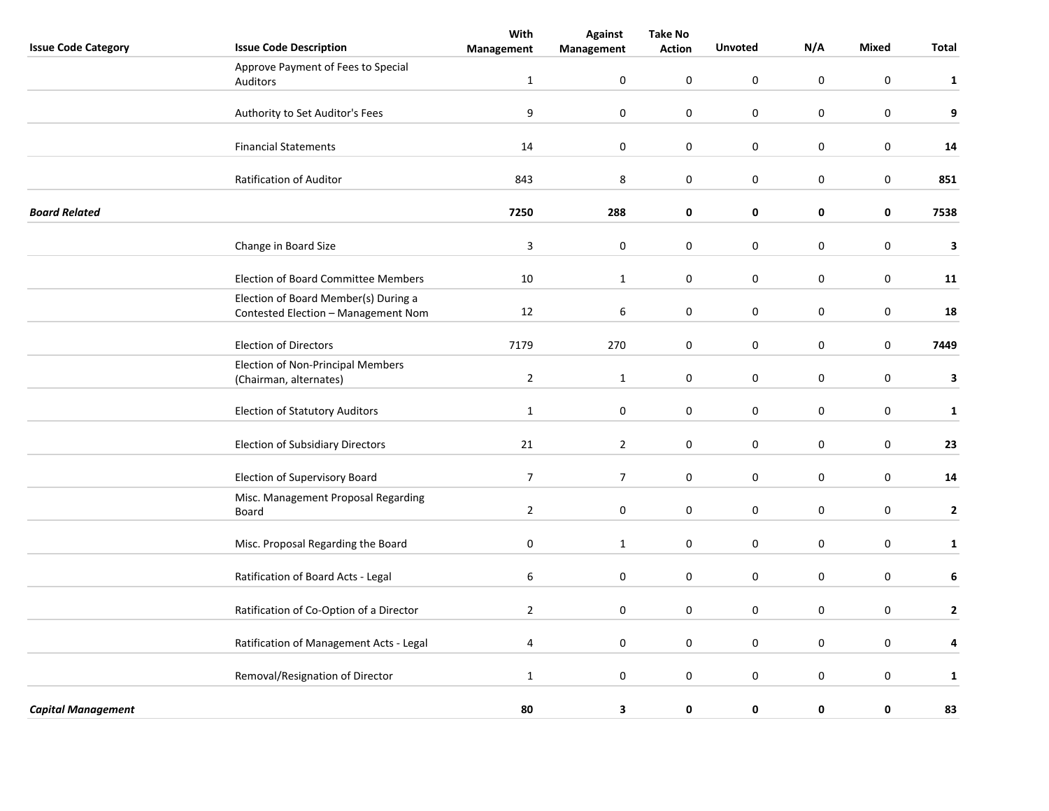| Issue Code Category | Issue Code Description | With Management | Against Management | Take No Action | Unvoted | N/A | Mixed | Total |
|---|---|---|---|---|---|---|---|---|
| | Approve Payment of Fees to Special Auditors | 1 | 0 | 0 | 0 | 0 | 0 | **1** |
| | Authority to Set Auditor's Fees | 9 | 0 | 0 | 0 | 0 | 0 | **9** |
| | Financial Statements | 14 | 0 | 0 | 0 | 0 | 0 | **14** |
| | Ratification of Auditor | 843 | 8 | 0 | 0 | 0 | 0 | **851** |
| ***Board Related*** | | **7250** | **288** | **0** | **0** | **0** | **0** | **7538** |
| | Change in Board Size | 3 | 0 | 0 | 0 | 0 | 0 | **3** |
| | Election of Board Committee Members | 10 | 1 | 0 | 0 | 0 | 0 | **11** |
| | Election of Board Member(s) During a Contested Election – Management Nom | 12 | 6 | 0 | 0 | 0 | 0 | **18** |
| | Election of Directors | 7179 | 270 | 0 | 0 | 0 | 0 | **7449** |
| | Election of Non-Principal Members (Chairman, alternates) | 2 | 1 | 0 | 0 | 0 | 0 | **3** |
| | Election of Statutory Auditors | 1 | 0 | 0 | 0 | 0 | 0 | **1** |
| | Election of Subsidiary Directors | 21 | 2 | 0 | 0 | 0 | 0 | **23** |
| | Election of Supervisory Board | 7 | 7 | 0 | 0 | 0 | 0 | **14** |
| | Misc. Management Proposal Regarding Board | 2 | 0 | 0 | 0 | 0 | 0 | **2** |
| | Misc. Proposal Regarding the Board | 0 | 1 | 0 | 0 | 0 | 0 | **1** |
| | Ratification of Board Acts - Legal | 6 | 0 | 0 | 0 | 0 | 0 | **6** |
| | Ratification of Co-Option of a Director | 2 | 0 | 0 | 0 | 0 | 0 | **2** |
| | Ratification of Management Acts - Legal | 4 | 0 | 0 | 0 | 0 | 0 | **4** |
| | Removal/Resignation of Director | 1 | 0 | 0 | 0 | 0 | 0 | **1** |
| ***Capital Management*** | | **80** | **3** | **0** | **0** | **0** | **0** | **83** |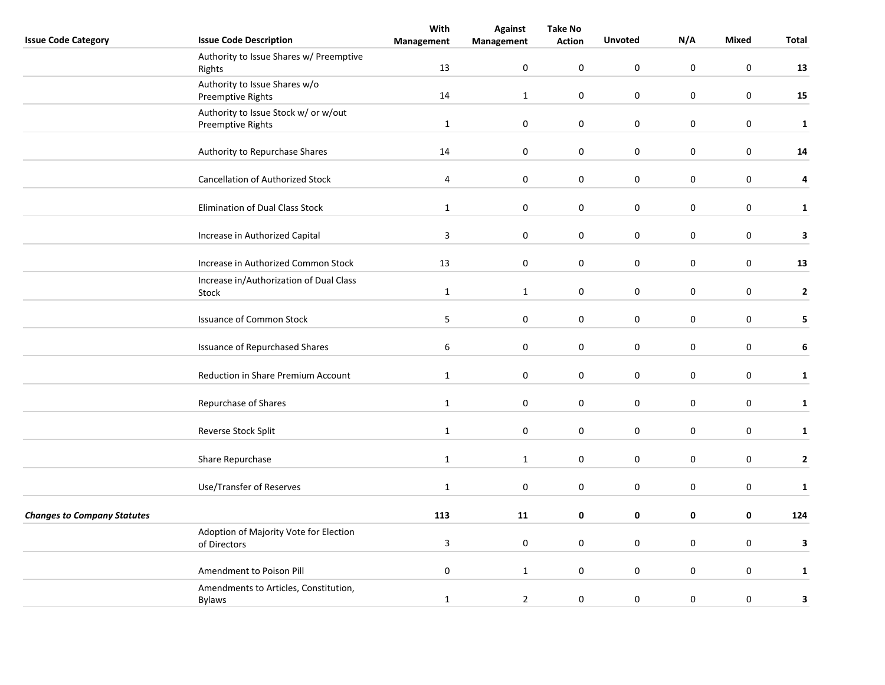| Issue Code Category | Issue Code Description | With Management | Against Management | Take No Action | Unvoted | N/A | Mixed | Total |
|---|---|---|---|---|---|---|---|---|
| | Authority to Issue Shares w/ Preemptive Rights | 13 | 0 | 0 | 0 | 0 | 0 | **13** |
| | Authority to Issue Shares w/o Preemptive Rights | 14 | 1 | 0 | 0 | 0 | 0 | **15** |
| | Authority to Issue Stock w/ or w/out Preemptive Rights | 1 | 0 | 0 | 0 | 0 | 0 | **1** |
| | Authority to Repurchase Shares | 14 | 0 | 0 | 0 | 0 | 0 | **14** |
| | Cancellation of Authorized Stock | 4 | 0 | 0 | 0 | 0 | 0 | **4** |
| | Elimination of Dual Class Stock | 1 | 0 | 0 | 0 | 0 | 0 | **1** |
| | Increase in Authorized Capital | 3 | 0 | 0 | 0 | 0 | 0 | **3** |
| | Increase in Authorized Common Stock | 13 | 0 | 0 | 0 | 0 | 0 | **13** |
| | Increase in/Authorization of Dual Class Stock | 1 | 1 | 0 | 0 | 0 | 0 | **2** |
| | Issuance of Common Stock | 5 | 0 | 0 | 0 | 0 | 0 | **5** |
| | Issuance of Repurchased Shares | 6 | 0 | 0 | 0 | 0 | 0 | **6** |
| | Reduction in Share Premium Account | 1 | 0 | 0 | 0 | 0 | 0 | **1** |
| | Repurchase of Shares | 1 | 0 | 0 | 0 | 0 | 0 | **1** |
| | Reverse Stock Split | 1 | 0 | 0 | 0 | 0 | 0 | **1** |
| | Share Repurchase | 1 | 1 | 0 | 0 | 0 | 0 | **2** |
| | Use/Transfer of Reserves | 1 | 0 | 0 | 0 | 0 | 0 | **1** |
| ***Changes to Company Statutes*** | | **113** | **11** | **0** | **0** | **0** | **0** | **124** |
| | Adoption of Majority Vote for Election of Directors | 3 | 0 | 0 | 0 | 0 | 0 | **3** |
| | Amendment to Poison Pill | 0 | 1 | 0 | 0 | 0 | 0 | **1** |
| | Amendments to Articles, Constitution, Bylaws | 1 | 2 | 0 | 0 | 0 | 0 | **3** |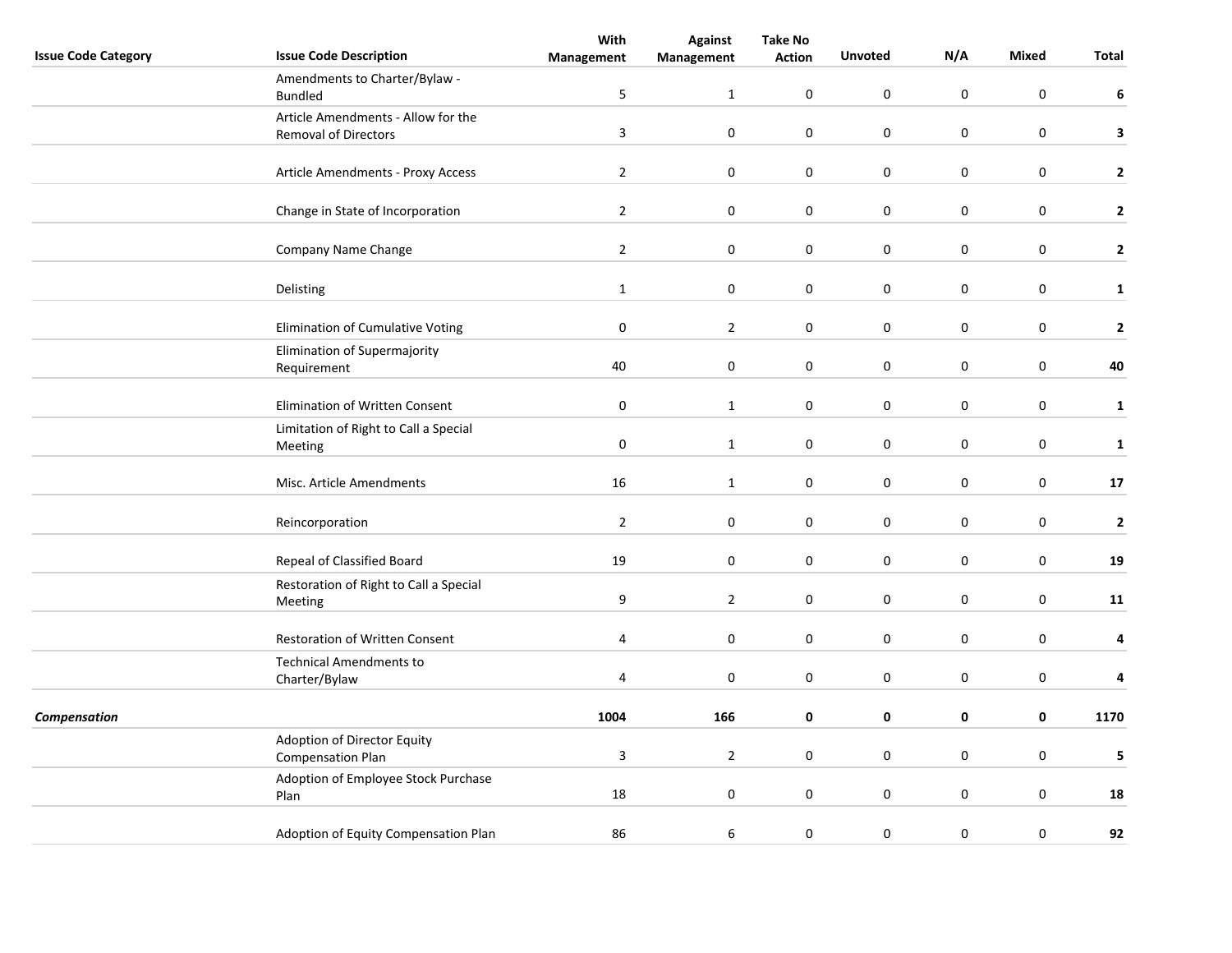| Issue Code Category | Issue Code Description | With Management | Against Management | Take No Action | Unvoted | N/A | Mixed | Total |
|---|---|---|---|---|---|---|---|---|
| | Amendments to Charter/Bylaw - Bundled | 5 | 1 | 0 | 0 | 0 | 0 | **6** |
| | Article Amendments - Allow for the Removal of Directors | 3 | 0 | 0 | 0 | 0 | 0 | **3** |
| | Article Amendments - Proxy Access | 2 | 0 | 0 | 0 | 0 | 0 | **2** |
| | Change in State of Incorporation | 2 | 0 | 0 | 0 | 0 | 0 | **2** |
| | Company Name Change | 2 | 0 | 0 | 0 | 0 | 0 | **2** |
| | Delisting | 1 | 0 | 0 | 0 | 0 | 0 | **1** |
| | Elimination of Cumulative Voting | 0 | 2 | 0 | 0 | 0 | 0 | **2** |
| | Elimination of Supermajority Requirement | 40 | 0 | 0 | 0 | 0 | 0 | **40** |
| | Elimination of Written Consent | 0 | 1 | 0 | 0 | 0 | 0 | **1** |
| | Limitation of Right to Call a Special Meeting | 0 | 1 | 0 | 0 | 0 | 0 | **1** |
| | Misc. Article Amendments | 16 | 1 | 0 | 0 | 0 | 0 | **17** |
| | Reincorporation | 2 | 0 | 0 | 0 | 0 | 0 | **2** |
| | Repeal of Classified Board | 19 | 0 | 0 | 0 | 0 | 0 | **19** |
| | Restoration of Right to Call a Special Meeting | 9 | 2 | 0 | 0 | 0 | 0 | **11** |
| | Restoration of Written Consent | 4 | 0 | 0 | 0 | 0 | 0 | **4** |
| | Technical Amendments to Charter/Bylaw | 4 | 0 | 0 | 0 | 0 | 0 | **4** |
| ***Compensation*** | | **1004** | **166** | **0** | **0** | **0** | **0** | **1170** |
| | Adoption of Director Equity Compensation Plan | 3 | 2 | 0 | 0 | 0 | 0 | **5** |
| | Adoption of Employee Stock Purchase Plan | 18 | 0 | 0 | 0 | 0 | 0 | **18** |
| | Adoption of Equity Compensation Plan | 86 | 6 | 0 | 0 | 0 | 0 | **92** |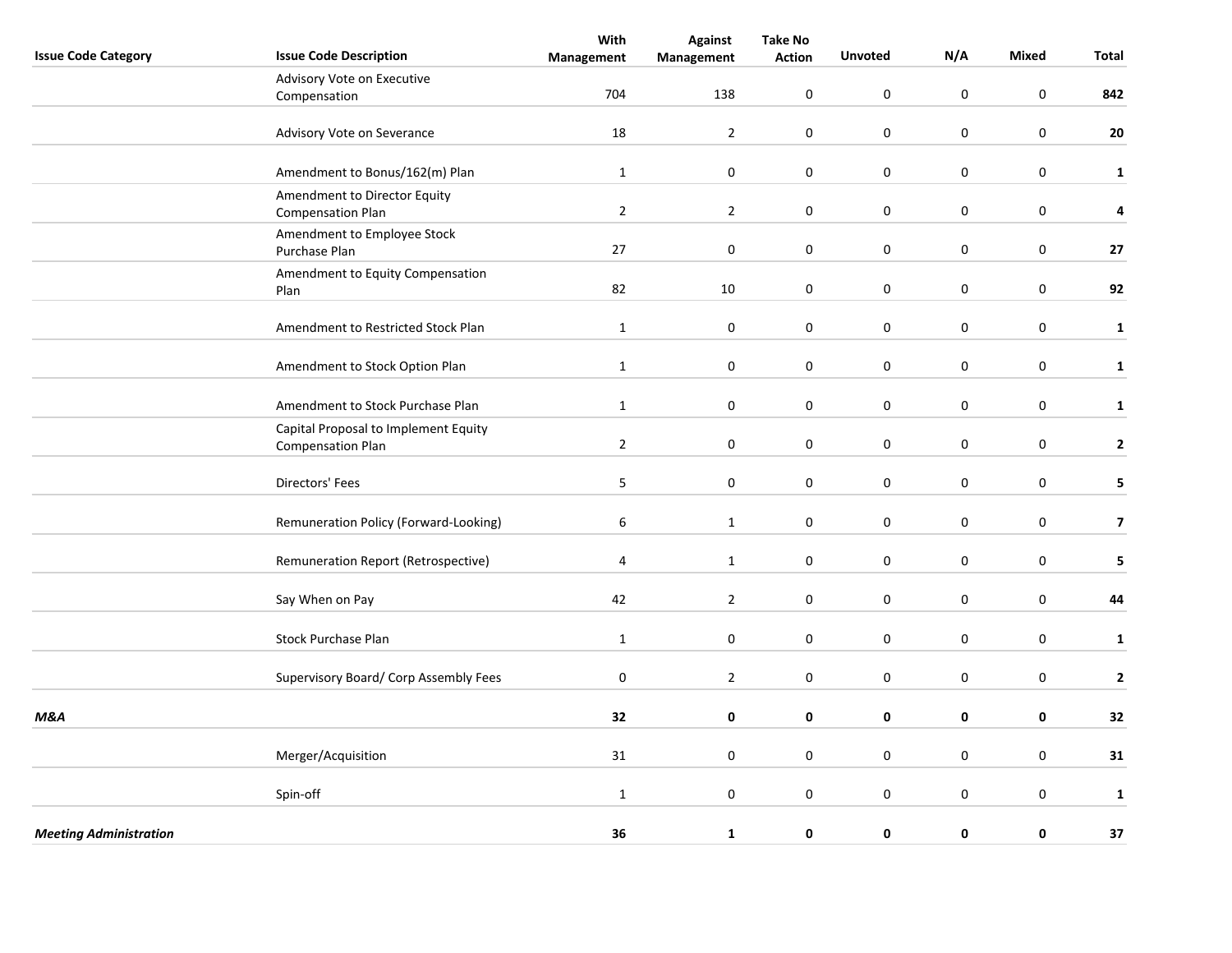| Issue Code Category | Issue Code Description | With Management | Against Management | Take No Action | Unvoted | N/A | Mixed | Total |
|---|---|---|---|---|---|---|---|---|
| | Advisory Vote on Executive Compensation | 704 | 138 | 0 | 0 | 0 | 0 | **842** |
| | Advisory Vote on Severance | 18 | 2 | 0 | 0 | 0 | 0 | **20** |
| | Amendment to Bonus/162(m) Plan | 1 | 0 | 0 | 0 | 0 | 0 | **1** |
| | Amendment to Director Equity Compensation Plan | 2 | 2 | 0 | 0 | 0 | 0 | **4** |
| | Amendment to Employee Stock Purchase Plan | 27 | 0 | 0 | 0 | 0 | 0 | **27** |
| | Amendment to Equity Compensation Plan | 82 | 10 | 0 | 0 | 0 | 0 | **92** |
| | Amendment to Restricted Stock Plan | 1 | 0 | 0 | 0 | 0 | 0 | **1** |
| | Amendment to Stock Option Plan | 1 | 0 | 0 | 0 | 0 | 0 | **1** |
| | Amendment to Stock Purchase Plan | 1 | 0 | 0 | 0 | 0 | 0 | **1** |
| | Capital Proposal to Implement Equity Compensation Plan | 2 | 0 | 0 | 0 | 0 | 0 | **2** |
| | Directors' Fees | 5 | 0 | 0 | 0 | 0 | 0 | **5** |
| | Remuneration Policy (Forward-Looking) | 6 | 1 | 0 | 0 | 0 | 0 | **7** |
| | Remuneration Report (Retrospective) | 4 | 1 | 0 | 0 | 0 | 0 | **5** |
| | Say When on Pay | 42 | 2 | 0 | 0 | 0 | 0 | **44** |
| | Stock Purchase Plan | 1 | 0 | 0 | 0 | 0 | 0 | **1** |
| | Supervisory Board/ Corp Assembly Fees | 0 | 2 | 0 | 0 | 0 | 0 | **2** |
| ***M&A*** | | **32** | **0** | **0** | **0** | **0** | **0** | **32** |
| | Merger/Acquisition | 31 | 0 | 0 | 0 | 0 | 0 | **31** |
| | Spin-off | 1 | 0 | 0 | 0 | 0 | 0 | **1** |
| ***Meeting Administration*** | | **36** | **1** | **0** | **0** | **0** | **0** | **37** |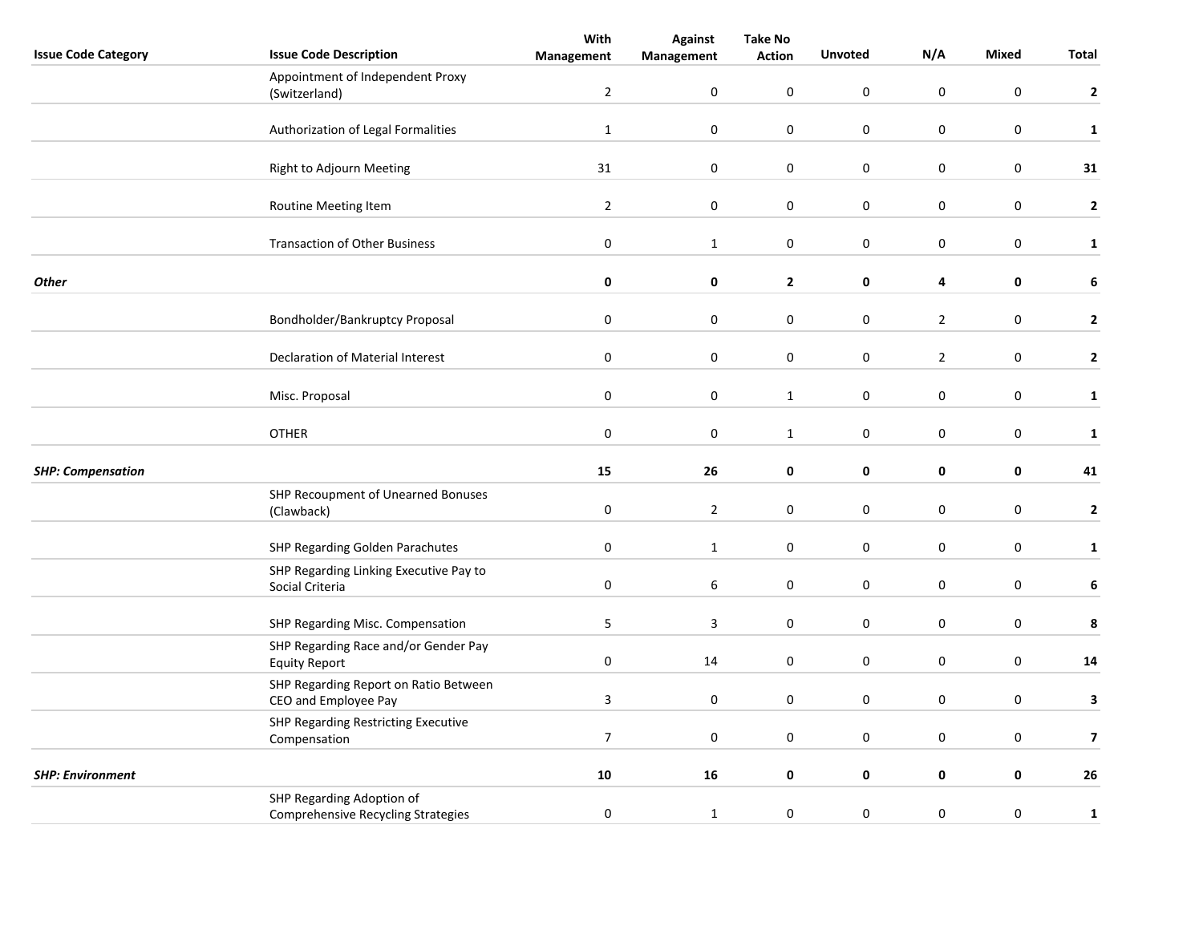| Issue Code Category | Issue Code Description | With Management | Against Management | Take No Action | Unvoted | N/A | Mixed | Total |
|---|---|---|---|---|---|---|---|---|
| | Appointment of Independent Proxy (Switzerland) | 2 | 0 | 0 | 0 | 0 | 0 | **2** |
| | Authorization of Legal Formalities | 1 | 0 | 0 | 0 | 0 | 0 | **1** |
| | Right to Adjourn Meeting | 31 | 0 | 0 | 0 | 0 | 0 | **31** |
| | Routine Meeting Item | 2 | 0 | 0 | 0 | 0 | 0 | **2** |
| | Transaction of Other Business | 0 | 1 | 0 | 0 | 0 | 0 | **1** |
| ***Other*** | | **0** | **0** | **2** | **0** | **4** | **0** | **6** |
| | Bondholder/Bankruptcy Proposal | 0 | 0 | 0 | 0 | 2 | 0 | **2** |
| | Declaration of Material Interest | 0 | 0 | 0 | 0 | 2 | 0 | **2** |
| | Misc. Proposal | 0 | 0 | 1 | 0 | 0 | 0 | **1** |
| | OTHER | 0 | 0 | 1 | 0 | 0 | 0 | **1** |
| ***SHP: Compensation*** | | **15** | **26** | **0** | **0** | **0** | **0** | **41** |
| | SHP Recoupment of Unearned Bonuses (Clawback) | 0 | 2 | 0 | 0 | 0 | 0 | **2** |
| | SHP Regarding Golden Parachutes | 0 | 1 | 0 | 0 | 0 | 0 | **1** |
| | SHP Regarding Linking Executive Pay to Social Criteria | 0 | 6 | 0 | 0 | 0 | 0 | **6** |
| | SHP Regarding Misc. Compensation | 5 | 3 | 0 | 0 | 0 | 0 | **8** |
| | SHP Regarding Race and/or Gender Pay Equity Report | 0 | 14 | 0 | 0 | 0 | 0 | **14** |
| | SHP Regarding Report on Ratio Between CEO and Employee Pay | 3 | 0 | 0 | 0 | 0 | 0 | **3** |
| | SHP Regarding Restricting Executive Compensation | 7 | 0 | 0 | 0 | 0 | 0 | **7** |
| ***SHP: Environment*** | | **10** | **16** | **0** | **0** | **0** | **0** | **26** |
| | SHP Regarding Adoption of Comprehensive Recycling Strategies | 0 | 1 | 0 | 0 | 0 | 0 | **1** |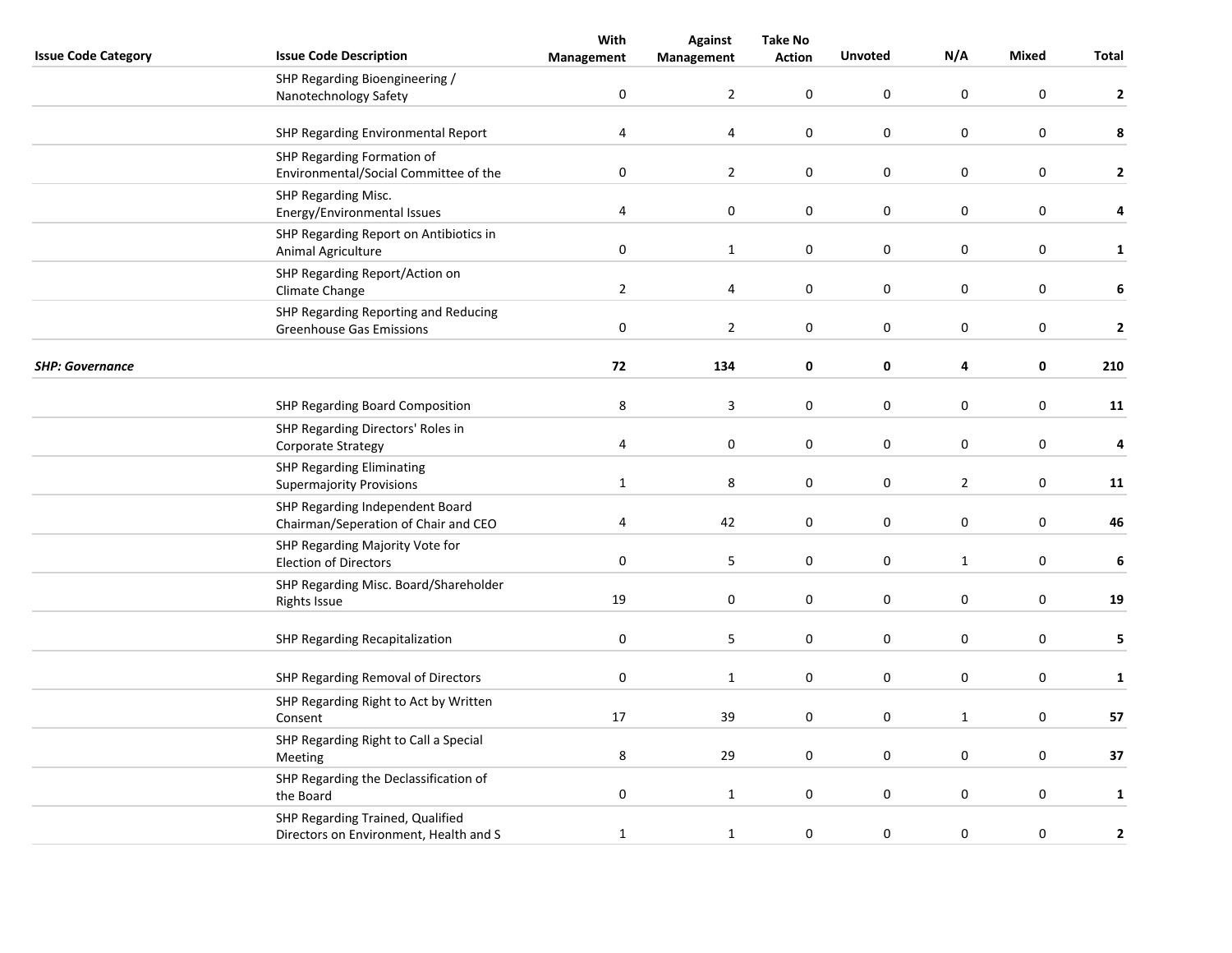| Issue Code Category | Issue Code Description | With Management | Against Management | Take No Action | Unvoted | N/A | Mixed | Total |
|---|---|---|---|---|---|---|---|---|
| | SHP Regarding Bioengineering / Nanotechnology Safety | 0 | 2 | 0 | 0 | 0 | 0 | **2** |
| | SHP Regarding Environmental Report | 4 | 4 | 0 | 0 | 0 | 0 | **8** |
| | SHP Regarding Formation of Environmental/Social Committee of the | 0 | 2 | 0 | 0 | 0 | 0 | **2** |
| | SHP Regarding Misc. Energy/Environmental Issues | 4 | 0 | 0 | 0 | 0 | 0 | **4** |
| | SHP Regarding Report on Antibiotics in Animal Agriculture | 0 | 1 | 0 | 0 | 0 | 0 | **1** |
| | SHP Regarding Report/Action on Climate Change | 2 | 4 | 0 | 0 | 0 | 0 | **6** |
| | SHP Regarding Reporting and Reducing Greenhouse Gas Emissions | 0 | 2 | 0 | 0 | 0 | 0 | **2** |
| ***SHP: Governance*** | | **72** | **134** | **0** | **0** | **4** | **0** | **210** |
| | SHP Regarding Board Composition | 8 | 3 | 0 | 0 | 0 | 0 | **11** |
| | SHP Regarding Directors' Roles in Corporate Strategy | 4 | 0 | 0 | 0 | 0 | 0 | **4** |
| | SHP Regarding Eliminating Supermajority Provisions | 1 | 8 | 0 | 0 | 2 | 0 | **11** |
| | SHP Regarding Independent Board Chairman/Seperation of Chair and CEO | 4 | 42 | 0 | 0 | 0 | 0 | **46** |
| | SHP Regarding Majority Vote for Election of Directors | 0 | 5 | 0 | 0 | 1 | 0 | **6** |
| | SHP Regarding Misc. Board/Shareholder Rights Issue | 19 | 0 | 0 | 0 | 0 | 0 | **19** |
| | SHP Regarding Recapitalization | 0 | 5 | 0 | 0 | 0 | 0 | **5** |
| | SHP Regarding Removal of Directors | 0 | 1 | 0 | 0 | 0 | 0 | **1** |
| | SHP Regarding Right to Act by Written Consent | 17 | 39 | 0 | 0 | 1 | 0 | **57** |
| | SHP Regarding Right to Call a Special Meeting | 8 | 29 | 0 | 0 | 0 | 0 | **37** |
| | SHP Regarding the Declassification of the Board | 0 | 1 | 0 | 0 | 0 | 0 | **1** |
| | SHP Regarding Trained, Qualified Directors on Environment, Health and S | 1 | 1 | 0 | 0 | 0 | 0 | **2** |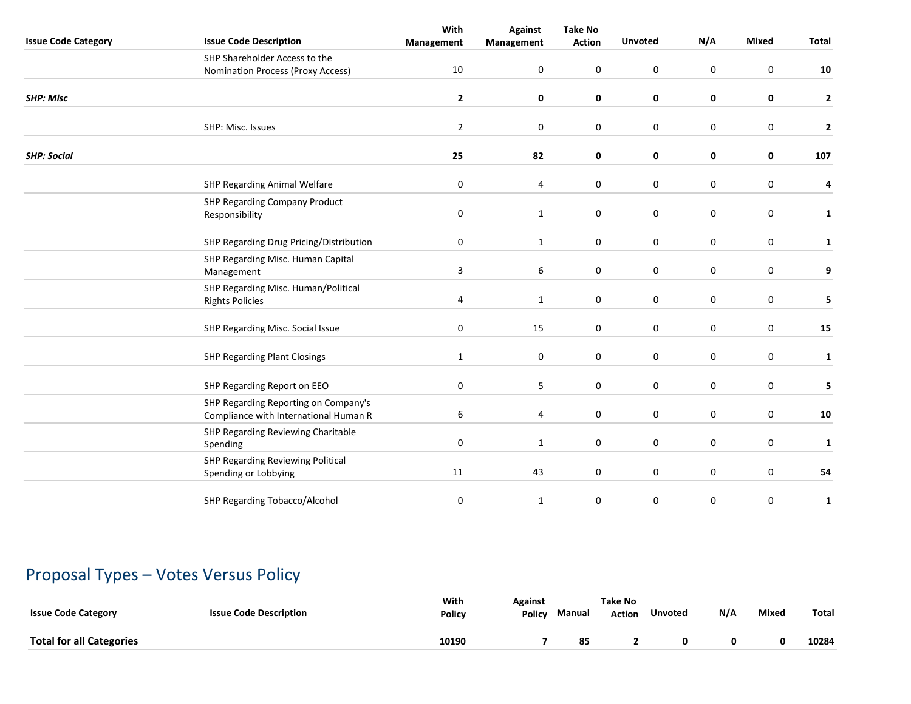| Issue Code Category | Issue Code Description | With Management | Against Management | Take No Action | Unvoted | N/A | Mixed | Total |
|---|---|---|---|---|---|---|---|---|
| | SHP Shareholder Access to the Nomination Process (Proxy Access) | 10 | 0 | 0 | 0 | 0 | 0 | **10** |
| ***SHP: Misc*** | | **2** | **0** | **0** | **0** | **0** | **0** | **2** |
| | SHP: Misc. Issues | 2 | 0 | 0 | 0 | 0 | 0 | **2** |
| ***SHP: Social*** | | **25** | **82** | **0** | **0** | **0** | **0** | **107** |
| | SHP Regarding Animal Welfare | 0 | 4 | 0 | 0 | 0 | 0 | **4** |
| | SHP Regarding Company Product Responsibility | 0 | 1 | 0 | 0 | 0 | 0 | **1** |
| | SHP Regarding Drug Pricing/Distribution | 0 | 1 | 0 | 0 | 0 | 0 | **1** |
| | SHP Regarding Misc. Human Capital Management | 3 | 6 | 0 | 0 | 0 | 0 | **9** |
| | SHP Regarding Misc. Human/Political Rights Policies | 4 | 1 | 0 | 0 | 0 | 0 | **5** |
| | SHP Regarding Misc. Social Issue | 0 | 15 | 0 | 0 | 0 | 0 | **15** |
| | SHP Regarding Plant Closings | 1 | 0 | 0 | 0 | 0 | 0 | **1** |
| | SHP Regarding Report on EEO | 0 | 5 | 0 | 0 | 0 | 0 | **5** |
| | SHP Regarding Reporting on Company's Compliance with International Human R | 6 | 4 | 0 | 0 | 0 | 0 | **10** |
| | SHP Regarding Reviewing Charitable Spending | 0 | 1 | 0 | 0 | 0 | 0 | **1** |
| | SHP Regarding Reviewing Political Spending or Lobbying | 11 | 43 | 0 | 0 | 0 | 0 | **54** |
| | SHP Regarding Tobacco/Alcohol | 0 | 1 | 0 | 0 | 0 | 0 | **1** |

## Proposal Types – Votes Versus Policy

| Issue Code Category | Issue Code Description | With Policy | Against Policy | Manual | Take No Action | Unvoted | N/A | Mixed | Total |
|---|---|---|---|---|---|---|---|---|---|
| **Total for all Categories** | | **10190** | **7** | **85** | **2** | **0** | **0** | **0** | **10284** |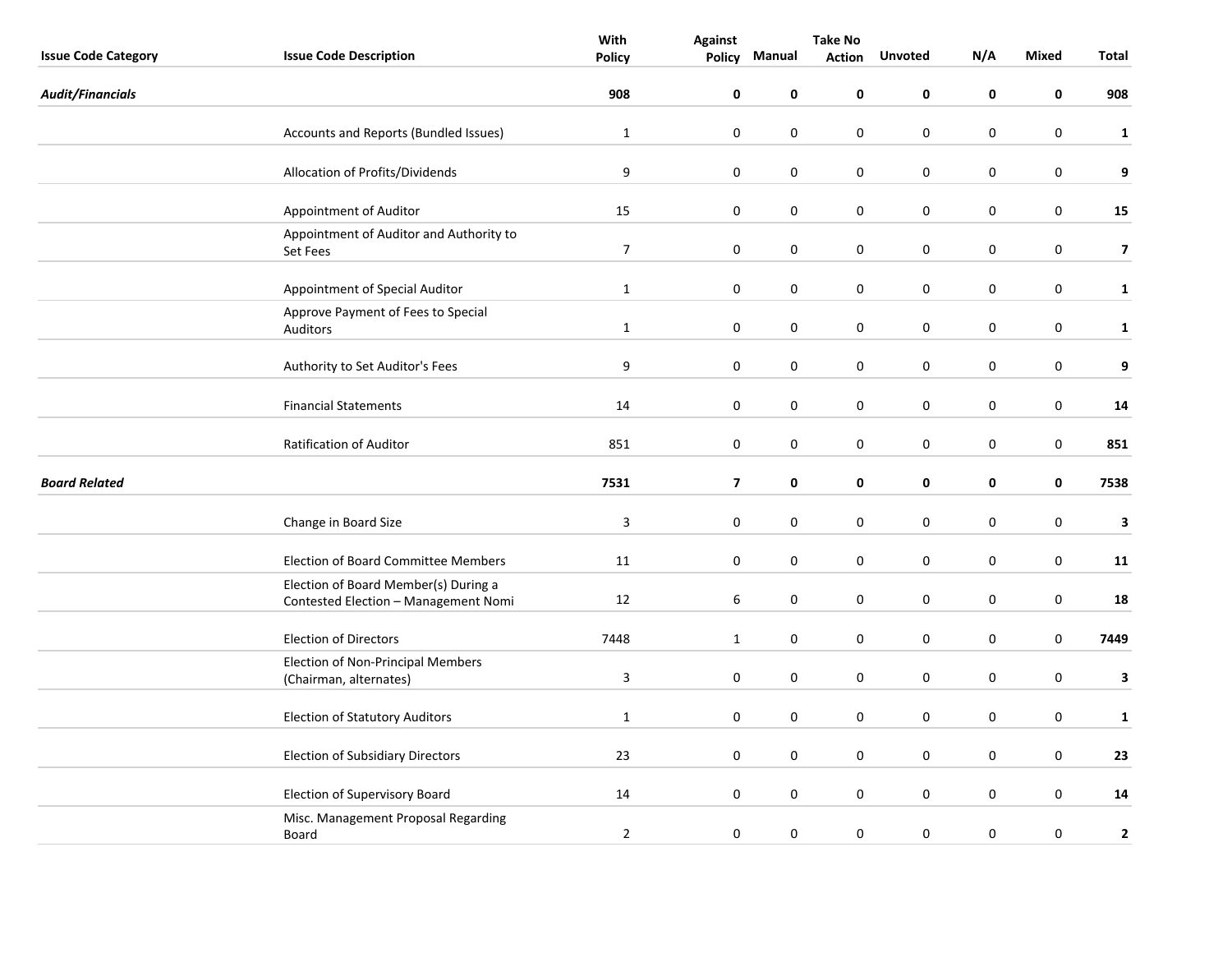| Issue Code Category | Issue Code Description | With Policy | Against Policy | Manual | Take No Action | Unvoted | N/A | Mixed | Total |
|---|---|---|---|---|---|---|---|---|---|
| ***Audit/Financials*** | | **908** | **0** | **0** | **0** | **0** | **0** | **0** | **908** |
| | Accounts and Reports (Bundled Issues) | 1 | 0 | 0 | 0 | 0 | 0 | 0 | **1** |
| | Allocation of Profits/Dividends | 9 | 0 | 0 | 0 | 0 | 0 | 0 | **9** |
| | Appointment of Auditor | 15 | 0 | 0 | 0 | 0 | 0 | 0 | **15** |
| | Appointment of Auditor and Authority to Set Fees | 7 | 0 | 0 | 0 | 0 | 0 | 0 | **7** |
| | Appointment of Special Auditor | 1 | 0 | 0 | 0 | 0 | 0 | 0 | **1** |
| | Approve Payment of Fees to Special Auditors | 1 | 0 | 0 | 0 | 0 | 0 | 0 | **1** |
| | Authority to Set Auditor's Fees | 9 | 0 | 0 | 0 | 0 | 0 | 0 | **9** |
| | Financial Statements | 14 | 0 | 0 | 0 | 0 | 0 | 0 | **14** |
| | Ratification of Auditor | 851 | 0 | 0 | 0 | 0 | 0 | 0 | **851** |
| ***Board Related*** | | **7531** | **7** | **0** | **0** | **0** | **0** | **0** | **7538** |
| | Change in Board Size | 3 | 0 | 0 | 0 | 0 | 0 | 0 | **3** |
| | Election of Board Committee Members | 11 | 0 | 0 | 0 | 0 | 0 | 0 | **11** |
| | Election of Board Member(s) During a Contested Election – Management Nomi | 12 | 6 | 0 | 0 | 0 | 0 | 0 | **18** |
| | Election of Directors | 7448 | 1 | 0 | 0 | 0 | 0 | 0 | **7449** |
| | Election of Non-Principal Members (Chairman, alternates) | 3 | 0 | 0 | 0 | 0 | 0 | 0 | **3** |
| | Election of Statutory Auditors | 1 | 0 | 0 | 0 | 0 | 0 | 0 | **1** |
| | Election of Subsidiary Directors | 23 | 0 | 0 | 0 | 0 | 0 | 0 | **23** |
| | Election of Supervisory Board | 14 | 0 | 0 | 0 | 0 | 0 | 0 | **14** |
| | Misc. Management Proposal Regarding Board | 2 | 0 | 0 | 0 | 0 | 0 | 0 | **2** |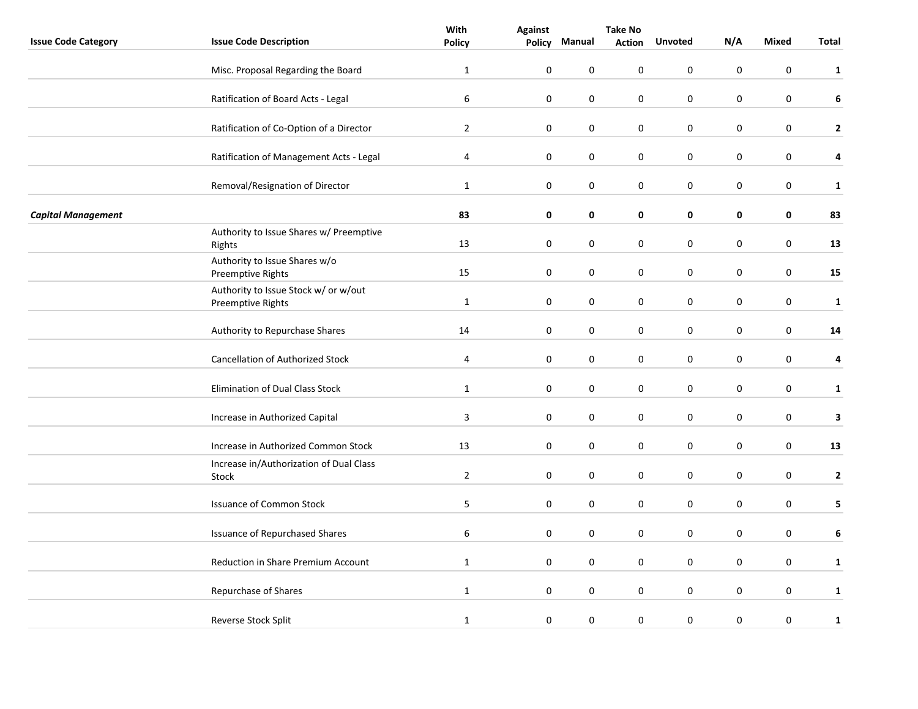| Issue Code Category | Issue Code Description | With Policy | Against Policy | Manual | Take No Action | Unvoted | N/A | Mixed | Total |
|---|---|---|---|---|---|---|---|---|---|
| | Misc. Proposal Regarding the Board | 1 | 0 | 0 | 0 | 0 | 0 | 0 | **1** |
| | Ratification of Board Acts - Legal | 6 | 0 | 0 | 0 | 0 | 0 | 0 | **6** |
| | Ratification of Co-Option of a Director | 2 | 0 | 0 | 0 | 0 | 0 | 0 | **2** |
| | Ratification of Management Acts - Legal | 4 | 0 | 0 | 0 | 0 | 0 | 0 | **4** |
| | Removal/Resignation of Director | 1 | 0 | 0 | 0 | 0 | 0 | 0 | **1** |
| ***Capital Management*** | | **83** | **0** | **0** | **0** | **0** | **0** | **0** | **83** |
| | Authority to Issue Shares w/ Preemptive Rights | 13 | 0 | 0 | 0 | 0 | 0 | 0 | **13** |
| | Authority to Issue Shares w/o Preemptive Rights | 15 | 0 | 0 | 0 | 0 | 0 | 0 | **15** |
| | Authority to Issue Stock w/ or w/out Preemptive Rights | 1 | 0 | 0 | 0 | 0 | 0 | 0 | **1** |
| | Authority to Repurchase Shares | 14 | 0 | 0 | 0 | 0 | 0 | 0 | **14** |
| | Cancellation of Authorized Stock | 4 | 0 | 0 | 0 | 0 | 0 | 0 | **4** |
| | Elimination of Dual Class Stock | 1 | 0 | 0 | 0 | 0 | 0 | 0 | **1** |
| | Increase in Authorized Capital | 3 | 0 | 0 | 0 | 0 | 0 | 0 | **3** |
| | Increase in Authorized Common Stock | 13 | 0 | 0 | 0 | 0 | 0 | 0 | **13** |
| | Increase in/Authorization of Dual Class Stock | 2 | 0 | 0 | 0 | 0 | 0 | 0 | **2** |
| | Issuance of Common Stock | 5 | 0 | 0 | 0 | 0 | 0 | 0 | **5** |
| | Issuance of Repurchased Shares | 6 | 0 | 0 | 0 | 0 | 0 | 0 | **6** |
| | Reduction in Share Premium Account | 1 | 0 | 0 | 0 | 0 | 0 | 0 | **1** |
| | Repurchase of Shares | 1 | 0 | 0 | 0 | 0 | 0 | 0 | **1** |
| | Reverse Stock Split | 1 | 0 | 0 | 0 | 0 | 0 | 0 | **1** |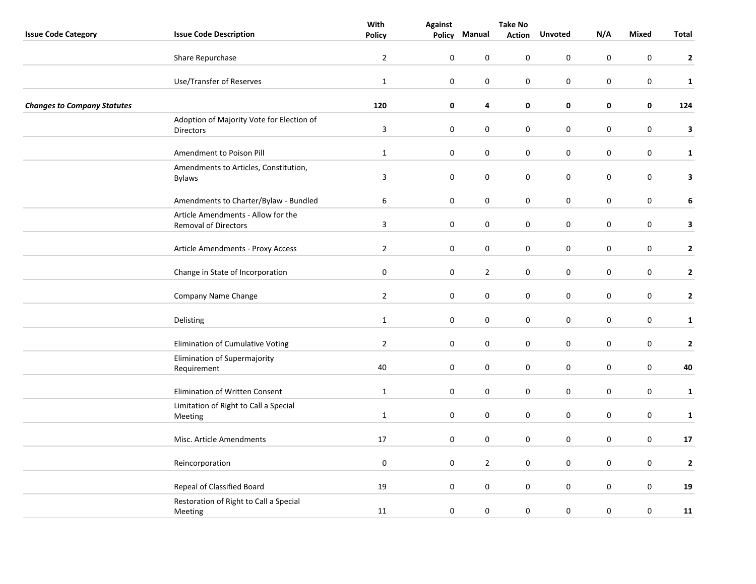| Issue Code Category | Issue Code Description | With Policy | Against Policy | Manual | Take No Action | Unvoted | N/A | Mixed | Total |
|---|---|---|---|---|---|---|---|---|---|
| | Share Repurchase | 2 | 0 | 0 | 0 | 0 | 0 | 0 | **2** |
| | Use/Transfer of Reserves | 1 | 0 | 0 | 0 | 0 | 0 | 0 | **1** |
| ***Changes to Company Statutes*** | | **120** | **0** | **4** | **0** | **0** | **0** | **0** | **124** |
| | Adoption of Majority Vote for Election of Directors | 3 | 0 | 0 | 0 | 0 | 0 | 0 | **3** |
| | Amendment to Poison Pill | 1 | 0 | 0 | 0 | 0 | 0 | 0 | **1** |
| | Amendments to Articles, Constitution, Bylaws | 3 | 0 | 0 | 0 | 0 | 0 | 0 | **3** |
| | Amendments to Charter/Bylaw - Bundled | 6 | 0 | 0 | 0 | 0 | 0 | 0 | **6** |
| | Article Amendments - Allow for the Removal of Directors | 3 | 0 | 0 | 0 | 0 | 0 | 0 | **3** |
| | Article Amendments - Proxy Access | 2 | 0 | 0 | 0 | 0 | 0 | 0 | **2** |
| | Change in State of Incorporation | 0 | 0 | 2 | 0 | 0 | 0 | 0 | **2** |
| | Company Name Change | 2 | 0 | 0 | 0 | 0 | 0 | 0 | **2** |
| | Delisting | 1 | 0 | 0 | 0 | 0 | 0 | 0 | **1** |
| | Elimination of Cumulative Voting | 2 | 0 | 0 | 0 | 0 | 0 | 0 | **2** |
| | Elimination of Supermajority Requirement | 40 | 0 | 0 | 0 | 0 | 0 | 0 | **40** |
| | Elimination of Written Consent | 1 | 0 | 0 | 0 | 0 | 0 | 0 | **1** |
| | Limitation of Right to Call a Special Meeting | 1 | 0 | 0 | 0 | 0 | 0 | 0 | **1** |
| | Misc. Article Amendments | 17 | 0 | 0 | 0 | 0 | 0 | 0 | **17** |
| | Reincorporation | 0 | 0 | 2 | 0 | 0 | 0 | 0 | **2** |
| | Repeal of Classified Board | 19 | 0 | 0 | 0 | 0 | 0 | 0 | **19** |
| | Restoration of Right to Call a Special Meeting | 11 | 0 | 0 | 0 | 0 | 0 | 0 | **11** |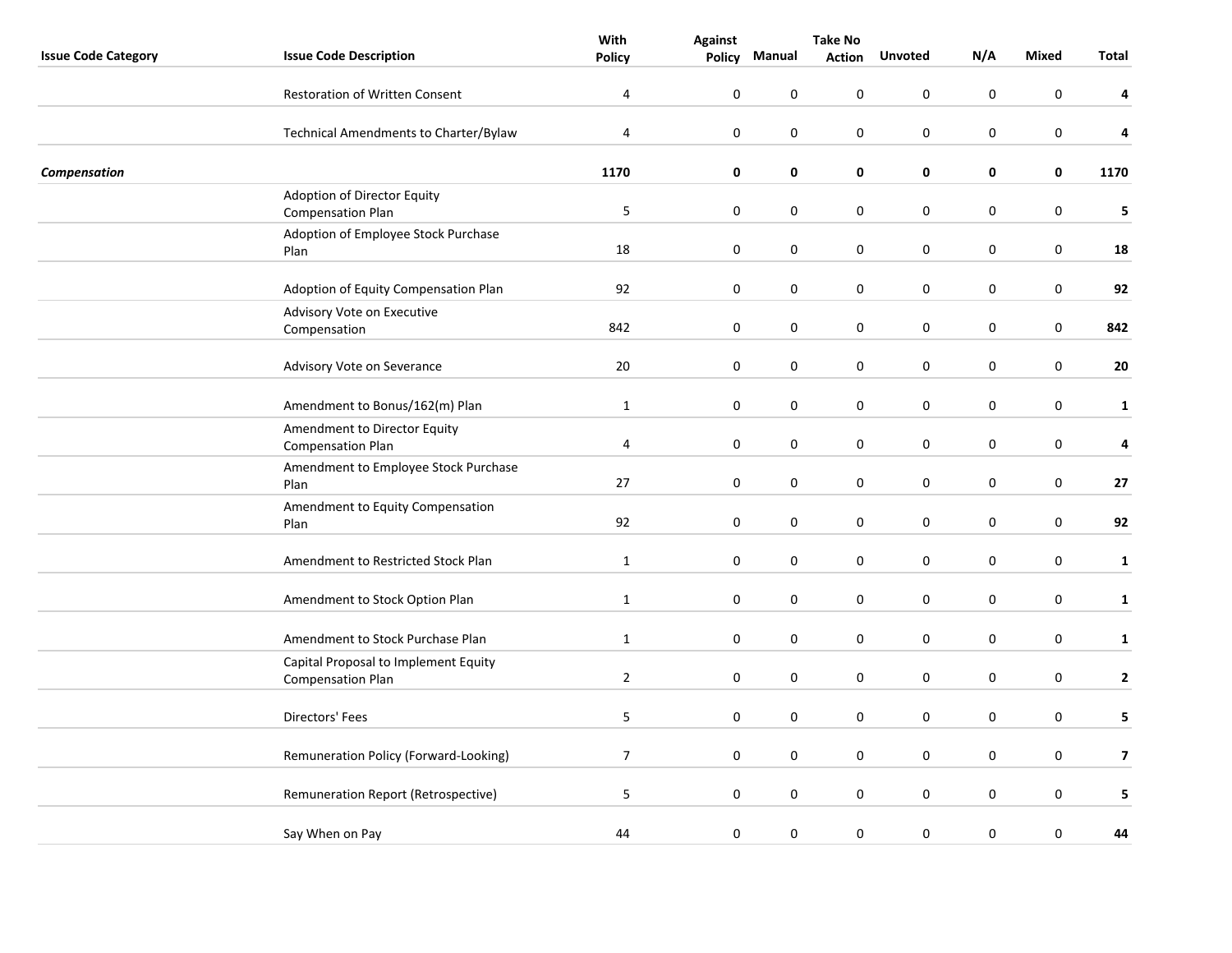| Issue Code Category | Issue Code Description | With Policy | Against Policy | Manual | Take No Action | Unvoted | N/A | Mixed | Total |
|---|---|---|---|---|---|---|---|---|---|
| | Restoration of Written Consent | 4 | 0 | 0 | 0 | 0 | 0 | 0 | **4** |
| | Technical Amendments to Charter/Bylaw | 4 | 0 | 0 | 0 | 0 | 0 | 0 | **4** |
| ***Compensation*** | | **1170** | **0** | **0** | **0** | **0** | **0** | **0** | **1170** |
| | Adoption of Director Equity Compensation Plan | 5 | 0 | 0 | 0 | 0 | 0 | 0 | **5** |
| | Adoption of Employee Stock Purchase Plan | 18 | 0 | 0 | 0 | 0 | 0 | 0 | **18** |
| | Adoption of Equity Compensation Plan | 92 | 0 | 0 | 0 | 0 | 0 | 0 | **92** |
| | Advisory Vote on Executive Compensation | 842 | 0 | 0 | 0 | 0 | 0 | 0 | **842** |
| | Advisory Vote on Severance | 20 | 0 | 0 | 0 | 0 | 0 | 0 | **20** |
| | Amendment to Bonus/162(m) Plan | 1 | 0 | 0 | 0 | 0 | 0 | 0 | **1** |
| | Amendment to Director Equity Compensation Plan | 4 | 0 | 0 | 0 | 0 | 0 | 0 | **4** |
| | Amendment to Employee Stock Purchase Plan | 27 | 0 | 0 | 0 | 0 | 0 | 0 | **27** |
| | Amendment to Equity Compensation Plan | 92 | 0 | 0 | 0 | 0 | 0 | 0 | **92** |
| | Amendment to Restricted Stock Plan | 1 | 0 | 0 | 0 | 0 | 0 | 0 | **1** |
| | Amendment to Stock Option Plan | 1 | 0 | 0 | 0 | 0 | 0 | 0 | **1** |
| | Amendment to Stock Purchase Plan | 1 | 0 | 0 | 0 | 0 | 0 | 0 | **1** |
| | Capital Proposal to Implement Equity Compensation Plan | 2 | 0 | 0 | 0 | 0 | 0 | 0 | **2** |
| | Directors' Fees | 5 | 0 | 0 | 0 | 0 | 0 | 0 | **5** |
| | Remuneration Policy (Forward-Looking) | 7 | 0 | 0 | 0 | 0 | 0 | 0 | **7** |
| | Remuneration Report (Retrospective) | 5 | 0 | 0 | 0 | 0 | 0 | 0 | **5** |
| | Say When on Pay | 44 | 0 | 0 | 0 | 0 | 0 | 0 | **44** |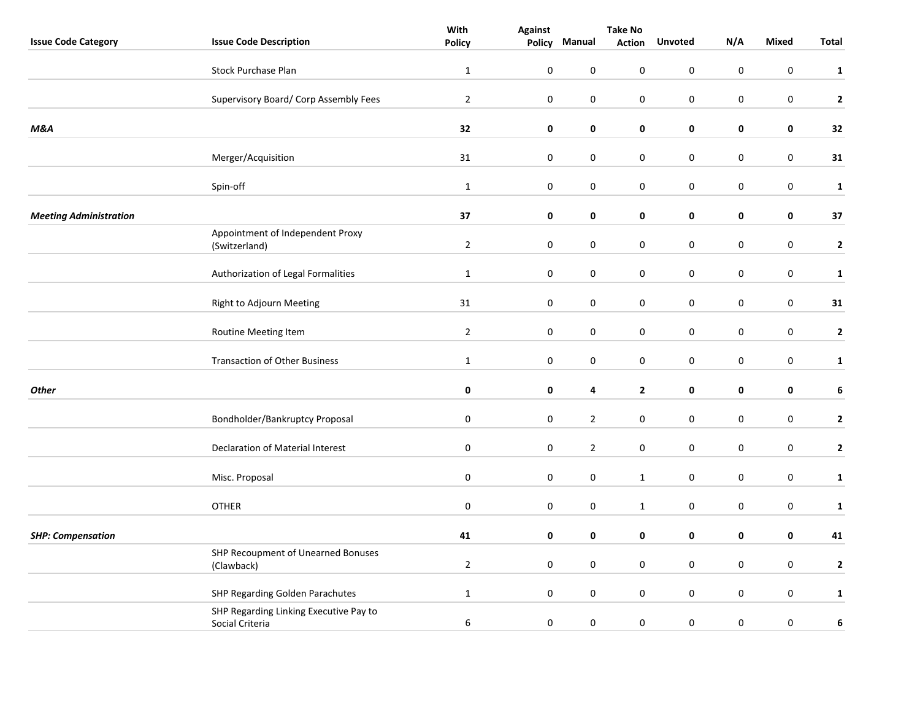| Issue Code Category | Issue Code Description | With Policy | Against Policy | Manual | Take No Action | Unvoted | N/A | Mixed | Total |
|---|---|---|---|---|---|---|---|---|---|
| | Stock Purchase Plan | 1 | 0 | 0 | 0 | 0 | 0 | 0 | **1** |
| | Supervisory Board/ Corp Assembly Fees | 2 | 0 | 0 | 0 | 0 | 0 | 0 | **2** |
| ***M&A*** | | **32** | **0** | **0** | **0** | **0** | **0** | **0** | **32** |
| | Merger/Acquisition | 31 | 0 | 0 | 0 | 0 | 0 | 0 | **31** |
| | Spin-off | 1 | 0 | 0 | 0 | 0 | 0 | 0 | **1** |
| ***Meeting Administration*** | | **37** | **0** | **0** | **0** | **0** | **0** | **0** | **37** |
| | Appointment of Independent Proxy (Switzerland) | 2 | 0 | 0 | 0 | 0 | 0 | 0 | **2** |
| | Authorization of Legal Formalities | 1 | 0 | 0 | 0 | 0 | 0 | 0 | **1** |
| | Right to Adjourn Meeting | 31 | 0 | 0 | 0 | 0 | 0 | 0 | **31** |
| | Routine Meeting Item | 2 | 0 | 0 | 0 | 0 | 0 | 0 | **2** |
| | Transaction of Other Business | 1 | 0 | 0 | 0 | 0 | 0 | 0 | **1** |
| ***Other*** | | **0** | **0** | **4** | **2** | **0** | **0** | **0** | **6** |
| | Bondholder/Bankruptcy Proposal | 0 | 0 | 2 | 0 | 0 | 0 | 0 | **2** |
| | Declaration of Material Interest | 0 | 0 | 2 | 0 | 0 | 0 | 0 | **2** |
| | Misc. Proposal | 0 | 0 | 0 | 1 | 0 | 0 | 0 | **1** |
| | OTHER | 0 | 0 | 0 | 1 | 0 | 0 | 0 | **1** |
| ***SHP: Compensation*** | | **41** | **0** | **0** | **0** | **0** | **0** | **0** | **41** |
| | SHP Recoupment of Unearned Bonuses (Clawback) | 2 | 0 | 0 | 0 | 0 | 0 | 0 | **2** |
| | SHP Regarding Golden Parachutes | 1 | 0 | 0 | 0 | 0 | 0 | 0 | **1** |
| | SHP Regarding Linking Executive Pay to Social Criteria | 6 | 0 | 0 | 0 | 0 | 0 | 0 | **6** |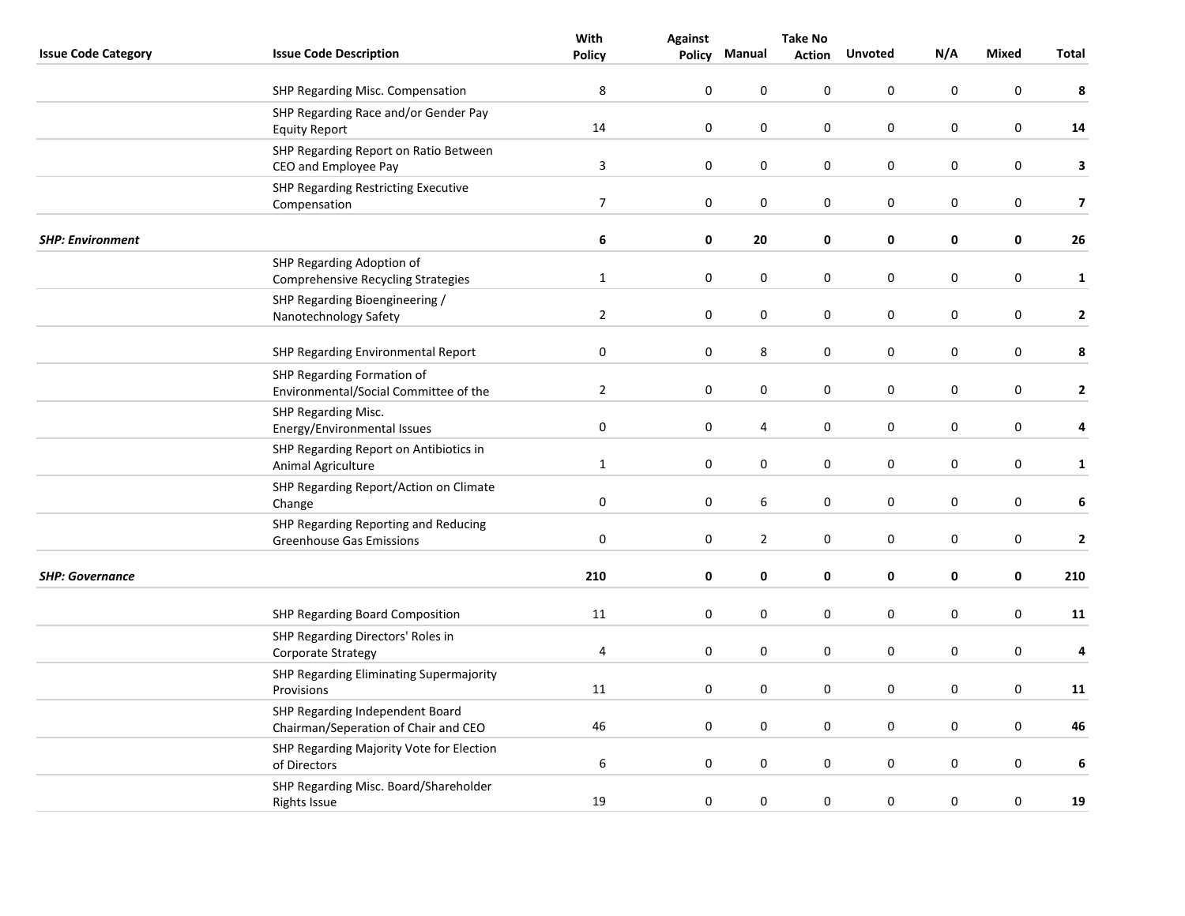| Issue Code Category | Issue Code Description | With Policy | Against Policy | Manual | Take No Action | Unvoted | N/A | Mixed | Total |
|---|---|---|---|---|---|---|---|---|---|
| | SHP Regarding Misc. Compensation | 8 | 0 | 0 | 0 | 0 | 0 | 0 | **8** |
| | SHP Regarding Race and/or Gender Pay Equity Report | 14 | 0 | 0 | 0 | 0 | 0 | 0 | **14** |
| | SHP Regarding Report on Ratio Between CEO and Employee Pay | 3 | 0 | 0 | 0 | 0 | 0 | 0 | **3** |
| | SHP Regarding Restricting Executive Compensation | 7 | 0 | 0 | 0 | 0 | 0 | 0 | **7** |
| ***SHP: Environment*** | | **6** | **0** | **20** | **0** | **0** | **0** | **0** | **26** |
| | SHP Regarding Adoption of Comprehensive Recycling Strategies | 1 | 0 | 0 | 0 | 0 | 0 | 0 | **1** |
| | SHP Regarding Bioengineering / Nanotechnology Safety | 2 | 0 | 0 | 0 | 0 | 0 | 0 | **2** |
| | SHP Regarding Environmental Report | 0 | 0 | 8 | 0 | 0 | 0 | 0 | **8** |
| | SHP Regarding Formation of Environmental/Social Committee of the | 2 | 0 | 0 | 0 | 0 | 0 | 0 | **2** |
| | SHP Regarding Misc. Energy/Environmental Issues | 0 | 0 | 4 | 0 | 0 | 0 | 0 | **4** |
| | SHP Regarding Report on Antibiotics in Animal Agriculture | 1 | 0 | 0 | 0 | 0 | 0 | 0 | **1** |
| | SHP Regarding Report/Action on Climate Change | 0 | 0 | 6 | 0 | 0 | 0 | 0 | **6** |
| | SHP Regarding Reporting and Reducing Greenhouse Gas Emissions | 0 | 0 | 2 | 0 | 0 | 0 | 0 | **2** |
| ***SHP: Governance*** | | **210** | **0** | **0** | **0** | **0** | **0** | **0** | **210** |
| | SHP Regarding Board Composition | 11 | 0 | 0 | 0 | 0 | 0 | 0 | **11** |
| | SHP Regarding Directors' Roles in Corporate Strategy | 4 | 0 | 0 | 0 | 0 | 0 | 0 | **4** |
| | SHP Regarding Eliminating Supermajority Provisions | 11 | 0 | 0 | 0 | 0 | 0 | 0 | **11** |
| | SHP Regarding Independent Board Chairman/Seperation of Chair and CEO | 46 | 0 | 0 | 0 | 0 | 0 | 0 | **46** |
| | SHP Regarding Majority Vote for Election of Directors | 6 | 0 | 0 | 0 | 0 | 0 | 0 | **6** |
| | SHP Regarding Misc. Board/Shareholder Rights Issue | 19 | 0 | 0 | 0 | 0 | 0 | 0 | **19** |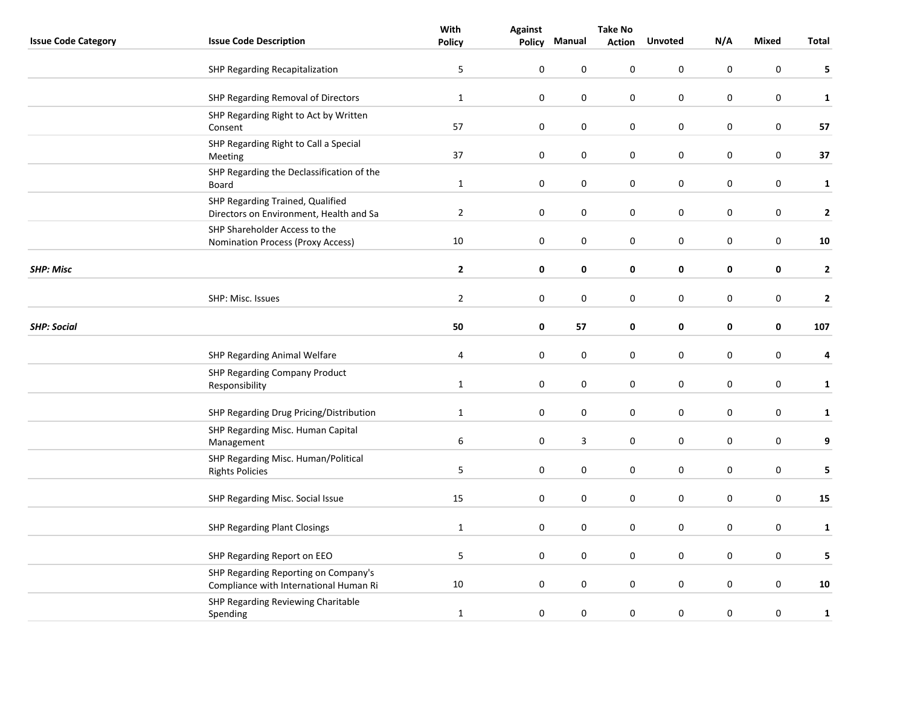| Issue Code Category | Issue Code Description | With Policy | Against Policy | Manual | Take No Action | Unvoted | N/A | Mixed | Total |
|---|---|---|---|---|---|---|---|---|---|
| | SHP Regarding Recapitalization | 5 | 0 | 0 | 0 | 0 | 0 | 0 | **5** |
| | SHP Regarding Removal of Directors | 1 | 0 | 0 | 0 | 0 | 0 | 0 | **1** |
| | SHP Regarding Right to Act by Written Consent | 57 | 0 | 0 | 0 | 0 | 0 | 0 | **57** |
| | SHP Regarding Right to Call a Special Meeting | 37 | 0 | 0 | 0 | 0 | 0 | 0 | **37** |
| | SHP Regarding the Declassification of the Board | 1 | 0 | 0 | 0 | 0 | 0 | 0 | **1** |
| | SHP Regarding Trained, Qualified Directors on Environment, Health and Sa | 2 | 0 | 0 | 0 | 0 | 0 | 0 | **2** |
| | SHP Shareholder Access to the Nomination Process (Proxy Access) | 10 | 0 | 0 | 0 | 0 | 0 | 0 | **10** |
| ***SHP: Misc*** | | **2** | **0** | **0** | **0** | **0** | **0** | **0** | **2** |
| | SHP: Misc. Issues | 2 | 0 | 0 | 0 | 0 | 0 | 0 | **2** |
| ***SHP: Social*** | | **50** | **0** | **57** | **0** | **0** | **0** | **0** | **107** |
| | SHP Regarding Animal Welfare | 4 | 0 | 0 | 0 | 0 | 0 | 0 | **4** |
| | SHP Regarding Company Product Responsibility | 1 | 0 | 0 | 0 | 0 | 0 | 0 | **1** |
| | SHP Regarding Drug Pricing/Distribution | 1 | 0 | 0 | 0 | 0 | 0 | 0 | **1** |
| | SHP Regarding Misc. Human Capital Management | 6 | 0 | 3 | 0 | 0 | 0 | 0 | **9** |
| | SHP Regarding Misc. Human/Political Rights Policies | 5 | 0 | 0 | 0 | 0 | 0 | 0 | **5** |
| | SHP Regarding Misc. Social Issue | 15 | 0 | 0 | 0 | 0 | 0 | 0 | **15** |
| | SHP Regarding Plant Closings | 1 | 0 | 0 | 0 | 0 | 0 | 0 | **1** |
| | SHP Regarding Report on EEO | 5 | 0 | 0 | 0 | 0 | 0 | 0 | **5** |
| | SHP Regarding Reporting on Company's Compliance with International Human Ri | 10 | 0 | 0 | 0 | 0 | 0 | 0 | **10** |
| | SHP Regarding Reviewing Charitable Spending | 1 | 0 | 0 | 0 | 0 | 0 | 0 | **1** |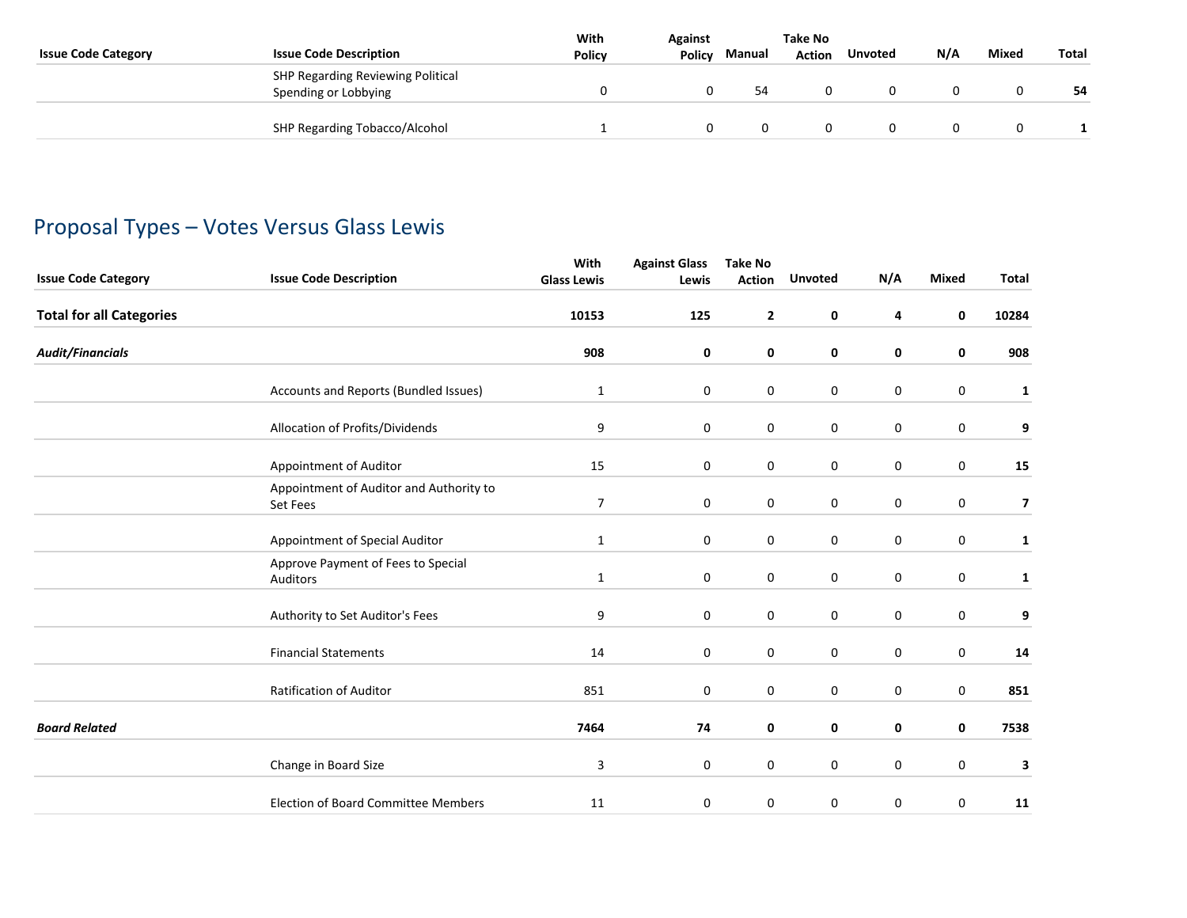| Issue Code Category | Issue Code Description | With Policy | Against Policy | Manual | Take No Action | Unvoted | N/A | Mixed | Total |
|---|---|---|---|---|---|---|---|---|---|
| | SHP Regarding Reviewing Political Spending or Lobbying | 0 | 0 | 54 | 0 | 0 | 0 | 0 | **54** |
| | SHP Regarding Tobacco/Alcohol | 1 | 0 | 0 | 0 | 0 | 0 | 0 | **1** |

## Proposal Types – Votes Versus Glass Lewis

| Issue Code Category | Issue Code Description | With Glass Lewis | Against Glass Lewis | Take No Action | Unvoted | N/A | Mixed | Total |
|---|---|---|---|---|---|---|---|---|
| **Total for all Categories** | | **10153** | **125** | **2** | **0** | **4** | **0** | **10284** |
| ***Audit/Financials*** | | **908** | **0** | **0** | **0** | **0** | **0** | **908** |
| | Accounts and Reports (Bundled Issues) | 1 | 0 | 0 | 0 | 0 | 0 | **1** |
| | Allocation of Profits/Dividends | 9 | 0 | 0 | 0 | 0 | 0 | **9** |
| | Appointment of Auditor | 15 | 0 | 0 | 0 | 0 | 0 | **15** |
| | Appointment of Auditor and Authority to Set Fees | 7 | 0 | 0 | 0 | 0 | 0 | **7** |
| | Appointment of Special Auditor | 1 | 0 | 0 | 0 | 0 | 0 | **1** |
| | Approve Payment of Fees to Special Auditors | 1 | 0 | 0 | 0 | 0 | 0 | **1** |
| | Authority to Set Auditor's Fees | 9 | 0 | 0 | 0 | 0 | 0 | **9** |
| | Financial Statements | 14 | 0 | 0 | 0 | 0 | 0 | **14** |
| | Ratification of Auditor | 851 | 0 | 0 | 0 | 0 | 0 | **851** |
| ***Board Related*** | | **7464** | **74** | **0** | **0** | **0** | **0** | **7538** |
| | Change in Board Size | 3 | 0 | 0 | 0 | 0 | 0 | **3** |
| | Election of Board Committee Members | 11 | 0 | 0 | 0 | 0 | 0 | **11** |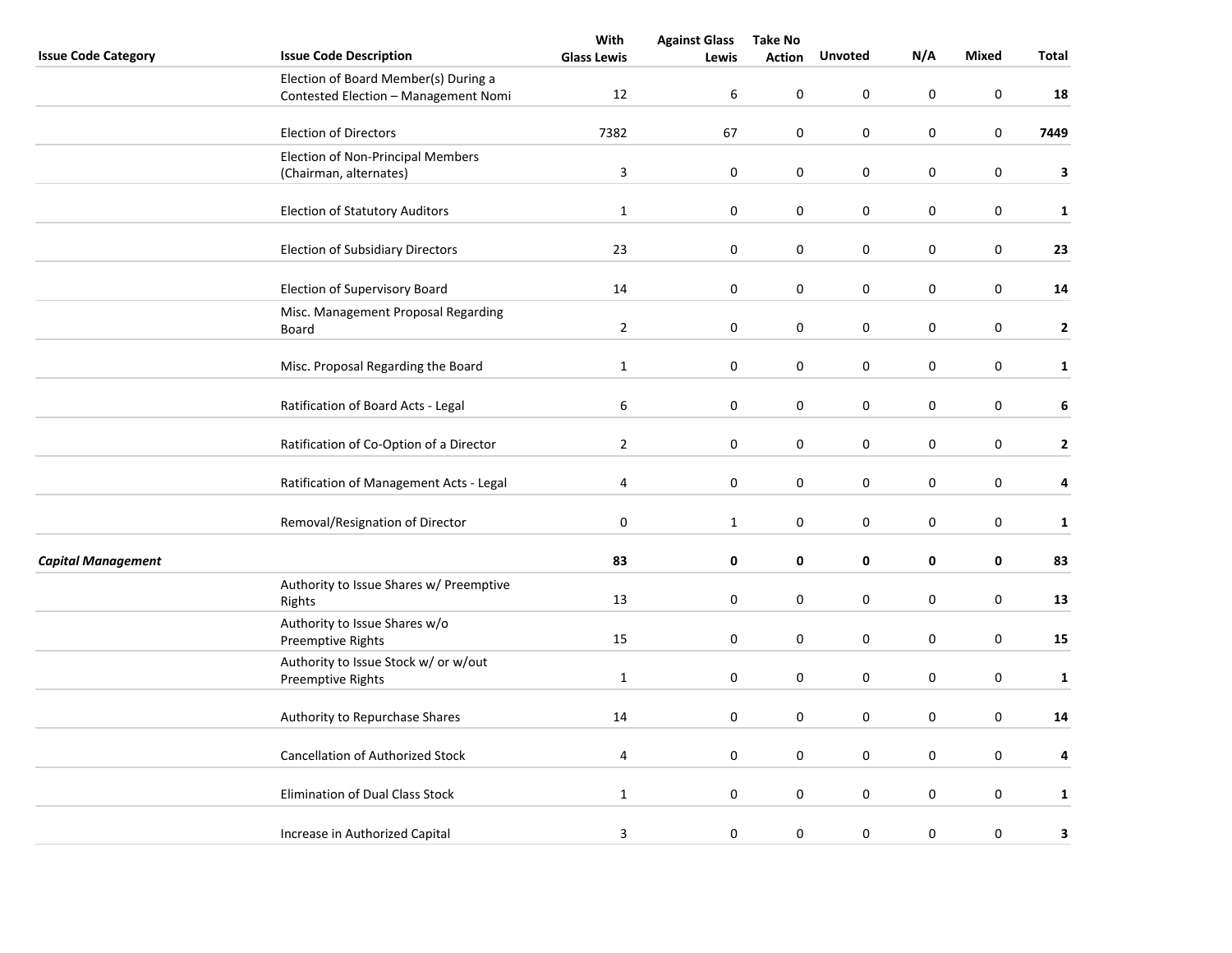| Issue Code Category | Issue Code Description | With Glass Lewis | Against Glass Lewis | Take No Action | Unvoted | N/A | Mixed | Total |
| --- | --- | --- | --- | --- | --- | --- | --- | --- |
| | Election of Board Member(s) During a Contested Election – Management Nomi | 12 | 6 | 0 | 0 | 0 | 0 | **18** |
| | Election of Directors | 7382 | 67 | 0 | 0 | 0 | 0 | **7449** |
| | Election of Non-Principal Members (Chairman, alternates) | 3 | 0 | 0 | 0 | 0 | 0 | **3** |
| | Election of Statutory Auditors | 1 | 0 | 0 | 0 | 0 | 0 | **1** |
| | Election of Subsidiary Directors | 23 | 0 | 0 | 0 | 0 | 0 | **23** |
| | Election of Supervisory Board | 14 | 0 | 0 | 0 | 0 | 0 | **14** |
| | Misc. Management Proposal Regarding Board | 2 | 0 | 0 | 0 | 0 | 0 | **2** |
| | Misc. Proposal Regarding the Board | 1 | 0 | 0 | 0 | 0 | 0 | **1** |
| | Ratification of Board Acts - Legal | 6 | 0 | 0 | 0 | 0 | 0 | **6** |
| | Ratification of Co-Option of a Director | 2 | 0 | 0 | 0 | 0 | 0 | **2** |
| | Ratification of Management Acts - Legal | 4 | 0 | 0 | 0 | 0 | 0 | **4** |
| | Removal/Resignation of Director | 0 | 1 | 0 | 0 | 0 | 0 | **1** |
| ***Capital Management*** | | **83** | **0** | **0** | **0** | **0** | **0** | **83** |
| | Authority to Issue Shares w/ Preemptive Rights | 13 | 0 | 0 | 0 | 0 | 0 | **13** |
| | Authority to Issue Shares w/o Preemptive Rights | 15 | 0 | 0 | 0 | 0 | 0 | **15** |
| | Authority to Issue Stock w/ or w/out Preemptive Rights | 1 | 0 | 0 | 0 | 0 | 0 | **1** |
| | Authority to Repurchase Shares | 14 | 0 | 0 | 0 | 0 | 0 | **14** |
| | Cancellation of Authorized Stock | 4 | 0 | 0 | 0 | 0 | 0 | **4** |
| | Elimination of Dual Class Stock | 1 | 0 | 0 | 0 | 0 | 0 | **1** |
| | Increase in Authorized Capital | 3 | 0 | 0 | 0 | 0 | 0 | **3** |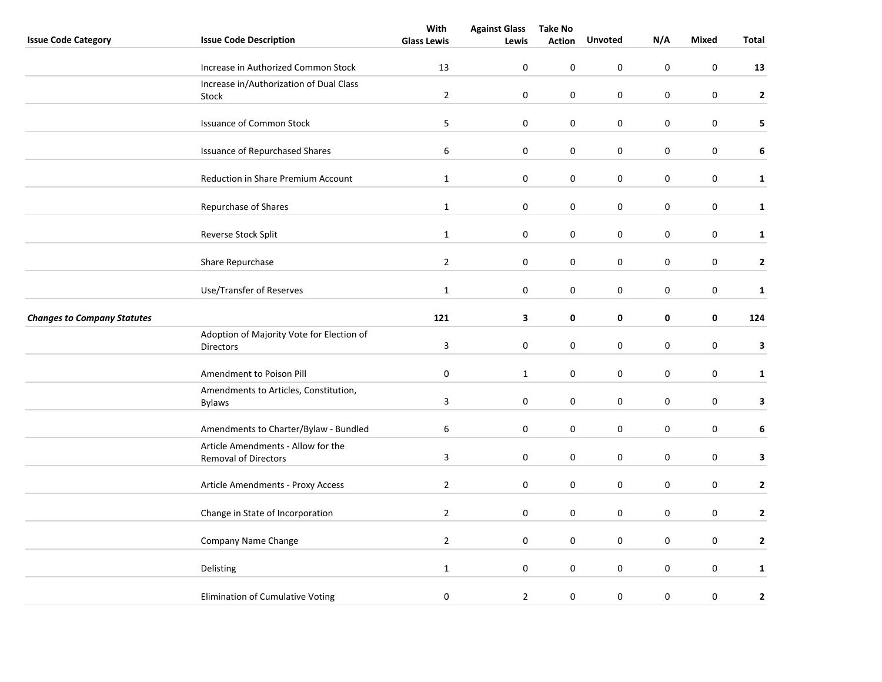| Issue Code Category | Issue Code Description | With Glass Lewis | Against Glass Lewis | Take No Action | Unvoted | N/A | Mixed | Total |
|---|---|---|---|---|---|---|---|---|
| | Increase in Authorized Common Stock | 13 | 0 | 0 | 0 | 0 | 0 | **13** |
| | Increase in/Authorization of Dual Class Stock | 2 | 0 | 0 | 0 | 0 | 0 | **2** |
| | Issuance of Common Stock | 5 | 0 | 0 | 0 | 0 | 0 | **5** |
| | Issuance of Repurchased Shares | 6 | 0 | 0 | 0 | 0 | 0 | **6** |
| | Reduction in Share Premium Account | 1 | 0 | 0 | 0 | 0 | 0 | **1** |
| | Repurchase of Shares | 1 | 0 | 0 | 0 | 0 | 0 | **1** |
| | Reverse Stock Split | 1 | 0 | 0 | 0 | 0 | 0 | **1** |
| | Share Repurchase | 2 | 0 | 0 | 0 | 0 | 0 | **2** |
| | Use/Transfer of Reserves | 1 | 0 | 0 | 0 | 0 | 0 | **1** |
| ***Changes to Company Statutes*** | | **121** | **3** | **0** | **0** | **0** | **0** | **124** |
| | Adoption of Majority Vote for Election of Directors | 3 | 0 | 0 | 0 | 0 | 0 | **3** |
| | Amendment to Poison Pill | 0 | 1 | 0 | 0 | 0 | 0 | **1** |
| | Amendments to Articles, Constitution, Bylaws | 3 | 0 | 0 | 0 | 0 | 0 | **3** |
| | Amendments to Charter/Bylaw - Bundled | 6 | 0 | 0 | 0 | 0 | 0 | **6** |
| | Article Amendments - Allow for the Removal of Directors | 3 | 0 | 0 | 0 | 0 | 0 | **3** |
| | Article Amendments - Proxy Access | 2 | 0 | 0 | 0 | 0 | 0 | **2** |
| | Change in State of Incorporation | 2 | 0 | 0 | 0 | 0 | 0 | **2** |
| | Company Name Change | 2 | 0 | 0 | 0 | 0 | 0 | **2** |
| | Delisting | 1 | 0 | 0 | 0 | 0 | 0 | **1** |
| | Elimination of Cumulative Voting | 0 | 2 | 0 | 0 | 0 | 0 | **2** |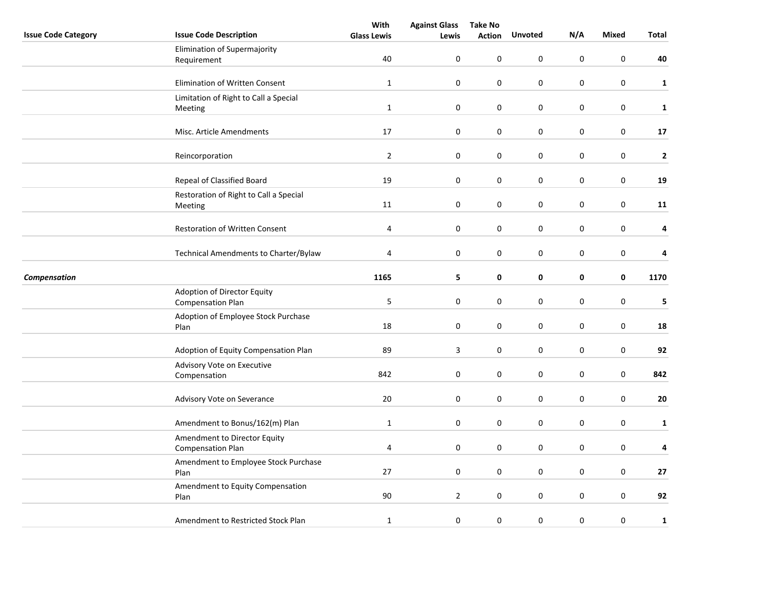| Issue Code Category | Issue Code Description | With Glass Lewis | Against Glass Lewis | Take No Action | Unvoted | N/A | Mixed | Total |
|---|---|---|---|---|---|---|---|---|
| | Elimination of Supermajority Requirement | 40 | 0 | 0 | 0 | 0 | 0 | **40** |
| | Elimination of Written Consent | 1 | 0 | 0 | 0 | 0 | 0 | **1** |
| | Limitation of Right to Call a Special Meeting | 1 | 0 | 0 | 0 | 0 | 0 | **1** |
| | Misc. Article Amendments | 17 | 0 | 0 | 0 | 0 | 0 | **17** |
| | Reincorporation | 2 | 0 | 0 | 0 | 0 | 0 | **2** |
| | Repeal of Classified Board | 19 | 0 | 0 | 0 | 0 | 0 | **19** |
| | Restoration of Right to Call a Special Meeting | 11 | 0 | 0 | 0 | 0 | 0 | **11** |
| | Restoration of Written Consent | 4 | 0 | 0 | 0 | 0 | 0 | **4** |
| | Technical Amendments to Charter/Bylaw | 4 | 0 | 0 | 0 | 0 | 0 | **4** |
| ***Compensation*** | | **1165** | **5** | **0** | **0** | **0** | **0** | **1170** |
| | Adoption of Director Equity Compensation Plan | 5 | 0 | 0 | 0 | 0 | 0 | **5** |
| | Adoption of Employee Stock Purchase Plan | 18 | 0 | 0 | 0 | 0 | 0 | **18** |
| | Adoption of Equity Compensation Plan | 89 | 3 | 0 | 0 | 0 | 0 | **92** |
| | Advisory Vote on Executive Compensation | 842 | 0 | 0 | 0 | 0 | 0 | **842** |
| | Advisory Vote on Severance | 20 | 0 | 0 | 0 | 0 | 0 | **20** |
| | Amendment to Bonus/162(m) Plan | 1 | 0 | 0 | 0 | 0 | 0 | **1** |
| | Amendment to Director Equity Compensation Plan | 4 | 0 | 0 | 0 | 0 | 0 | **4** |
| | Amendment to Employee Stock Purchase Plan | 27 | 0 | 0 | 0 | 0 | 0 | **27** |
| | Amendment to Equity Compensation Plan | 90 | 2 | 0 | 0 | 0 | 0 | **92** |
| | Amendment to Restricted Stock Plan | 1 | 0 | 0 | 0 | 0 | 0 | **1** |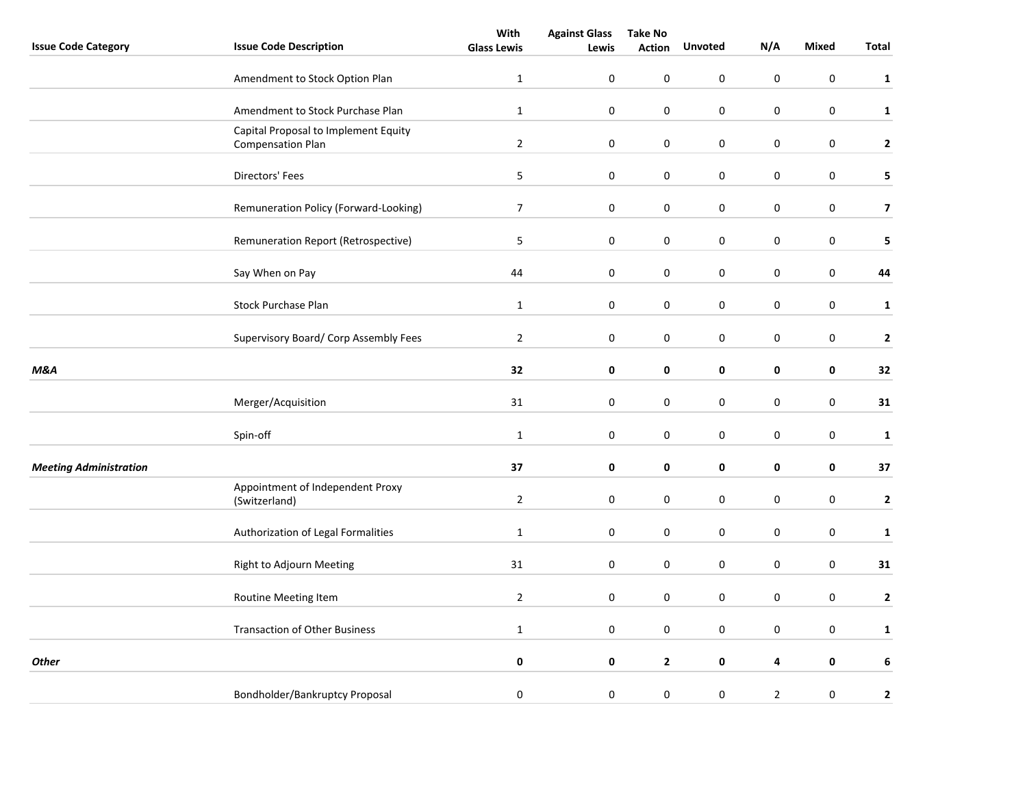| Issue Code Category | Issue Code Description | With Glass Lewis | Against Glass Lewis | Take No Action | Unvoted | N/A | Mixed | Total |
|---|---|---|---|---|---|---|---|---|
| | Amendment to Stock Option Plan | 1 | 0 | 0 | 0 | 0 | 0 | **1** |
| | Amendment to Stock Purchase Plan | 1 | 0 | 0 | 0 | 0 | 0 | **1** |
| | Capital Proposal to Implement Equity Compensation Plan | 2 | 0 | 0 | 0 | 0 | 0 | **2** |
| | Directors' Fees | 5 | 0 | 0 | 0 | 0 | 0 | **5** |
| | Remuneration Policy (Forward-Looking) | 7 | 0 | 0 | 0 | 0 | 0 | **7** |
| | Remuneration Report (Retrospective) | 5 | 0 | 0 | 0 | 0 | 0 | **5** |
| | Say When on Pay | 44 | 0 | 0 | 0 | 0 | 0 | **44** |
| | Stock Purchase Plan | 1 | 0 | 0 | 0 | 0 | 0 | **1** |
| | Supervisory Board/ Corp Assembly Fees | 2 | 0 | 0 | 0 | 0 | 0 | **2** |
| ***M&A*** | | **32** | **0** | **0** | **0** | **0** | **0** | **32** |
| | Merger/Acquisition | 31 | 0 | 0 | 0 | 0 | 0 | **31** |
| | Spin-off | 1 | 0 | 0 | 0 | 0 | 0 | **1** |
| ***Meeting Administration*** | | **37** | **0** | **0** | **0** | **0** | **0** | **37** |
| | Appointment of Independent Proxy (Switzerland) | 2 | 0 | 0 | 0 | 0 | 0 | **2** |
| | Authorization of Legal Formalities | 1 | 0 | 0 | 0 | 0 | 0 | **1** |
| | Right to Adjourn Meeting | 31 | 0 | 0 | 0 | 0 | 0 | **31** |
| | Routine Meeting Item | 2 | 0 | 0 | 0 | 0 | 0 | **2** |
| | Transaction of Other Business | 1 | 0 | 0 | 0 | 0 | 0 | **1** |
| ***Other*** | | **0** | **0** | **2** | **0** | **4** | **0** | **6** |
| | Bondholder/Bankruptcy Proposal | 0 | 0 | 0 | 0 | 2 | 0 | **2** |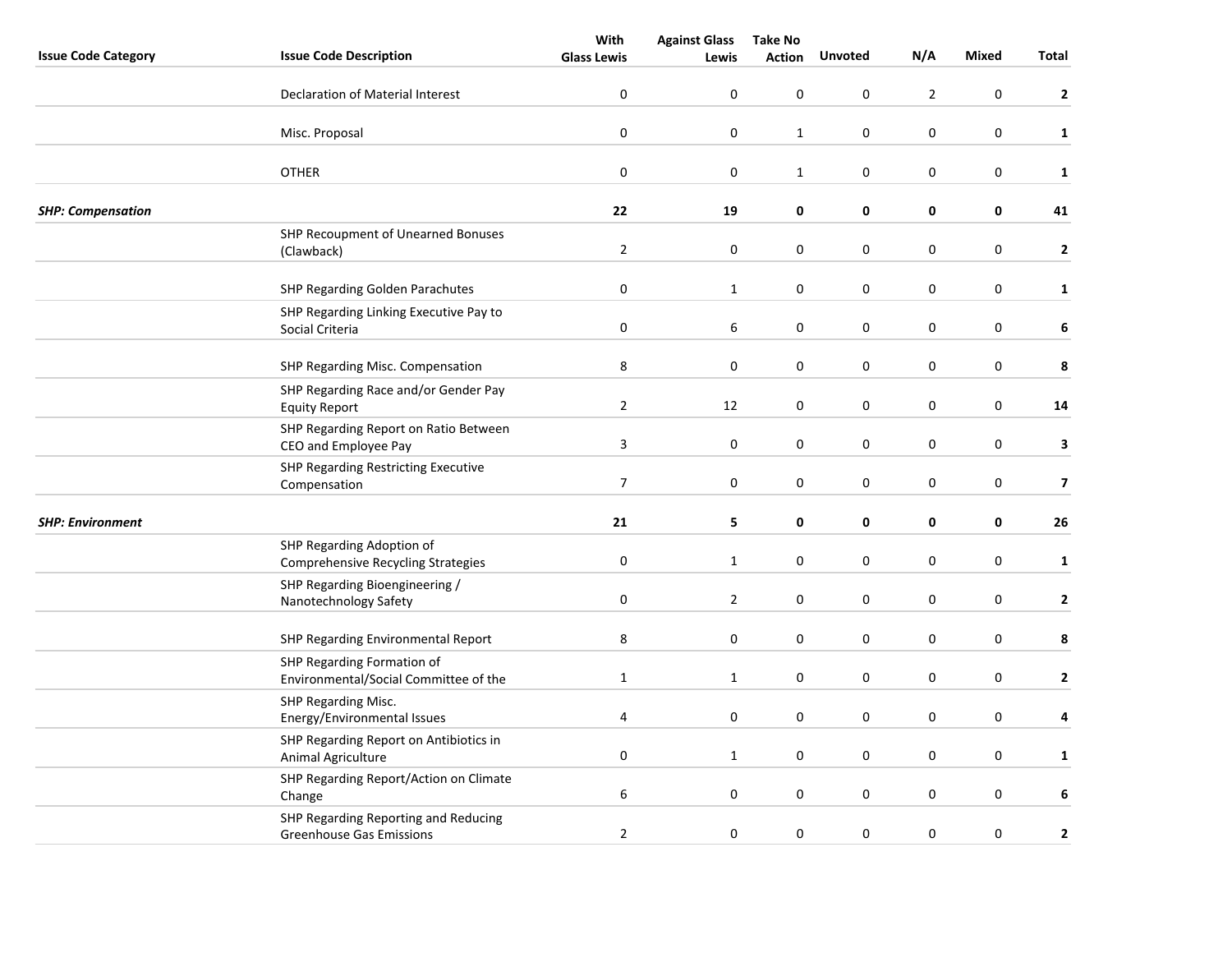| Issue Code Category | Issue Code Description | With Glass Lewis | Against Glass Lewis | Take No Action | Unvoted | N/A | Mixed | Total |
|---|---|---|---|---|---|---|---|---|
| | Declaration of Material Interest | 0 | 0 | 0 | 0 | 2 | 0 | **2** |
| | Misc. Proposal | 0 | 0 | 1 | 0 | 0 | 0 | **1** |
| | OTHER | 0 | 0 | 1 | 0 | 0 | 0 | **1** |
| ***SHP: Compensation*** | | **22** | **19** | **0** | **0** | **0** | **0** | **41** |
| | SHP Recoupment of Unearned Bonuses (Clawback) | 2 | 0 | 0 | 0 | 0 | 0 | **2** |
| | SHP Regarding Golden Parachutes | 0 | 1 | 0 | 0 | 0 | 0 | **1** |
| | SHP Regarding Linking Executive Pay to Social Criteria | 0 | 6 | 0 | 0 | 0 | 0 | **6** |
| | SHP Regarding Misc. Compensation | 8 | 0 | 0 | 0 | 0 | 0 | **8** |
| | SHP Regarding Race and/or Gender Pay Equity Report | 2 | 12 | 0 | 0 | 0 | 0 | **14** |
| | SHP Regarding Report on Ratio Between CEO and Employee Pay | 3 | 0 | 0 | 0 | 0 | 0 | **3** |
| | SHP Regarding Restricting Executive Compensation | 7 | 0 | 0 | 0 | 0 | 0 | **7** |
| ***SHP: Environment*** | | **21** | **5** | **0** | **0** | **0** | **0** | **26** |
| | SHP Regarding Adoption of Comprehensive Recycling Strategies | 0 | 1 | 0 | 0 | 0 | 0 | **1** |
| | SHP Regarding Bioengineering / Nanotechnology Safety | 0 | 2 | 0 | 0 | 0 | 0 | **2** |
| | SHP Regarding Environmental Report | 8 | 0 | 0 | 0 | 0 | 0 | **8** |
| | SHP Regarding Formation of Environmental/Social Committee of the | 1 | 1 | 0 | 0 | 0 | 0 | **2** |
| | SHP Regarding Misc. Energy/Environmental Issues | 4 | 0 | 0 | 0 | 0 | 0 | **4** |
| | SHP Regarding Report on Antibiotics in Animal Agriculture | 0 | 1 | 0 | 0 | 0 | 0 | **1** |
| | SHP Regarding Report/Action on Climate Change | 6 | 0 | 0 | 0 | 0 | 0 | **6** |
| | SHP Regarding Reporting and Reducing Greenhouse Gas Emissions | 2 | 0 | 0 | 0 | 0 | 0 | **2** |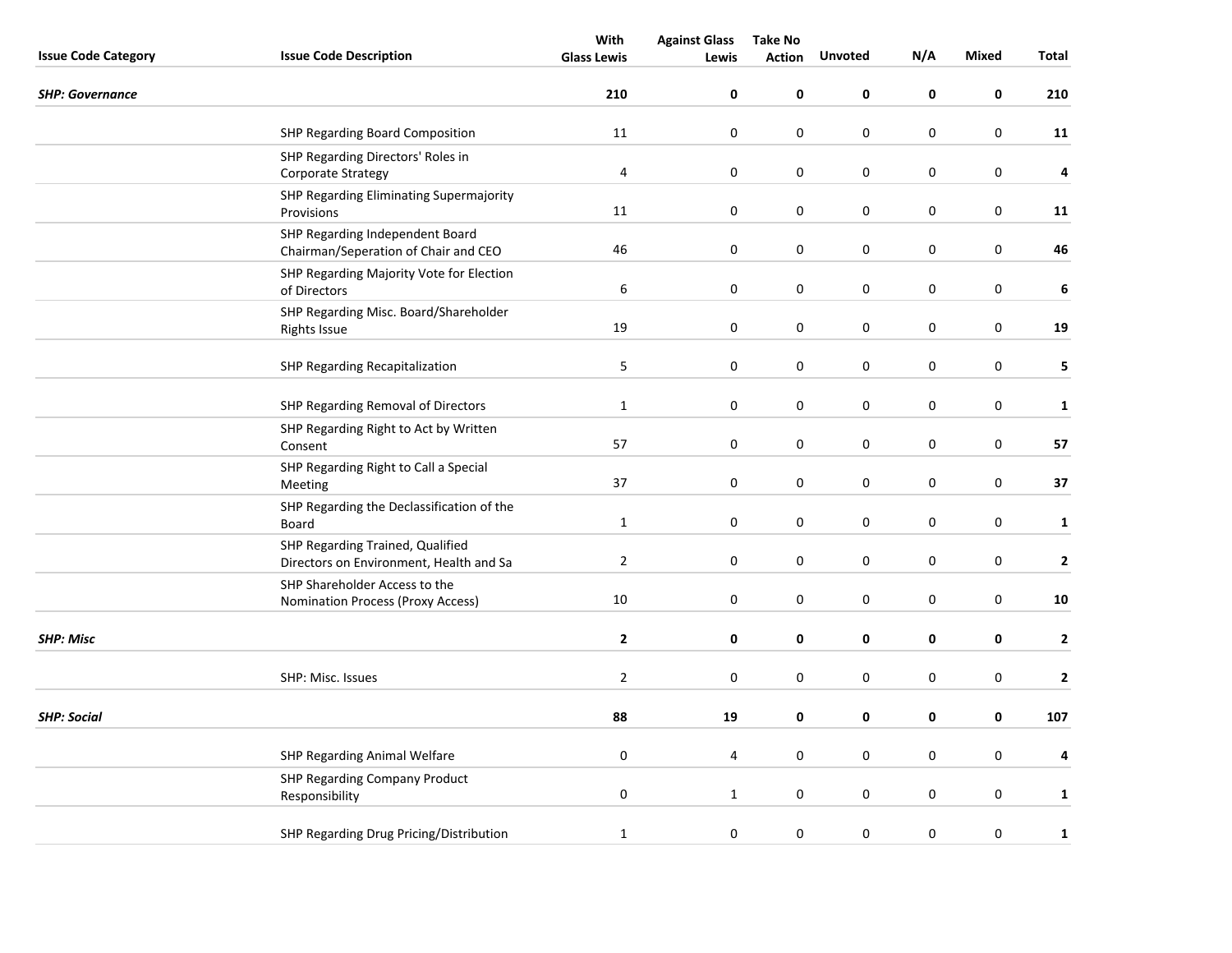| Issue Code Category | Issue Code Description | With Glass Lewis | Against Glass Lewis | Take No Action | Unvoted | N/A | Mixed | Total |
|---|---|---|---|---|---|---|---|---|
| ***SHP: Governance*** | | **210** | **0** | **0** | **0** | **0** | **0** | **210** |
| | SHP Regarding Board Composition | 11 | 0 | 0 | 0 | 0 | 0 | **11** |
| | SHP Regarding Directors' Roles in Corporate Strategy | 4 | 0 | 0 | 0 | 0 | 0 | **4** |
| | SHP Regarding Eliminating Supermajority Provisions | 11 | 0 | 0 | 0 | 0 | 0 | **11** |
| | SHP Regarding Independent Board Chairman/Seperation of Chair and CEO | 46 | 0 | 0 | 0 | 0 | 0 | **46** |
| | SHP Regarding Majority Vote for Election of Directors | 6 | 0 | 0 | 0 | 0 | 0 | **6** |
| | SHP Regarding Misc. Board/Shareholder Rights Issue | 19 | 0 | 0 | 0 | 0 | 0 | **19** |
| | SHP Regarding Recapitalization | 5 | 0 | 0 | 0 | 0 | 0 | **5** |
| | SHP Regarding Removal of Directors | 1 | 0 | 0 | 0 | 0 | 0 | **1** |
| | SHP Regarding Right to Act by Written Consent | 57 | 0 | 0 | 0 | 0 | 0 | **57** |
| | SHP Regarding Right to Call a Special Meeting | 37 | 0 | 0 | 0 | 0 | 0 | **37** |
| | SHP Regarding the Declassification of the Board | 1 | 0 | 0 | 0 | 0 | 0 | **1** |
| | SHP Regarding Trained, Qualified Directors on Environment, Health and Sa | 2 | 0 | 0 | 0 | 0 | 0 | **2** |
| | SHP Shareholder Access to the Nomination Process (Proxy Access) | 10 | 0 | 0 | 0 | 0 | 0 | **10** |
| ***SHP: Misc*** | | **2** | **0** | **0** | **0** | **0** | **0** | **2** |
| | SHP: Misc. Issues | 2 | 0 | 0 | 0 | 0 | 0 | **2** |
| ***SHP: Social*** | | **88** | **19** | **0** | **0** | **0** | **0** | **107** |
| | SHP Regarding Animal Welfare | 0 | 4 | 0 | 0 | 0 | 0 | **4** |
| | SHP Regarding Company Product Responsibility | 0 | 1 | 0 | 0 | 0 | 0 | **1** |
| | SHP Regarding Drug Pricing/Distribution | 1 | 0 | 0 | 0 | 0 | 0 | **1** |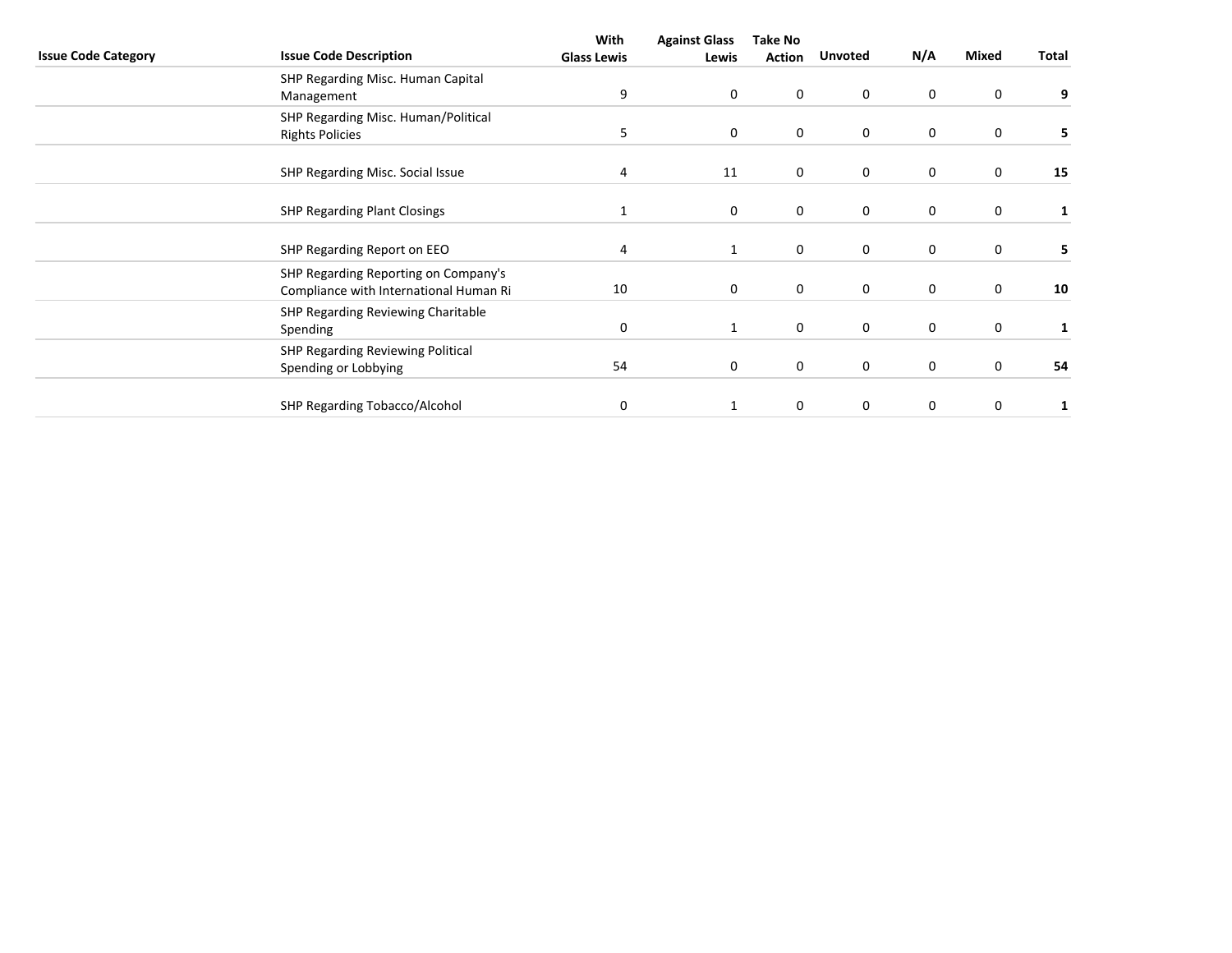| Issue Code Category | Issue Code Description | With Glass Lewis | Against Glass Lewis | Take No Action | Unvoted | N/A | Mixed | Total |
|---|---|---|---|---|---|---|---|---|
| | SHP Regarding Misc. Human Capital Management | 9 | 0 | 0 | 0 | 0 | 0 | **9** |
| | SHP Regarding Misc. Human/Political Rights Policies | 5 | 0 | 0 | 0 | 0 | 0 | **5** |
| | SHP Regarding Misc. Social Issue | 4 | 11 | 0 | 0 | 0 | 0 | **15** |
| | SHP Regarding Plant Closings | 1 | 0 | 0 | 0 | 0 | 0 | **1** |
| | SHP Regarding Report on EEO | 4 | 1 | 0 | 0 | 0 | 0 | **5** |
| | SHP Regarding Reporting on Company's Compliance with International Human Ri | 10 | 0 | 0 | 0 | 0 | 0 | **10** |
| | SHP Regarding Reviewing Charitable Spending | 0 | 1 | 0 | 0 | 0 | 0 | **1** |
| | SHP Regarding Reviewing Political Spending or Lobbying | 54 | 0 | 0 | 0 | 0 | 0 | **54** |
| | SHP Regarding Tobacco/Alcohol | 0 | 1 | 0 | 0 | 0 | 0 | **1** |